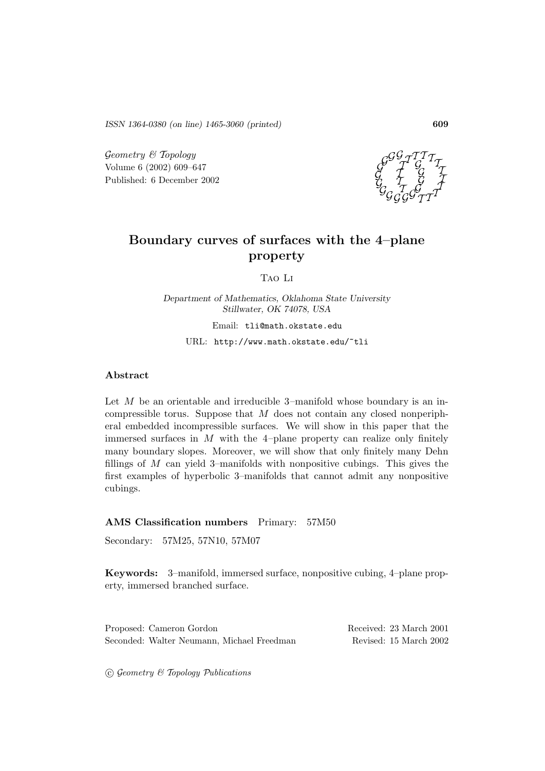ISSN 1364-0380 (on line) 1465-3060 (printed)

*Geometry & Topology*
Volume 6 (2002) 609–647
Published: 6 December 2002

# Boundary curves of surfaces with the 4–plane property

Tao Li

*Department of Mathematics, Oklahoma State University*
*Stillwater, OK 74078, USA*

Email: tli@math.okstate.edu

URL: http://www.math.okstate.edu/~tli

## Abstract

Let $M$ be an orientable and irreducible 3–manifold whose boundary is an incompressible torus. Suppose that $M$ does not contain any closed nonperipheral embedded incompressible surfaces. We will show in this paper that the immersed surfaces in $M$ with the 4–plane property can realize only finitely many boundary slopes. Moreover, we will show that only finitely many Dehn fillings of $M$ can yield 3–manifolds with nonpositive cubings. This gives the first examples of hyperbolic 3–manifolds that cannot admit any nonpositive cubings.

**AMS Classification numbers** Primary: 57M50

Secondary: 57M25, 57N10, 57M07

**Keywords:** 3–manifold, immersed surface, nonpositive cubing, 4–plane property, immersed branched surface.

Proposed: Cameron Gordon
Seconded: Walter Neumann, Michael Freedman

Received: 23 March 2001
Revised: 15 March 2002

© *Geometry & Topology Publications*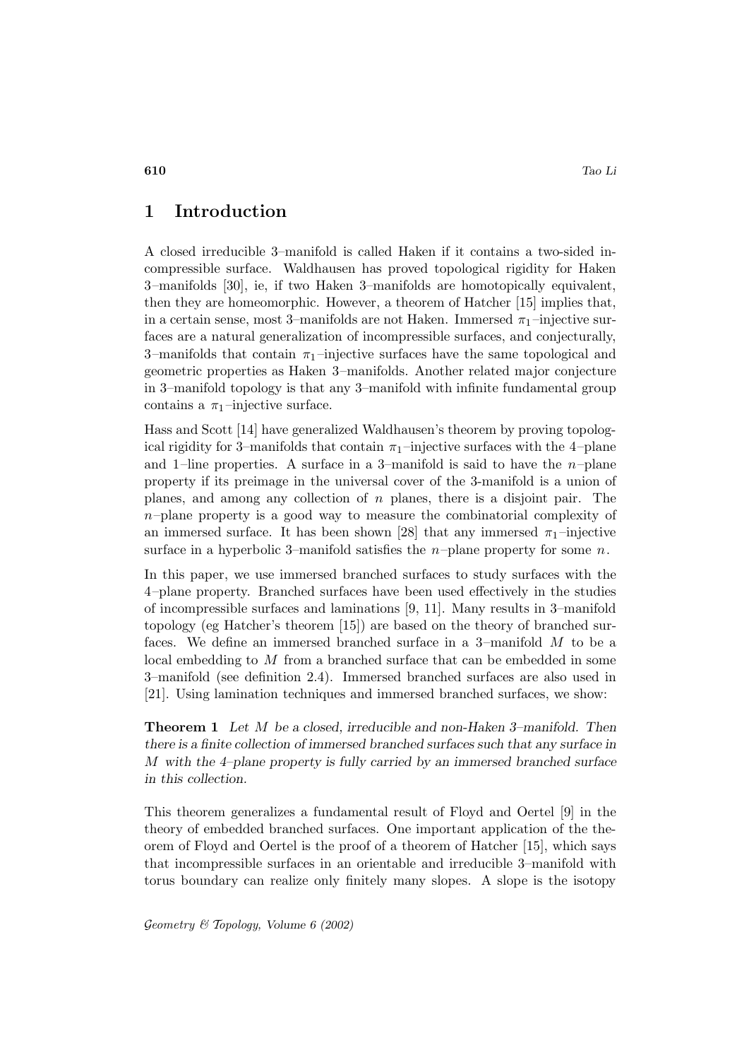## 1 Introduction

A closed irreducible 3–manifold is called Haken if it contains a two-sided incompressible surface. Waldhausen has proved topological rigidity for Haken 3–manifolds [30], ie, if two Haken 3–manifolds are homotopically equivalent, then they are homeomorphic. However, a theorem of Hatcher [15] implies that, in a certain sense, most 3–manifolds are not Haken. Immersed $\pi_1$–injective surfaces are a natural generalization of incompressible surfaces, and conjecturally, 3–manifolds that contain $\pi_1$–injective surfaces have the same topological and geometric properties as Haken 3–manifolds. Another related major conjecture in 3–manifold topology is that any 3–manifold with infinite fundamental group contains a $\pi_1$–injective surface.

Hass and Scott [14] have generalized Waldhausen's theorem by proving topological rigidity for 3–manifolds that contain $\pi_1$–injective surfaces with the 4–plane and 1–line properties. A surface in a 3–manifold is said to have the $n$–plane property if its preimage in the universal cover of the 3-manifold is a union of planes, and among any collection of $n$ planes, there is a disjoint pair. The $n$–plane property is a good way to measure the combinatorial complexity of an immersed surface. It has been shown [28] that any immersed $\pi_1$–injective surface in a hyperbolic 3–manifold satisfies the $n$–plane property for some $n$.

In this paper, we use immersed branched surfaces to study surfaces with the 4–plane property. Branched surfaces have been used effectively in the studies of incompressible surfaces and laminations [9, 11]. Many results in 3–manifold topology (eg Hatcher's theorem [15]) are based on the theory of branched surfaces. We define an immersed branched surface in a 3–manifold $M$ to be a local embedding to $M$ from a branched surface that can be embedded in some 3–manifold (see definition 2.4). Immersed branched surfaces are also used in [21]. Using lamination techniques and immersed branched surfaces, we show:

**Theorem 1** *Let $M$ be a closed, irreducible and non-Haken 3–manifold. Then there is a finite collection of immersed branched surfaces such that any surface in $M$ with the 4–plane property is fully carried by an immersed branched surface in this collection.*

This theorem generalizes a fundamental result of Floyd and Oertel [9] in the theory of embedded branched surfaces. One important application of the theorem of Floyd and Oertel is the proof of a theorem of Hatcher [15], which says that incompressible surfaces in an orientable and irreducible 3–manifold with torus boundary can realize only finitely many slopes. A slope is the isotopy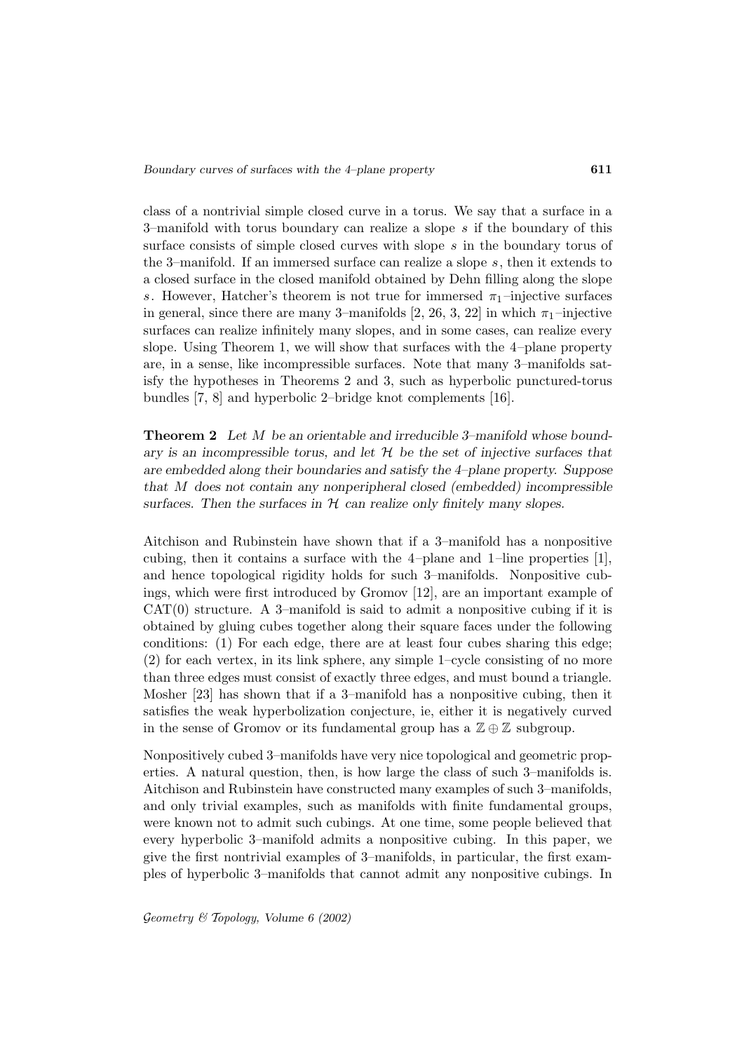class of a nontrivial simple closed curve in a torus. We say that a surface in a 3–manifold with torus boundary can realize a slope $s$ if the boundary of this surface consists of simple closed curves with slope $s$ in the boundary torus of the 3–manifold. If an immersed surface can realize a slope $s$, then it extends to a closed surface in the closed manifold obtained by Dehn filling along the slope $s$. However, Hatcher's theorem is not true for immersed $\pi_1$–injective surfaces in general, since there are many 3–manifolds [2, 26, 3, 22] in which $\pi_1$–injective surfaces can realize infinitely many slopes, and in some cases, can realize every slope. Using Theorem 1, we will show that surfaces with the 4–plane property are, in a sense, like incompressible surfaces. Note that many 3–manifolds satisfy the hypotheses in Theorems 2 and 3, such as hyperbolic punctured-torus bundles [7, 8] and hyperbolic 2–bridge knot complements [16].

**Theorem 2** *Let $M$ be an orientable and irreducible 3–manifold whose boundary is an incompressible torus, and let $\mathcal{H}$ be the set of injective surfaces that are embedded along their boundaries and satisfy the 4–plane property. Suppose that $M$ does not contain any nonperipheral closed (embedded) incompressible surfaces. Then the surfaces in $\mathcal{H}$ can realize only finitely many slopes.*

Aitchison and Rubinstein have shown that if a 3–manifold has a nonpositive cubing, then it contains a surface with the 4–plane and 1–line properties [1], and hence topological rigidity holds for such 3–manifolds. Nonpositive cubings, which were first introduced by Gromov [12], are an important example of CAT(0) structure. A 3–manifold is said to admit a nonpositive cubing if it is obtained by gluing cubes together along their square faces under the following conditions: (1) For each edge, there are at least four cubes sharing this edge; (2) for each vertex, in its link sphere, any simple 1–cycle consisting of no more than three edges must consist of exactly three edges, and must bound a triangle. Mosher [23] has shown that if a 3–manifold has a nonpositive cubing, then it satisfies the weak hyperbolization conjecture, ie, either it is negatively curved in the sense of Gromov or its fundamental group has a $\mathbb{Z} \oplus \mathbb{Z}$ subgroup.

Nonpositively cubed 3–manifolds have very nice topological and geometric properties. A natural question, then, is how large the class of such 3–manifolds is. Aitchison and Rubinstein have constructed many examples of such 3–manifolds, and only trivial examples, such as manifolds with finite fundamental groups, were known not to admit such cubings. At one time, some people believed that every hyperbolic 3–manifold admits a nonpositive cubing. In this paper, we give the first nontrivial examples of 3–manifolds, in particular, the first examples of hyperbolic 3–manifolds that cannot admit any nonpositive cubings. In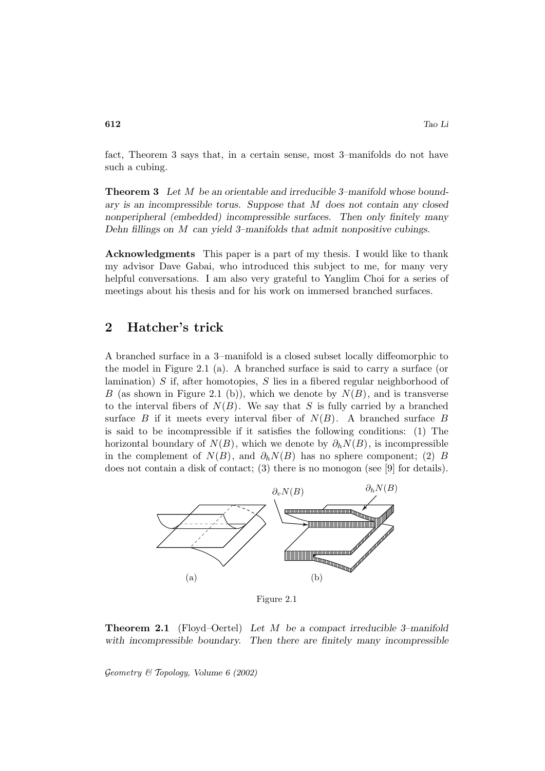fact, Theorem 3 says that, in a certain sense, most 3–manifolds do not have such a cubing.

**Theorem 3** *Let $M$ be an orientable and irreducible 3–manifold whose boundary is an incompressible torus. Suppose that $M$ does not contain any closed nonperipheral (embedded) incompressible surfaces. Then only finitely many Dehn fillings on $M$ can yield 3–manifolds that admit nonpositive cubings.*

**Acknowledgments** This paper is a part of my thesis. I would like to thank my advisor Dave Gabai, who introduced this subject to me, for many very helpful conversations. I am also very grateful to Yanglim Choi for a series of meetings about his thesis and for his work on immersed branched surfaces.

## 2 Hatcher's trick

A branched surface in a 3–manifold is a closed subset locally diffeomorphic to the model in Figure 2.1 (a). A branched surface is said to carry a surface (or lamination) $S$ if, after homotopies, $S$ lies in a fibered regular neighborhood of $B$ (as shown in Figure 2.1 (b)), which we denote by $N(B)$, and is transverse to the interval fibers of $N(B)$. We say that $S$ is fully carried by a branched surface $B$ if it meets every interval fiber of $N(B)$. A branched surface $B$ is said to be incompressible if it satisfies the following conditions: (1) The horizontal boundary of $N(B)$, which we denote by $\partial_h N(B)$, is incompressible in the complement of $N(B)$, and $\partial_h N(B)$ has no sphere component; (2) $B$ does not contain a disk of contact; (3) there is no monogon (see [9] for details).

Figure 2.1

**Theorem 2.1** (Floyd–Oertel) *Let $M$ be a compact irreducible 3–manifold with incompressible boundary. Then there are finitely many incompressible*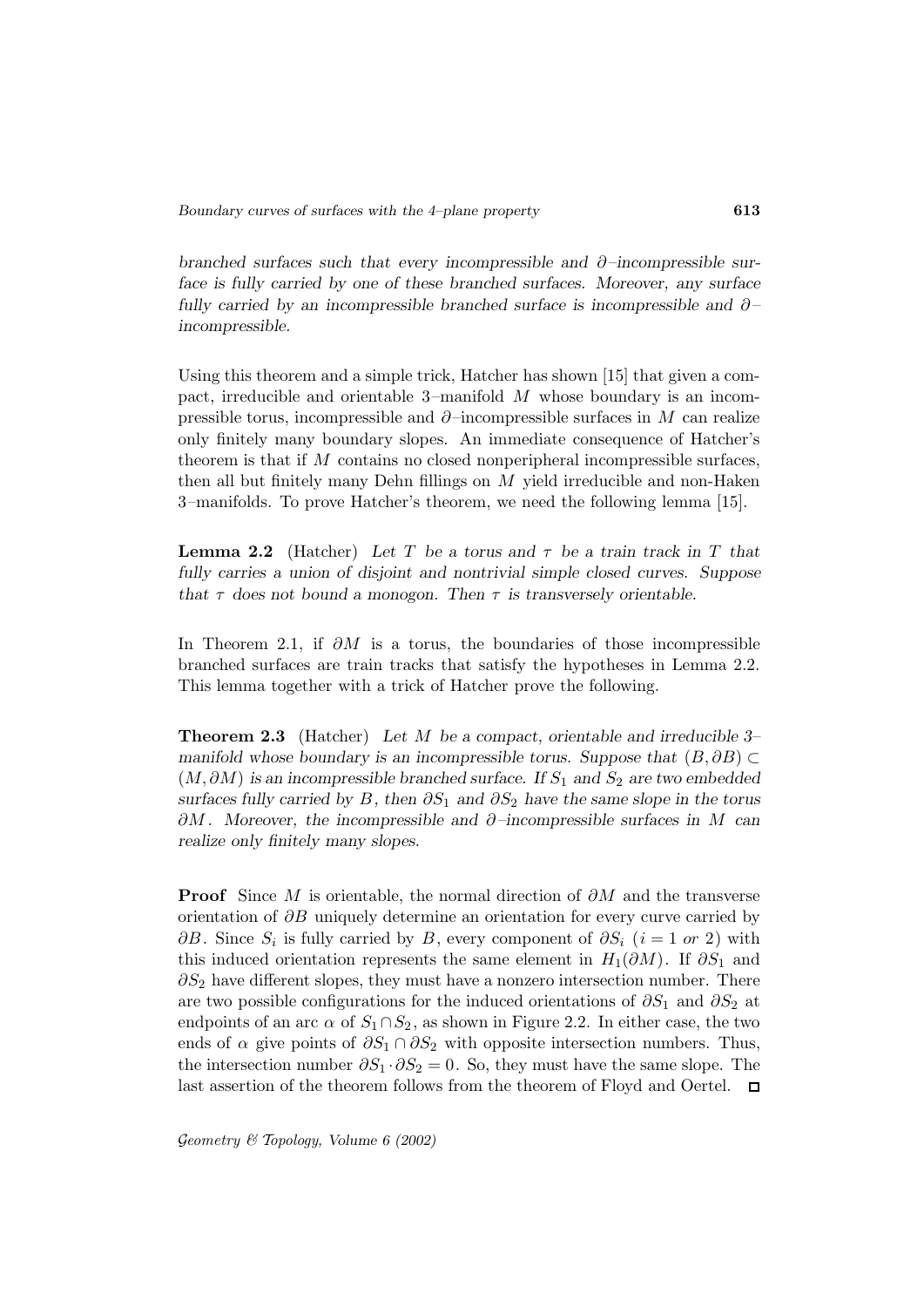*branched surfaces such that every incompressible and $\partial$–incompressible surface is fully carried by one of these branched surfaces. Moreover, any surface fully carried by an incompressible branched surface is incompressible and $\partial$–incompressible.*

Using this theorem and a simple trick, Hatcher has shown [15] that given a compact, irreducible and orientable 3–manifold $M$ whose boundary is an incompressible torus, incompressible and $\partial$–incompressible surfaces in $M$ can realize only finitely many boundary slopes. An immediate consequence of Hatcher's theorem is that if $M$ contains no closed nonperipheral incompressible surfaces, then all but finitely many Dehn fillings on $M$ yield irreducible and non-Haken 3–manifolds. To prove Hatcher's theorem, we need the following lemma [15].

**Lemma 2.2** (Hatcher) *Let $T$ be a torus and $\tau$ be a train track in $T$ that fully carries a union of disjoint and nontrivial simple closed curves. Suppose that $\tau$ does not bound a monogon. Then $\tau$ is transversely orientable.*

In Theorem 2.1, if $\partial M$ is a torus, the boundaries of those incompressible branched surfaces are train tracks that satisfy the hypotheses in Lemma 2.2. This lemma together with a trick of Hatcher prove the following.

**Theorem 2.3** (Hatcher) *Let $M$ be a compact, orientable and irreducible 3–manifold whose boundary is an incompressible torus. Suppose that $(B, \partial B) \subset (M, \partial M)$ is an incompressible branched surface. If $S_1$ and $S_2$ are two embedded surfaces fully carried by $B$, then $\partial S_1$ and $\partial S_2$ have the same slope in the torus $\partial M$. Moreover, the incompressible and $\partial$–incompressible surfaces in $M$ can realize only finitely many slopes.*

**Proof** Since $M$ is orientable, the normal direction of $\partial M$ and the transverse orientation of $\partial B$ uniquely determine an orientation for every curve carried by $\partial B$. Since $S_i$ is fully carried by $B$, every component of $\partial S_i$ ($i = 1$ or $2$) with this induced orientation represents the same element in $H_1(\partial M)$. If $\partial S_1$ and $\partial S_2$ have different slopes, they must have a nonzero intersection number. There are two possible configurations for the induced orientations of $\partial S_1$ and $\partial S_2$ at endpoints of an arc $\alpha$ of $S_1 \cap S_2$, as shown in Figure 2.2. In either case, the two ends of $\alpha$ give points of $\partial S_1 \cap \partial S_2$ with opposite intersection numbers. Thus, the intersection number $\partial S_1 \cdot \partial S_2 = 0$. So, they must have the same slope. The last assertion of the theorem follows from the theorem of Floyd and Oertel. $\square$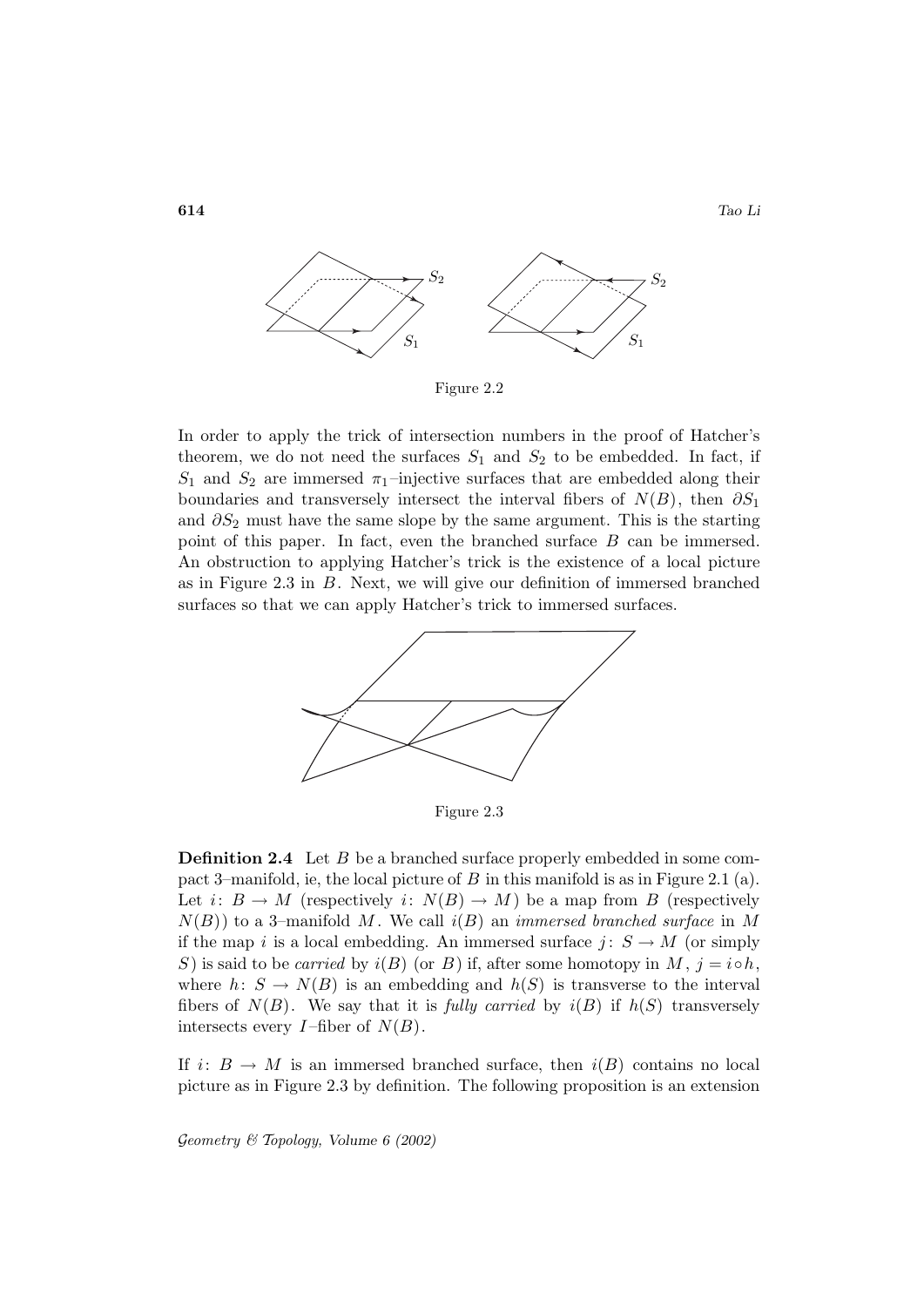Figure 2.2

In order to apply the trick of intersection numbers in the proof of Hatcher's theorem, we do not need the surfaces $S_1$ and $S_2$ to be embedded. In fact, if $S_1$ and $S_2$ are immersed $\pi_1$–injective surfaces that are embedded along their boundaries and transversely intersect the interval fibers of $N(B)$, then $\partial S_1$ and $\partial S_2$ must have the same slope by the same argument. This is the starting point of this paper. In fact, even the branched surface $B$ can be immersed. An obstruction to applying Hatcher's trick is the existence of a local picture as in Figure 2.3 in $B$. Next, we will give our definition of immersed branched surfaces so that we can apply Hatcher's trick to immersed surfaces.

Figure 2.3

**Definition 2.4** Let $B$ be a branched surface properly embedded in some compact 3–manifold, ie, the local picture of $B$ in this manifold is as in Figure 2.1 (a). Let $i\colon B \to M$ (respectively $i\colon N(B) \to M$) be a map from $B$ (respectively $N(B)$) to a 3–manifold $M$. We call $i(B)$ an *immersed branched surface* in $M$ if the map $i$ is a local embedding. An immersed surface $j\colon S \to M$ (or simply $S$) is said to be *carried* by $i(B)$ (or $B$) if, after some homotopy in $M$, $j = i \circ h$, where $h\colon S \to N(B)$ is an embedding and $h(S)$ is transverse to the interval fibers of $N(B)$. We say that it is *fully carried* by $i(B)$ if $h(S)$ transversely intersects every $I$–fiber of $N(B)$.

If $i\colon B \to M$ is an immersed branched surface, then $i(B)$ contains no local picture as in Figure 2.3 by definition. The following proposition is an extension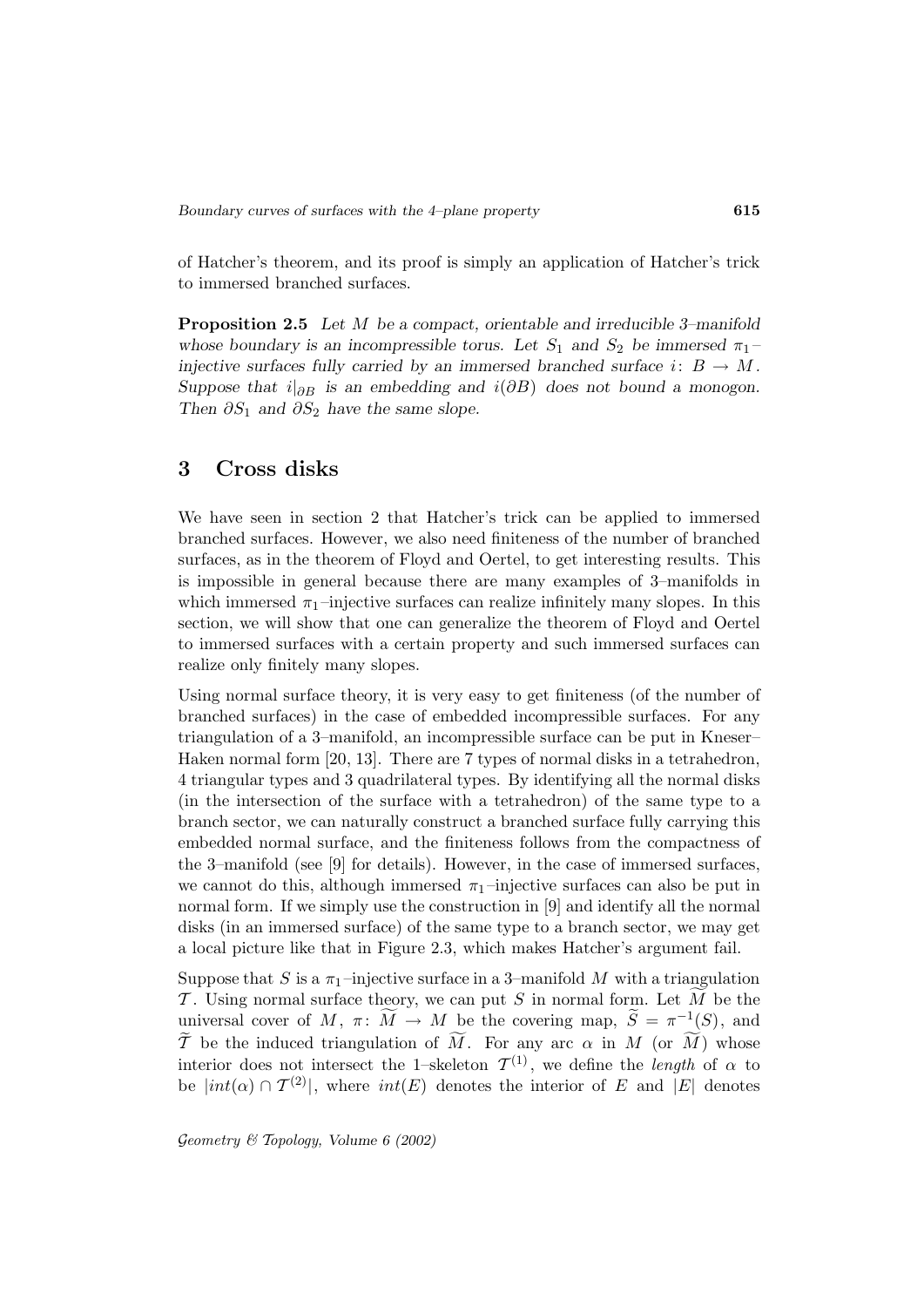of Hatcher's theorem, and its proof is simply an application of Hatcher's trick to immersed branched surfaces.

**Proposition 2.5** *Let $M$ be a compact, orientable and irreducible 3–manifold whose boundary is an incompressible torus. Let $S_1$ and $S_2$ be immersed $\pi_1$–injective surfaces fully carried by an immersed branched surface $i\colon B \to M$. Suppose that $i|_{\partial B}$ is an embedding and $i(\partial B)$ does not bound a monogon. Then $\partial S_1$ and $\partial S_2$ have the same slope.*

# 3 Cross disks

We have seen in section 2 that Hatcher's trick can be applied to immersed branched surfaces. However, we also need finiteness of the number of branched surfaces, as in the theorem of Floyd and Oertel, to get interesting results. This is impossible in general because there are many examples of 3–manifolds in which immersed $\pi_1$–injective surfaces can realize infinitely many slopes. In this section, we will show that one can generalize the theorem of Floyd and Oertel to immersed surfaces with a certain property and such immersed surfaces can realize only finitely many slopes.

Using normal surface theory, it is very easy to get finiteness (of the number of branched surfaces) in the case of embedded incompressible surfaces. For any triangulation of a 3–manifold, an incompressible surface can be put in Kneser–Haken normal form [20, 13]. There are 7 types of normal disks in a tetrahedron, 4 triangular types and 3 quadrilateral types. By identifying all the normal disks (in the intersection of the surface with a tetrahedron) of the same type to a branch sector, we can naturally construct a branched surface fully carrying this embedded normal surface, and the finiteness follows from the compactness of the 3–manifold (see [9] for details). However, in the case of immersed surfaces, we cannot do this, although immersed $\pi_1$–injective surfaces can also be put in normal form. If we simply use the construction in [9] and identify all the normal disks (in an immersed surface) of the same type to a branch sector, we may get a local picture like that in Figure 2.3, which makes Hatcher's argument fail.

Suppose that $S$ is a $\pi_1$–injective surface in a 3–manifold $M$ with a triangulation $\mathcal{T}$. Using normal surface theory, we can put $S$ in normal form. Let $\widetilde{M}$ be the universal cover of $M$, $\pi\colon \widetilde{M} \to M$ be the covering map, $\widetilde{S} = \pi^{-1}(S)$, and $\widetilde{\mathcal{T}}$ be the induced triangulation of $\widetilde{M}$. For any arc $\alpha$ in $M$ (or $\widetilde{M}$) whose interior does not intersect the 1–skeleton $\mathcal{T}^{(1)}$, we define the *length* of $\alpha$ to be $|int(\alpha) \cap \mathcal{T}^{(2)}|$, where $int(E)$ denotes the interior of $E$ and $|E|$ denotes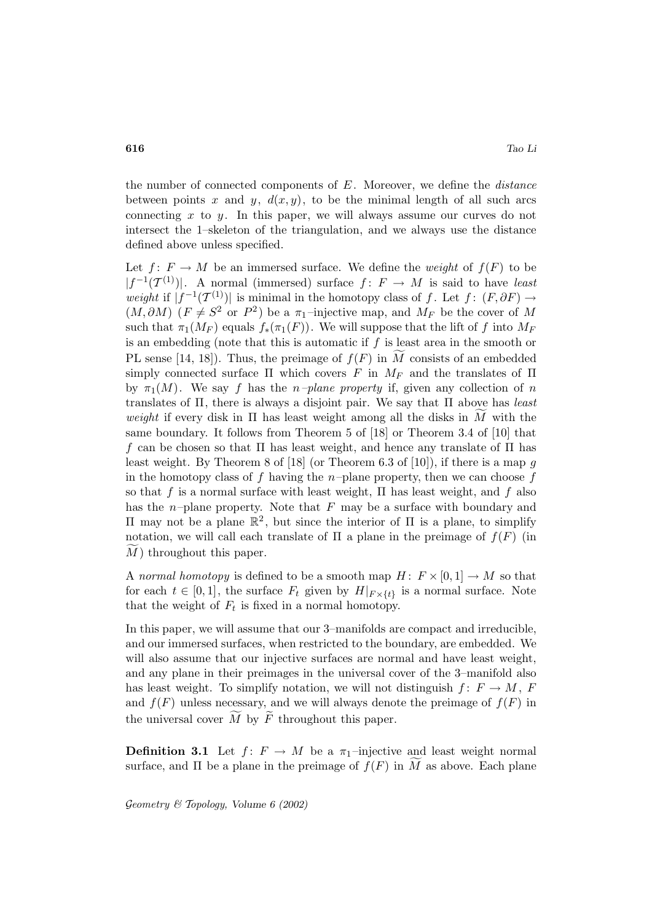the number of connected components of $E$. Moreover, we define the *distance* between points $x$ and $y$, $d(x,y)$, to be the minimal length of all such arcs connecting $x$ to $y$. In this paper, we will always assume our curves do not intersect the 1–skeleton of the triangulation, and we always use the distance defined above unless specified.

Let $f\colon F \to M$ be an immersed surface. We define the *weight* of $f(F)$ to be $|f^{-1}(\mathcal{T}^{(1)})|$. A normal (immersed) surface $f\colon F \to M$ is said to have *least weight* if $|f^{-1}(\mathcal{T}^{(1)})|$ is minimal in the homotopy class of $f$. Let $f\colon (F, \partial F) \to (M, \partial M)$ ($F \neq S^2$ or $P^2$) be a $\pi_1$–injective map, and $M_F$ be the cover of $M$ such that $\pi_1(M_F)$ equals $f_*(\pi_1(F))$. We will suppose that the lift of $f$ into $M_F$ is an embedding (note that this is automatic if $f$ is least area in the smooth or PL sense [14, 18]). Thus, the preimage of $f(F)$ in $\widetilde{M}$ consists of an embedded simply connected surface $\Pi$ which covers $F$ in $M_F$ and the translates of $\Pi$ by $\pi_1(M)$. We say $f$ has the *$n$–plane property* if, given any collection of $n$ translates of $\Pi$, there is always a disjoint pair. We say that $\Pi$ above has *least weight* if every disk in $\Pi$ has least weight among all the disks in $\widetilde{M}$ with the same boundary. It follows from Theorem 5 of [18] or Theorem 3.4 of [10] that $f$ can be chosen so that $\Pi$ has least weight, and hence any translate of $\Pi$ has least weight. By Theorem 8 of [18] (or Theorem 6.3 of [10]), if there is a map $g$ in the homotopy class of $f$ having the $n$–plane property, then we can choose $f$ so that $f$ is a normal surface with least weight, $\Pi$ has least weight, and $f$ also has the $n$–plane property. Note that $F$ may be a surface with boundary and $\Pi$ may not be a plane $\mathbb{R}^2$, but since the interior of $\Pi$ is a plane, to simplify notation, we will call each translate of $\Pi$ a plane in the preimage of $f(F)$ (in $\widetilde{M}$) throughout this paper.

A *normal homotopy* is defined to be a smooth map $H\colon F \times [0,1] \to M$ so that for each $t \in [0,1]$, the surface $F_t$ given by $H|_{F\times\{t\}}$ is a normal surface. Note that the weight of $F_t$ is fixed in a normal homotopy.

In this paper, we will assume that our 3–manifolds are compact and irreducible, and our immersed surfaces, when restricted to the boundary, are embedded. We will also assume that our injective surfaces are normal and have least weight, and any plane in their preimages in the universal cover of the 3–manifold also has least weight. To simplify notation, we will not distinguish $f\colon F \to M$, $F$ and $f(F)$ unless necessary, and we will always denote the preimage of $f(F)$ in the universal cover $\widetilde{M}$ by $\widetilde{F}$ throughout this paper.

**Definition 3.1** Let $f\colon F \to M$ be a $\pi_1$–injective and least weight normal surface, and $\Pi$ be a plane in the preimage of $f(F)$ in $\widetilde{M}$ as above. Each plane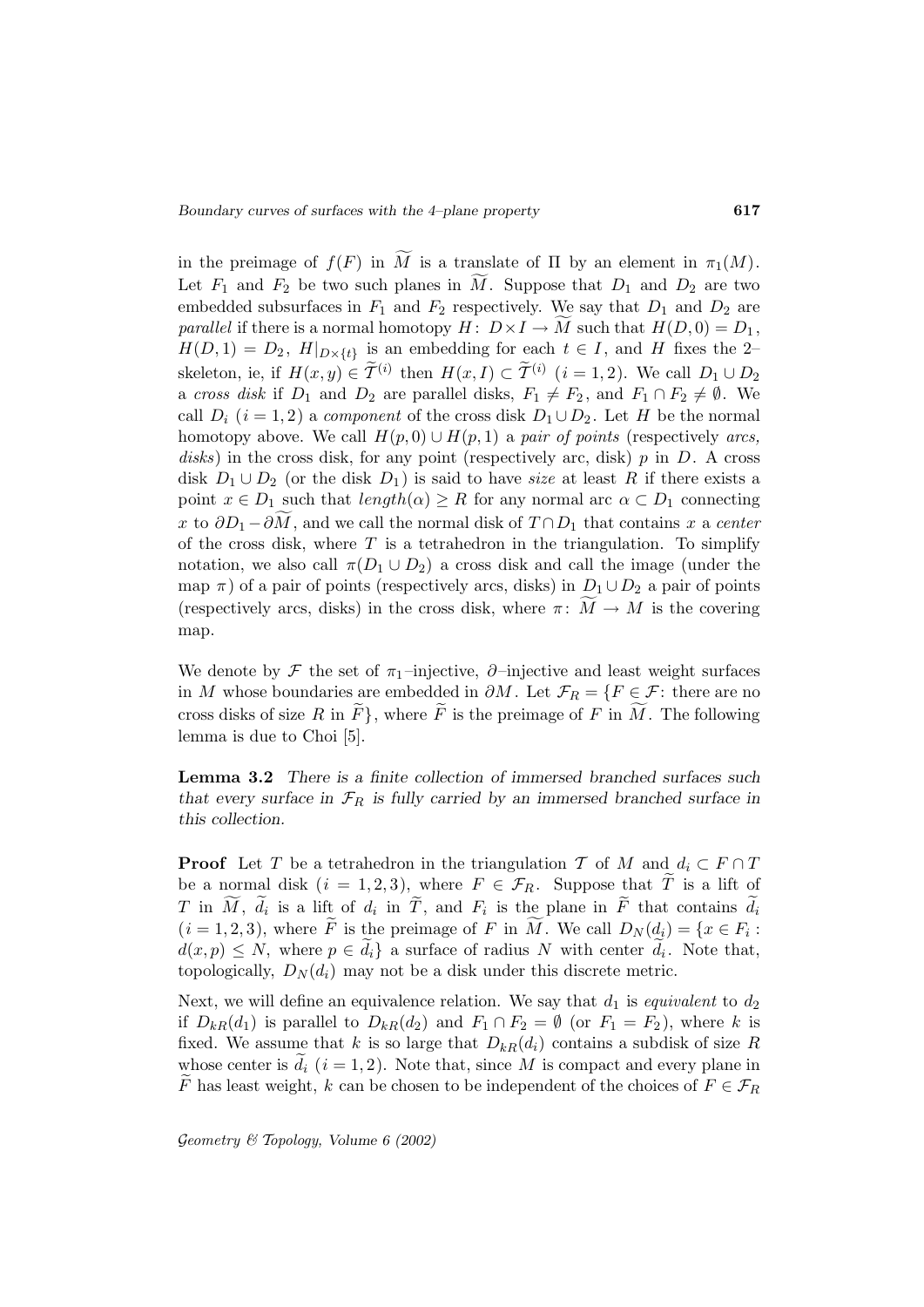in the preimage of $f(F)$ in $\widetilde{M}$ is a translate of $\Pi$ by an element in $\pi_1(M)$. Let $F_1$ and $F_2$ be two such planes in $\widetilde{M}$. Suppose that $D_1$ and $D_2$ are two embedded subsurfaces in $F_1$ and $F_2$ respectively. We say that $D_1$ and $D_2$ are *parallel* if there is a normal homotopy $H\colon D\times I \to \widetilde{M}$ such that $H(D,0) = D_1$, $H(D,1) = D_2$, $H|_{D\times\{t\}}$ is an embedding for each $t \in I$, and $H$ fixes the 2–skeleton, ie, if $H(x,y) \in \widetilde{\mathcal{T}}^{(i)}$ then $H(x,I) \subset \widetilde{\mathcal{T}}^{(i)}$ $(i = 1,2)$. We call $D_1 \cup D_2$ a *cross disk* if $D_1$ and $D_2$ are parallel disks, $F_1 \neq F_2$, and $F_1 \cap F_2 \neq \emptyset$. We call $D_i$ $(i = 1,2)$ a *component* of the cross disk $D_1 \cup D_2$. Let $H$ be the normal homotopy above. We call $H(p,0) \cup H(p,1)$ a *pair of points* (respectively *arcs, disks*) in the cross disk, for any point (respectively arc, disk) $p$ in $D$. A cross disk $D_1 \cup D_2$ (or the disk $D_1$) is said to have *size* at least $R$ if there exists a point $x \in D_1$ such that $length(\alpha) \geq R$ for any normal arc $\alpha \subset D_1$ connecting $x$ to $\partial D_1 - \partial\widetilde{M}$, and we call the normal disk of $T \cap D_1$ that contains $x$ a *center* of the cross disk, where $T$ is a tetrahedron in the triangulation. To simplify notation, we also call $\pi(D_1 \cup D_2)$ a cross disk and call the image (under the map $\pi$) of a pair of points (respectively arcs, disks) in $D_1 \cup D_2$ a pair of points (respectively arcs, disks) in the cross disk, where $\pi\colon \widetilde{M} \to M$ is the covering map.

We denote by $\mathcal{F}$ the set of $\pi_1$–injective, $\partial$–injective and least weight surfaces in $M$ whose boundaries are embedded in $\partial M$. Let $\mathcal{F}_R = \{F \in \mathcal{F}\colon$ there are no cross disks of size $R$ in $\widetilde{F}\}$, where $\widetilde{F}$ is the preimage of $F$ in $\widetilde{M}$. The following lemma is due to Choi [5].

**Lemma 3.2** *There is a finite collection of immersed branched surfaces such that every surface in $\mathcal{F}_R$ is fully carried by an immersed branched surface in this collection.*

**Proof** Let $T$ be a tetrahedron in the triangulation $\mathcal{T}$ of $M$ and $d_i \subset F \cap T$ be a normal disk $(i = 1,2,3)$, where $F \in \mathcal{F}_R$. Suppose that $\widetilde{T}$ is a lift of $T$ in $\widetilde{M}$, $\widetilde{d}_i$ is a lift of $d_i$ in $\widetilde{T}$, and $F_i$ is the plane in $\widetilde{F}$ that contains $\widetilde{d}_i$ $(i = 1,2,3)$, where $\widetilde{F}$ is the preimage of $F$ in $\widetilde{M}$. We call $D_N(\widetilde{d}_i) = \{x \in F_i :$ $d(x,p) \leq N$, where $p \in \widetilde{d}_i\}$ a surface of radius $N$ with center $\widetilde{d}_i$. Note that, topologically, $D_N(d_i)$ may not be a disk under this discrete metric.

Next, we will define an equivalence relation. We say that $d_1$ is *equivalent* to $d_2$ if $D_{kR}(d_1)$ is parallel to $D_{kR}(d_2)$ and $F_1 \cap F_2 = \emptyset$ (or $F_1 = F_2$), where $k$ is fixed. We assume that $k$ is so large that $D_{kR}(d_i)$ contains a subdisk of size $R$ whose center is $\widetilde{d}_i$ $(i = 1,2)$. Note that, since $M$ is compact and every plane in $\widetilde{F}$ has least weight, $k$ can be chosen to be independent of the choices of $F \in \mathcal{F}_R$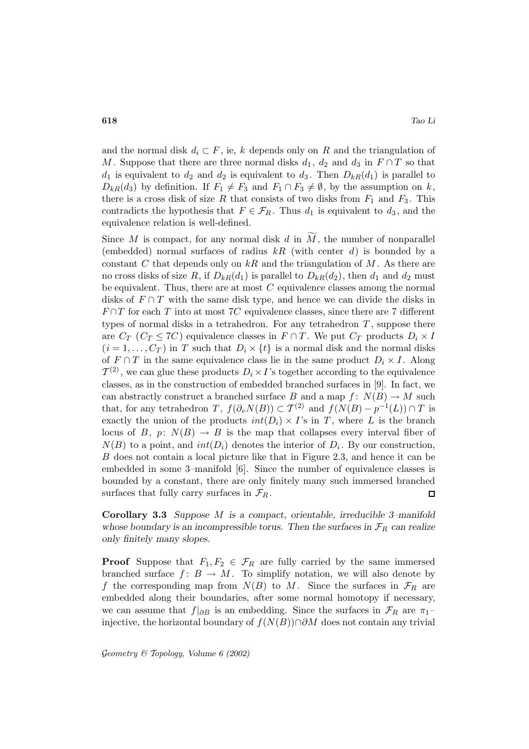and the normal disk $d_i \subset F$, ie, $k$ depends only on $R$ and the triangulation of $M$. Suppose that there are three normal disks $d_1$, $d_2$ and $d_3$ in $F \cap T$ so that $d_1$ is equivalent to $d_2$ and $d_2$ is equivalent to $d_3$. Then $D_{kR}(d_1)$ is parallel to $D_{kR}(d_3)$ by definition. If $F_1 \neq F_3$ and $F_1 \cap F_3 \neq \emptyset$, by the assumption on $k$, there is a cross disk of size $R$ that consists of two disks from $F_1$ and $F_3$. This contradicts the hypothesis that $F \in \mathcal{F}_R$. Thus $d_1$ is equivalent to $d_3$, and the equivalence relation is well-defined.

Since $M$ is compact, for any normal disk $d$ in $\widetilde{M}$, the number of nonparallel (embedded) normal surfaces of radius $kR$ (with center $d$) is bounded by a constant $C$ that depends only on $kR$ and the triangulation of $M$. As there are no cross disks of size $R$, if $D_{kR}(d_1)$ is parallel to $D_{kR}(d_2)$, then $d_1$ and $d_2$ must be equivalent. Thus, there are at most $C$ equivalence classes among the normal disks of $F \cap T$ with the same disk type, and hence we can divide the disks in $F \cap T$ for each $T$ into at most $7C$ equivalence classes, since there are 7 different types of normal disks in a tetrahedron. For any tetrahedron $T$, suppose there are $C_T$ ($C_T \leq 7C$) equivalence classes in $F \cap T$. We put $C_T$ products $D_i \times I$ ($i = 1, \ldots, C_T$) in $T$ such that $D_i \times \{t\}$ is a normal disk and the normal disks of $F \cap T$ in the same equivalence class lie in the same product $D_i \times I$. Along $\mathcal{T}^{(2)}$, we can glue these products $D_i \times I$'s together according to the equivalence classes, as in the construction of embedded branched surfaces in [9]. In fact, we can abstractly construct a branched surface $B$ and a map $f\colon N(B) \to M$ such that, for any tetrahedron $T$, $f(\partial_v N(B)) \subset \mathcal{T}^{(2)}$ and $f(N(B) - p^{-1}(L)) \cap T$ is exactly the union of the products $int(D_i) \times I$'s in $T$, where $L$ is the branch locus of $B$, $p\colon N(B) \to B$ is the map that collapses every interval fiber of $N(B)$ to a point, and $int(D_i)$ denotes the interior of $D_i$. By our construction, $B$ does not contain a local picture like that in Figure 2.3, and hence it can be embedded in some 3–manifold [6]. Since the number of equivalence classes is bounded by a constant, there are only finitely many such immersed branched surfaces that fully carry surfaces in $\mathcal{F}_R$. ◻

**Corollary 3.3** *Suppose $M$ is a compact, orientable, irreducible 3–manifold whose boundary is an incompressible torus. Then the surfaces in $\mathcal{F}_R$ can realize only finitely many slopes.*

**Proof** Suppose that $F_1, F_2 \in \mathcal{F}_R$ are fully carried by the same immersed branched surface $f\colon B \to M$. To simplify notation, we will also denote by $f$ the corresponding map from $N(B)$ to $M$. Since the surfaces in $\mathcal{F}_R$ are embedded along their boundaries, after some normal homotopy if necessary, we can assume that $f|_{\partial B}$ is an embedding. Since the surfaces in $\mathcal{F}_R$ are $\pi_1$–injective, the horizontal boundary of $f(N(B)) \cap \partial M$ does not contain any trivial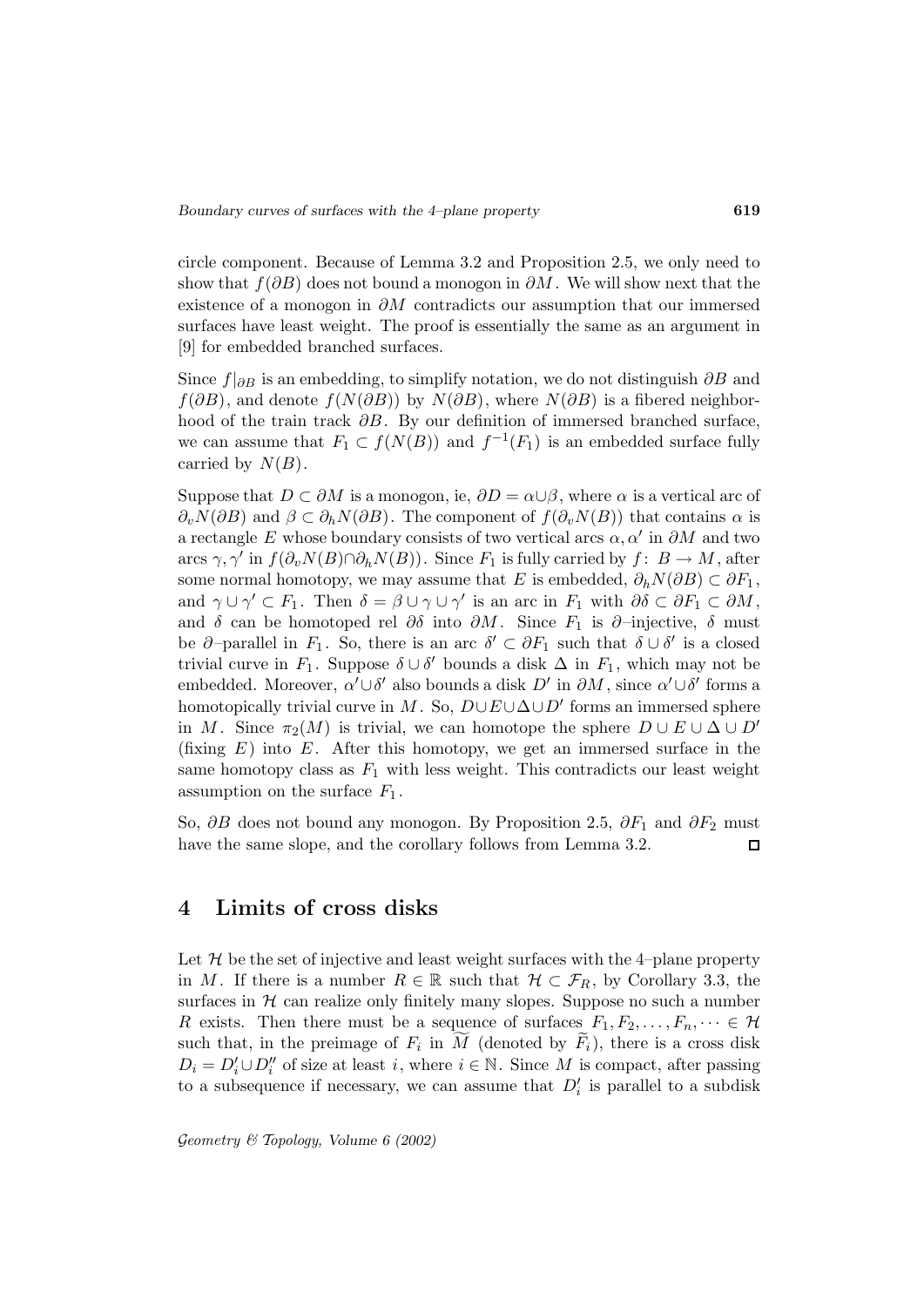circle component. Because of Lemma 3.2 and Proposition 2.5, we only need to show that $f(\partial B)$ does not bound a monogon in $\partial M$. We will show next that the existence of a monogon in $\partial M$ contradicts our assumption that our immersed surfaces have least weight. The proof is essentially the same as an argument in [9] for embedded branched surfaces.

Since $f|_{\partial B}$ is an embedding, to simplify notation, we do not distinguish $\partial B$ and $f(\partial B)$, and denote $f(N(\partial B))$ by $N(\partial B)$, where $N(\partial B)$ is a fibered neighborhood of the train track $\partial B$. By our definition of immersed branched surface, we can assume that $F_1 \subset f(N(B))$ and $f^{-1}(F_1)$ is an embedded surface fully carried by $N(B)$.

Suppose that $D \subset \partial M$ is a monogon, ie, $\partial D = \alpha \cup \beta$, where $\alpha$ is a vertical arc of $\partial_v N(\partial B)$ and $\beta \subset \partial_h N(\partial B)$. The component of $f(\partial_v N(B))$ that contains $\alpha$ is a rectangle $E$ whose boundary consists of two vertical arcs $\alpha, \alpha'$ in $\partial M$ and two arcs $\gamma, \gamma'$ in $f(\partial_v N(B) \cap \partial_h N(B))$. Since $F_1$ is fully carried by $f\colon B \to M$, after some normal homotopy, we may assume that $E$ is embedded, $\partial_h N(\partial B) \subset \partial F_1$, and $\gamma \cup \gamma' \subset F_1$. Then $\delta = \beta \cup \gamma \cup \gamma'$ is an arc in $F_1$ with $\partial\delta \subset \partial F_1 \subset \partial M$, and $\delta$ can be homotoped rel $\partial\delta$ into $\partial M$. Since $F_1$ is $\partial$–injective, $\delta$ must be $\partial$–parallel in $F_1$. So, there is an arc $\delta' \subset \partial F_1$ such that $\delta \cup \delta'$ is a closed trivial curve in $F_1$. Suppose $\delta \cup \delta'$ bounds a disk $\Delta$ in $F_1$, which may not be embedded. Moreover, $\alpha' \cup \delta'$ also bounds a disk $D'$ in $\partial M$, since $\alpha' \cup \delta'$ forms a homotopically trivial curve in $M$. So, $D \cup E \cup \Delta \cup D'$ forms an immersed sphere in $M$. Since $\pi_2(M)$ is trivial, we can homotope the sphere $D \cup E \cup \Delta \cup D'$ (fixing $E$) into $E$. After this homotopy, we get an immersed surface in the same homotopy class as $F_1$ with less weight. This contradicts our least weight assumption on the surface $F_1$.

So, $\partial B$ does not bound any monogon. By Proposition 2.5, $\partial F_1$ and $\partial F_2$ must have the same slope, and the corollary follows from Lemma 3.2. □

## 4 Limits of cross disks

Let $\mathcal{H}$ be the set of injective and least weight surfaces with the 4–plane property in $M$. If there is a number $R \in \mathbb{R}$ such that $\mathcal{H} \subset \mathcal{F}_R$, by Corollary 3.3, the surfaces in $\mathcal{H}$ can realize only finitely many slopes. Suppose no such a number $R$ exists. Then there must be a sequence of surfaces $F_1, F_2, \ldots, F_n, \cdots \in \mathcal{H}$ such that, in the preimage of $F_i$ in $\widetilde{M}$ (denoted by $\widetilde{F}_i$), there is a cross disk $D_i = D_i' \cup D_i''$ of size at least $i$, where $i \in \mathbb{N}$. Since $M$ is compact, after passing to a subsequence if necessary, we can assume that $D_i'$ is parallel to a subdisk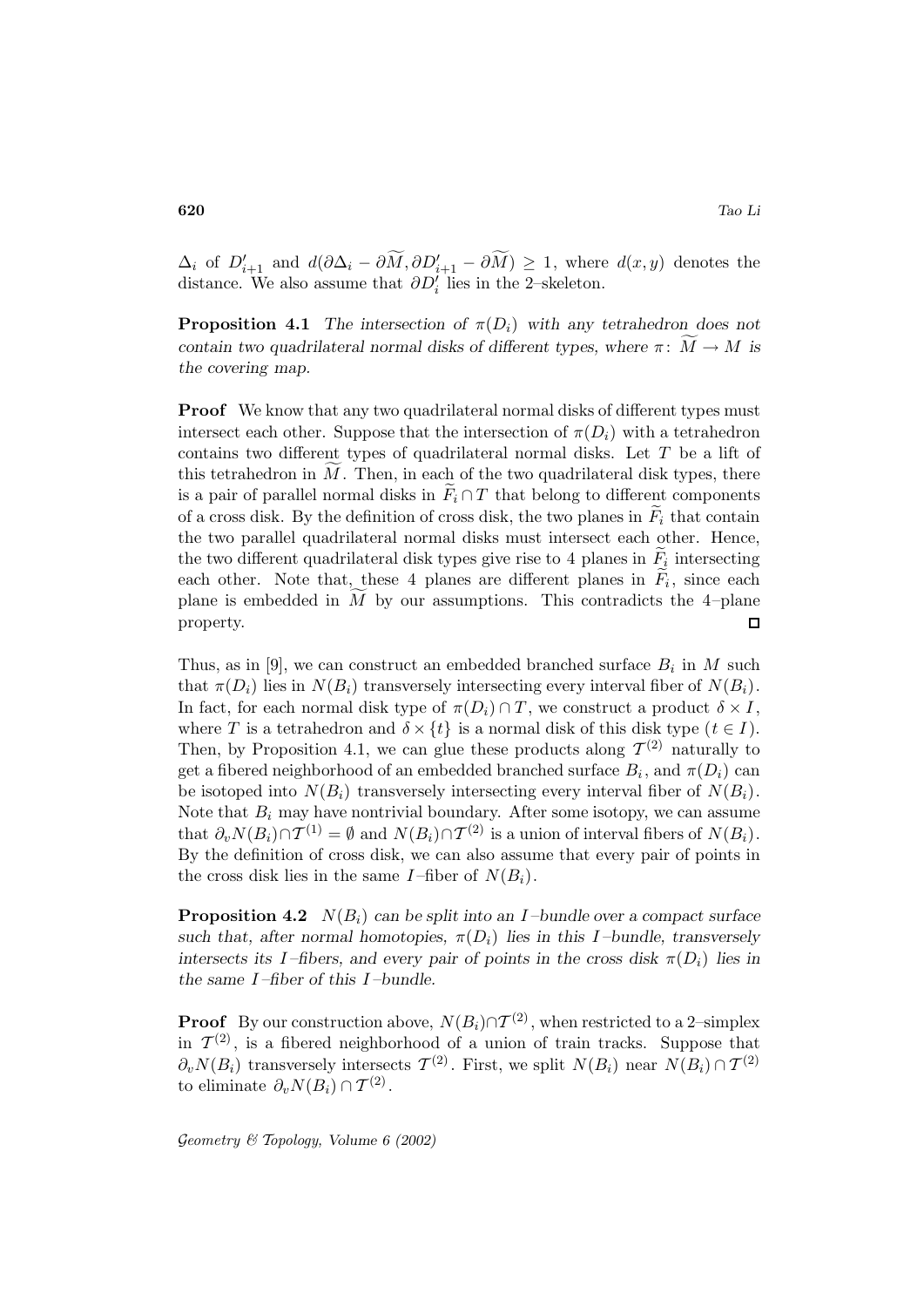$\Delta_i$ of $D'_{i+1}$ and $d(\partial\Delta_i - \partial\widetilde{M}, \partial D'_{i+1} - \partial\widetilde{M}) \geq 1$, where $d(x, y)$ denotes the distance. We also assume that $\partial D'_i$ lies in the 2–skeleton.

**Proposition 4.1** *The intersection of $\pi(D_i)$ with any tetrahedron does not contain two quadrilateral normal disks of different types, where $\pi\colon \widetilde{M} \to M$ is the covering map.*

**Proof** We know that any two quadrilateral normal disks of different types must intersect each other. Suppose that the intersection of $\pi(D_i)$ with a tetrahedron contains two different types of quadrilateral normal disks. Let $T$ be a lift of this tetrahedron in $\widetilde{M}$. Then, in each of the two quadrilateral disk types, there is a pair of parallel normal disks in $\widetilde{F}_i \cap T$ that belong to different components of a cross disk. By the definition of cross disk, the two planes in $\widetilde{F}_i$ that contain the two parallel quadrilateral normal disks must intersect each other. Hence, the two different quadrilateral disk types give rise to 4 planes in $\widetilde{F}_i$ intersecting each other. Note that, these 4 planes are different planes in $\widetilde{F}_i$, since each plane is embedded in $\widetilde{M}$ by our assumptions. This contradicts the 4–plane property. □

Thus, as in [9], we can construct an embedded branched surface $B_i$ in $M$ such that $\pi(D_i)$ lies in $N(B_i)$ transversely intersecting every interval fiber of $N(B_i)$. In fact, for each normal disk type of $\pi(D_i) \cap T$, we construct a product $\delta \times I$, where $T$ is a tetrahedron and $\delta \times \{t\}$ is a normal disk of this disk type ($t \in I$). Then, by Proposition 4.1, we can glue these products along $\mathcal{T}^{(2)}$ naturally to get a fibered neighborhood of an embedded branched surface $B_i$, and $\pi(D_i)$ can be isotoped into $N(B_i)$ transversely intersecting every interval fiber of $N(B_i)$. Note that $B_i$ may have nontrivial boundary. After some isotopy, we can assume that $\partial_v N(B_i) \cap \mathcal{T}^{(1)} = \emptyset$ and $N(B_i) \cap \mathcal{T}^{(2)}$ is a union of interval fibers of $N(B_i)$. By the definition of cross disk, we can also assume that every pair of points in the cross disk lies in the same $I$–fiber of $N(B_i)$.

**Proposition 4.2** *$N(B_i)$ can be split into an $I$–bundle over a compact surface such that, after normal homotopies, $\pi(D_i)$ lies in this $I$–bundle, transversely intersects its $I$–fibers, and every pair of points in the cross disk $\pi(D_i)$ lies in the same $I$–fiber of this $I$–bundle.*

**Proof** By our construction above, $N(B_i) \cap \mathcal{T}^{(2)}$, when restricted to a 2–simplex in $\mathcal{T}^{(2)}$, is a fibered neighborhood of a union of train tracks. Suppose that $\partial_v N(B_i)$ transversely intersects $\mathcal{T}^{(2)}$. First, we split $N(B_i)$ near $N(B_i) \cap \mathcal{T}^{(2)}$ to eliminate $\partial_v N(B_i) \cap \mathcal{T}^{(2)}$.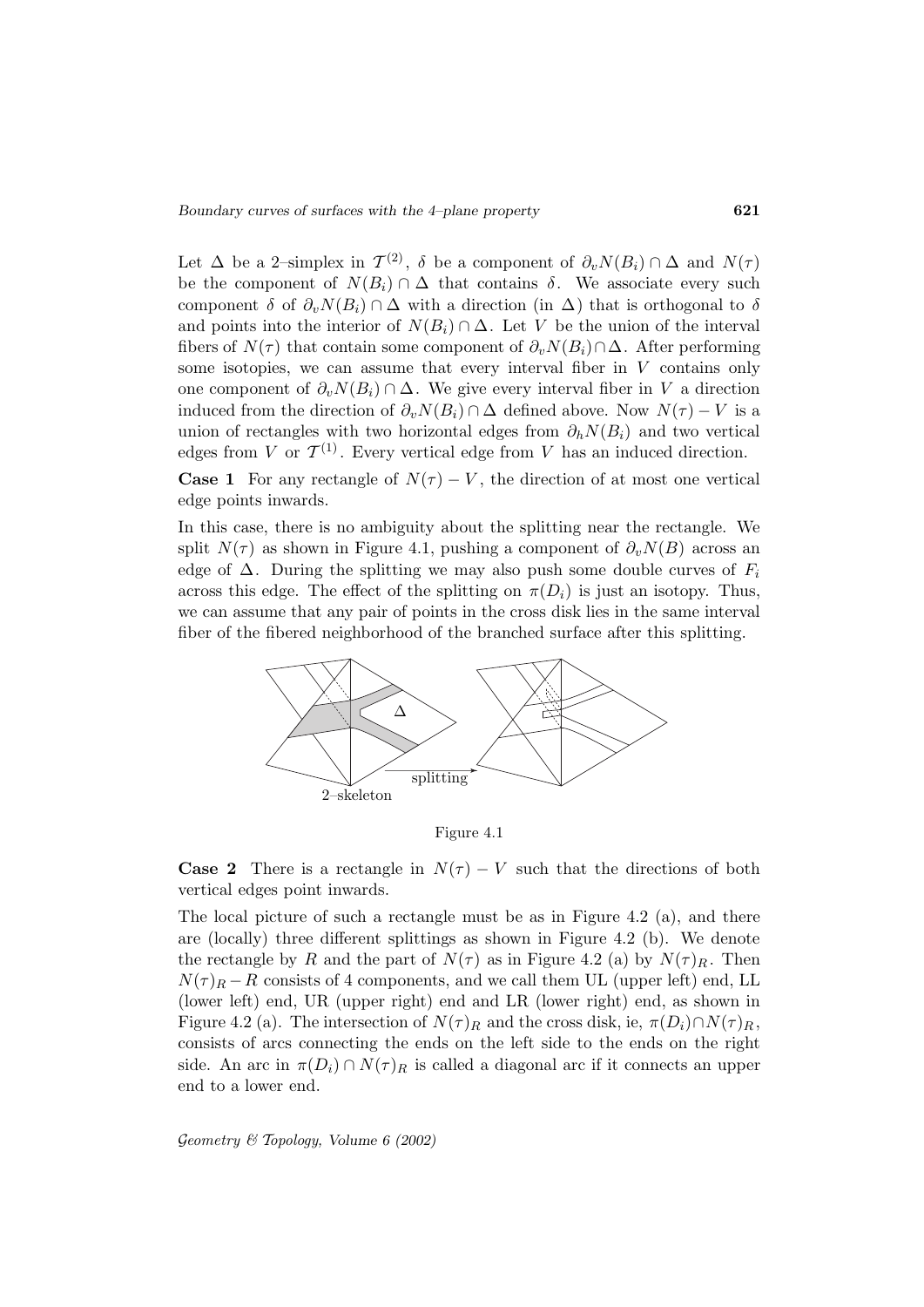Let $\Delta$ be a 2–simplex in $\mathcal{T}^{(2)}$, $\delta$ be a component of $\partial_v N(B_i) \cap \Delta$ and $N(\tau)$ be the component of $N(B_i) \cap \Delta$ that contains $\delta$. We associate every such component $\delta$ of $\partial_v N(B_i) \cap \Delta$ with a direction (in $\Delta$) that is orthogonal to $\delta$ and points into the interior of $N(B_i) \cap \Delta$. Let $V$ be the union of the interval fibers of $N(\tau)$ that contain some component of $\partial_v N(B_i) \cap \Delta$. After performing some isotopies, we can assume that every interval fiber in $V$ contains only one component of $\partial_v N(B_i) \cap \Delta$. We give every interval fiber in $V$ a direction induced from the direction of $\partial_v N(B_i) \cap \Delta$ defined above. Now $N(\tau) - V$ is a union of rectangles with two horizontal edges from $\partial_h N(B_i)$ and two vertical edges from $V$ or $\mathcal{T}^{(1)}$. Every vertical edge from $V$ has an induced direction.

**Case 1** For any rectangle of $N(\tau) - V$, the direction of at most one vertical edge points inwards.

In this case, there is no ambiguity about the splitting near the rectangle. We split $N(\tau)$ as shown in Figure 4.1, pushing a component of $\partial_v N(B)$ across an edge of $\Delta$. During the splitting we may also push some double curves of $F_i$ across this edge. The effect of the splitting on $\pi(D_i)$ is just an isotopy. Thus, we can assume that any pair of points in the cross disk lies in the same interval fiber of the fibered neighborhood of the branched surface after this splitting.

Figure 4.1

**Case 2** There is a rectangle in $N(\tau) - V$ such that the directions of both vertical edges point inwards.

The local picture of such a rectangle must be as in Figure 4.2 (a), and there are (locally) three different splittings as shown in Figure 4.2 (b). We denote the rectangle by $R$ and the part of $N(\tau)$ as in Figure 4.2 (a) by $N(\tau)_R$. Then $N(\tau)_R - R$ consists of 4 components, and we call them UL (upper left) end, LL (lower left) end, UR (upper right) end and LR (lower right) end, as shown in Figure 4.2 (a). The intersection of $N(\tau)_R$ and the cross disk, ie, $\pi(D_i) \cap N(\tau)_R$, consists of arcs connecting the ends on the left side to the ends on the right side. An arc in $\pi(D_i) \cap N(\tau)_R$ is called a diagonal arc if it connects an upper end to a lower end.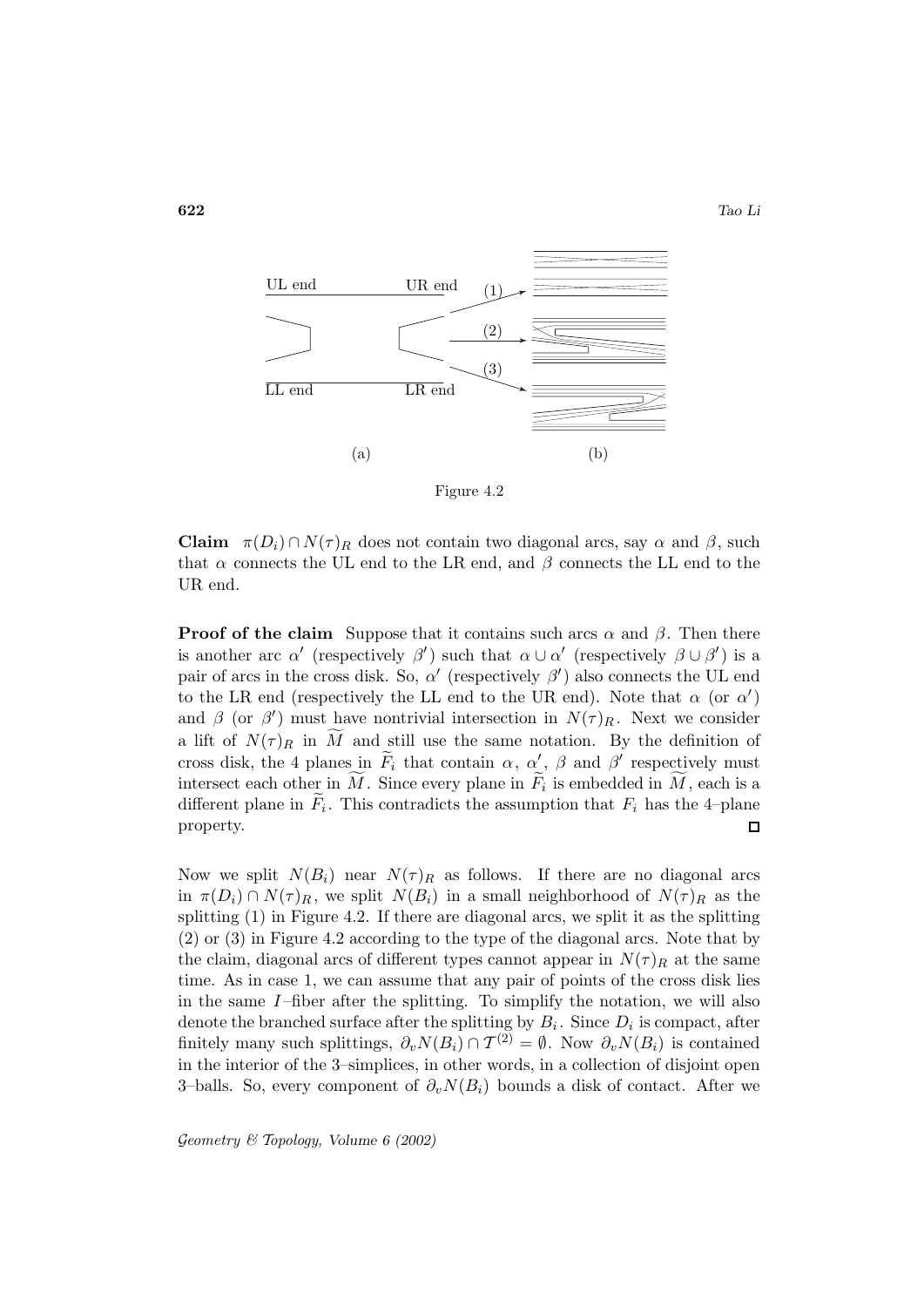Figure 4.2

**Claim** $\pi(D_i) \cap N(\tau)_R$ does not contain two diagonal arcs, say $\alpha$ and $\beta$, such that $\alpha$ connects the UL end to the LR end, and $\beta$ connects the LL end to the UR end.

**Proof of the claim** Suppose that it contains such arcs $\alpha$ and $\beta$. Then there is another arc $\alpha'$ (respectively $\beta'$) such that $\alpha \cup \alpha'$ (respectively $\beta \cup \beta'$) is a pair of arcs in the cross disk. So, $\alpha'$ (respectively $\beta'$) also connects the UL end to the LR end (respectively the LL end to the UR end). Note that $\alpha$ (or $\alpha'$) and $\beta$ (or $\beta'$) must have nontrivial intersection in $N(\tau)_R$. Next we consider a lift of $N(\tau)_R$ in $\widetilde{M}$ and still use the same notation. By the definition of cross disk, the 4 planes in $\widetilde{F}_i$ that contain $\alpha$, $\alpha'$, $\beta$ and $\beta'$ respectively must intersect each other in $\widetilde{M}$. Since every plane in $\widetilde{F}_i$ is embedded in $\widetilde{M}$, each is a different plane in $\widetilde{F}_i$. This contradicts the assumption that $F_i$ has the 4–plane property. □

Now we split $N(B_i)$ near $N(\tau)_R$ as follows. If there are no diagonal arcs in $\pi(D_i) \cap N(\tau)_R$, we split $N(B_i)$ in a small neighborhood of $N(\tau)_R$ as the splitting (1) in Figure 4.2. If there are diagonal arcs, we split it as the splitting (2) or (3) in Figure 4.2 according to the type of the diagonal arcs. Note that by the claim, diagonal arcs of different types cannot appear in $N(\tau)_R$ at the same time. As in case 1, we can assume that any pair of points of the cross disk lies in the same $I$–fiber after the splitting. To simplify the notation, we will also denote the branched surface after the splitting by $B_i$. Since $D_i$ is compact, after finitely many such splittings, $\partial_v N(B_i) \cap \mathcal{T}^{(2)} = \emptyset$. Now $\partial_v N(B_i)$ is contained in the interior of the 3–simplices, in other words, in a collection of disjoint open 3–balls. So, every component of $\partial_v N(B_i)$ bounds a disk of contact. After we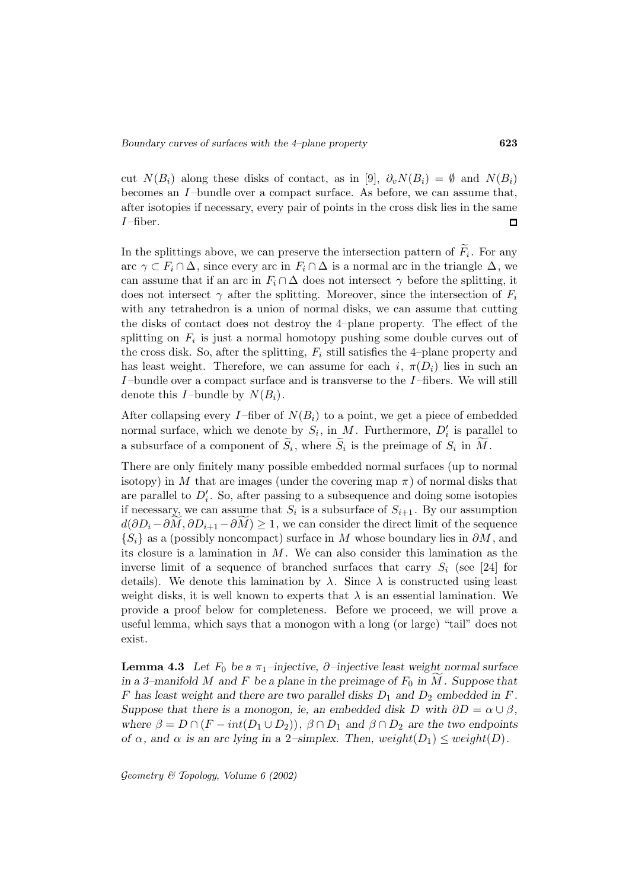cut $N(B_i)$ along these disks of contact, as in [9], $\partial_v N(B_i) = \emptyset$ and $N(B_i)$ becomes an $I$–bundle over a compact surface. As before, we can assume that, after isotopies if necessary, every pair of points in the cross disk lies in the same $I$–fiber. $\square$

In the splittings above, we can preserve the intersection pattern of $\widetilde{F}_i$. For any arc $\gamma \subset F_i \cap \Delta$, since every arc in $F_i \cap \Delta$ is a normal arc in the triangle $\Delta$, we can assume that if an arc in $F_i \cap \Delta$ does not intersect $\gamma$ before the splitting, it does not intersect $\gamma$ after the splitting. Moreover, since the intersection of $F_i$ with any tetrahedron is a union of normal disks, we can assume that cutting the disks of contact does not destroy the 4–plane property. The effect of the splitting on $F_i$ is just a normal homotopy pushing some double curves out of the cross disk. So, after the splitting, $F_i$ still satisfies the 4–plane property and has least weight. Therefore, we can assume for each $i$, $\pi(D_i)$ lies in such an $I$–bundle over a compact surface and is transverse to the $I$–fibers. We will still denote this $I$–bundle by $N(B_i)$.

After collapsing every $I$–fiber of $N(B_i)$ to a point, we get a piece of embedded normal surface, which we denote by $S_i$, in $M$. Furthermore, $D_i'$ is parallel to a subsurface of a component of $\widetilde{S}_i$, where $\widetilde{S}_i$ is the preimage of $S_i$ in $\widetilde{M}$.

There are only finitely many possible embedded normal surfaces (up to normal isotopy) in $M$ that are images (under the covering map $\pi$) of normal disks that are parallel to $D_i'$. So, after passing to a subsequence and doing some isotopies if necessary, we can assume that $S_i$ is a subsurface of $S_{i+1}$. By our assumption $d(\partial D_i - \partial\widetilde{M}, \partial D_{i+1} - \partial\widetilde{M}) \geq 1$, we can consider the direct limit of the sequence $\{S_i\}$ as a (possibly noncompact) surface in $M$ whose boundary lies in $\partial M$, and its closure is a lamination in $M$. We can also consider this lamination as the inverse limit of a sequence of branched surfaces that carry $S_i$ (see [24] for details). We denote this lamination by $\lambda$. Since $\lambda$ is constructed using least weight disks, it is well known to experts that $\lambda$ is an essential lamination. We provide a proof below for completeness. Before we proceed, we will prove a useful lemma, which says that a monogon with a long (or large) "tail" does not exist.

**Lemma 4.3** *Let $F_0$ be a $\pi_1$–injective, $\partial$–injective least weight normal surface in a 3–manifold $M$ and $F$ be a plane in the preimage of $F_0$ in $\widetilde{M}$. Suppose that $F$ has least weight and there are two parallel disks $D_1$ and $D_2$ embedded in $F$. Suppose that there is a monogon, ie, an embedded disk $D$ with $\partial D = \alpha \cup \beta$, where $\beta = D \cap (F - int(D_1 \cup D_2))$, $\beta \cap D_1$ and $\beta \cap D_2$ are the two endpoints of $\alpha$, and $\alpha$ is an arc lying in a 2–simplex. Then, $weight(D_1) \leq weight(D)$.*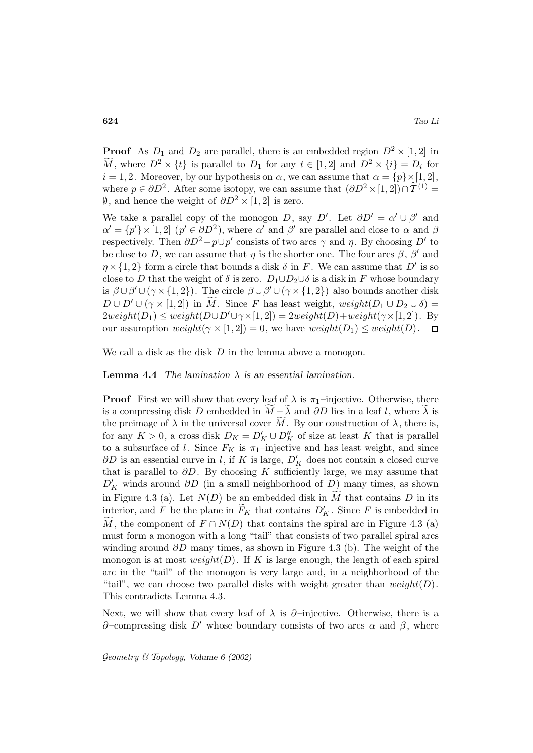**Proof** As $D_1$ and $D_2$ are parallel, there is an embedded region $D^2 \times [1,2]$ in $\widetilde{M}$, where $D^2 \times \{t\}$ is parallel to $D_1$ for any $t \in [1,2]$ and $D^2 \times \{i\} = D_i$ for $i = 1,2$. Moreover, by our hypothesis on $\alpha$, we can assume that $\alpha = \{p\} \times [1,2]$, where $p \in \partial D^2$. After some isotopy, we can assume that $(\partial D^2 \times [1,2]) \cap \widetilde{T}^{(1)} = \emptyset$, and hence the weight of $\partial D^2 \times [1,2]$ is zero.

We take a parallel copy of the monogon $D$, say $D'$. Let $\partial D' = \alpha' \cup \beta'$ and $\alpha' = \{p'\} \times [1,2]$ ($p' \in \partial D^2$), where $\alpha'$ and $\beta'$ are parallel and close to $\alpha$ and $\beta$ respectively. Then $\partial D^2 - p \cup p'$ consists of two arcs $\gamma$ and $\eta$. By choosing $D'$ to be close to $D$, we can assume that $\eta$ is the shorter one. The four arcs $\beta$, $\beta'$ and $\eta \times \{1,2\}$ form a circle that bounds a disk $\delta$ in $F$. We can assume that $D'$ is so close to $D$ that the weight of $\delta$ is zero. $D_1 \cup D_2 \cup \delta$ is a disk in $F$ whose boundary is $\beta \cup \beta' \cup (\gamma \times \{1,2\})$. The circle $\beta \cup \beta' \cup (\gamma \times \{1,2\})$ also bounds another disk $D \cup D' \cup (\gamma \times [1,2])$ in $\widetilde{M}$. Since $F$ has least weight, $weight(D_1 \cup D_2 \cup \delta) = 2weight(D_1) \leq weight(D \cup D' \cup \gamma \times [1,2]) = 2weight(D) + weight(\gamma \times [1,2])$. By our assumption $weight(\gamma \times [1,2]) = 0$, we have $weight(D_1) \leq weight(D)$. □

We call a disk as the disk $D$ in the lemma above a monogon.

**Lemma 4.4** *The lamination $\lambda$ is an essential lamination.*

**Proof** First we will show that every leaf of $\lambda$ is $\pi_1$–injective. Otherwise, there is a compressing disk $D$ embedded in $\widetilde{M} - \widetilde{\lambda}$ and $\partial D$ lies in a leaf $l$, where $\widetilde{\lambda}$ is the preimage of $\lambda$ in the universal cover $\widetilde{M}$. By our construction of $\lambda$, there is, for any $K > 0$, a cross disk $D_K = D'_K \cup D''_K$ of size at least $K$ that is parallel to a subsurface of $l$. Since $F_K$ is $\pi_1$–injective and has least weight, and since $\partial D$ is an essential curve in $l$, if $K$ is large, $D'_K$ does not contain a closed curve that is parallel to $\partial D$. By choosing $K$ sufficiently large, we may assume that $D'_K$ winds around $\partial D$ (in a small neighborhood of $D$) many times, as shown in Figure 4.3 (a). Let $N(D)$ be an embedded disk in $\widetilde{M}$ that contains $D$ in its interior, and $F$ be the plane in $\widetilde{F}_K$ that contains $D'_K$. Since $F$ is embedded in $\widetilde{M}$, the component of $F \cap N(D)$ that contains the spiral arc in Figure 4.3 (a) must form a monogon with a long "tail" that consists of two parallel spiral arcs winding around $\partial D$ many times, as shown in Figure 4.3 (b). The weight of the monogon is at most $weight(D)$. If $K$ is large enough, the length of each spiral arc in the "tail" of the monogon is very large and, in a neighborhood of the "tail", we can choose two parallel disks with weight greater than $weight(D)$. This contradicts Lemma 4.3.

Next, we will show that every leaf of $\lambda$ is $\partial$–injective. Otherwise, there is a $\partial$–compressing disk $D'$ whose boundary consists of two arcs $\alpha$ and $\beta$, where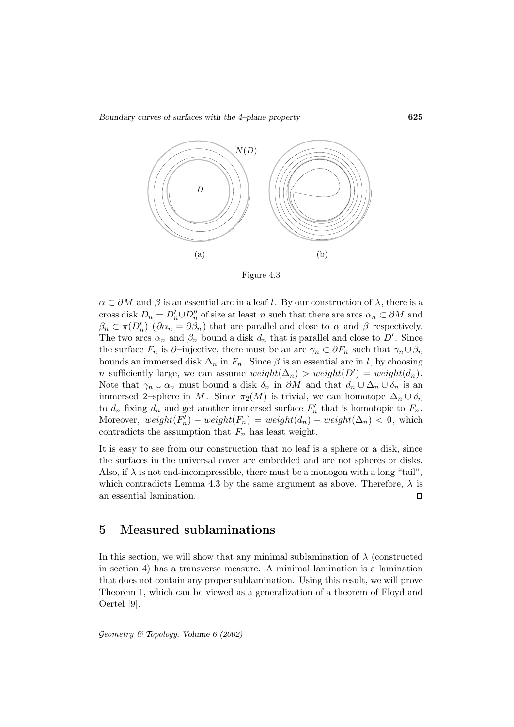Figure 4.3

$\alpha \subset \partial M$ and $\beta$ is an essential arc in a leaf $l$. By our construction of $\lambda$, there is a cross disk $D_n = D'_n \cup D''_n$ of size at least $n$ such that there are arcs $\alpha_n \subset \partial M$ and $\beta_n \subset \pi(D'_n)$ ($\partial\alpha_n = \partial\beta_n$) that are parallel and close to $\alpha$ and $\beta$ respectively. The two arcs $\alpha_n$ and $\beta_n$ bound a disk $d_n$ that is parallel and close to $D'$. Since the surface $F_n$ is $\partial$–injective, there must be an arc $\gamma_n \subset \partial F_n$ such that $\gamma_n \cup \beta_n$ bounds an immersed disk $\Delta_n$ in $F_n$. Since $\beta$ is an essential arc in $l$, by choosing $n$ sufficiently large, we can assume $weight(\Delta_n) > weight(D') = weight(d_n)$. Note that $\gamma_n \cup \alpha_n$ must bound a disk $\delta_n$ in $\partial M$ and that $d_n \cup \Delta_n \cup \delta_n$ is an immersed 2–sphere in $M$. Since $\pi_2(M)$ is trivial, we can homotope $\Delta_n \cup \delta_n$ to $d_n$ fixing $d_n$ and get another immersed surface $F'_n$ that is homotopic to $F_n$. Moreover, $weight(F'_n) - weight(F_n) = weight(d_n) - weight(\Delta_n) < 0$, which contradicts the assumption that $F_n$ has least weight.

It is easy to see from our construction that no leaf is a sphere or a disk, since the surfaces in the universal cover are embedded and are not spheres or disks. Also, if $\lambda$ is not end-incompressible, there must be a monogon with a long "tail", which contradicts Lemma 4.3 by the same argument as above. Therefore, $\lambda$ is an essential lamination. ◻

# 5 Measured sublaminations

In this section, we will show that any minimal sublamination of $\lambda$ (constructed in section 4) has a transverse measure. A minimal lamination is a lamination that does not contain any proper sublamination. Using this result, we will prove Theorem 1, which can be viewed as a generalization of a theorem of Floyd and Oertel [9].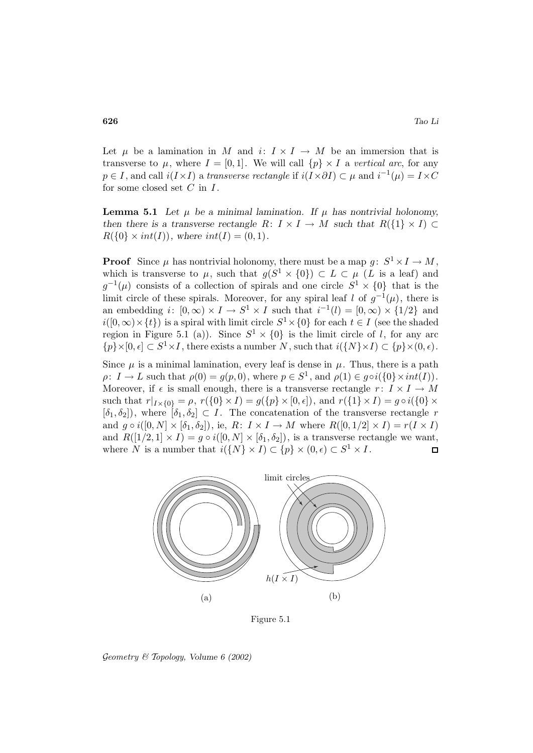Let $\mu$ be a lamination in $M$ and $i\colon I \times I \to M$ be an immersion that is transverse to $\mu$, where $I = [0,1]$. We will call $\{p\} \times I$ a *vertical arc*, for any $p \in I$, and call $i(I \times I)$ a *transverse rectangle* if $i(I \times \partial I) \subset \mu$ and $i^{-1}(\mu) = I \times C$ for some closed set $C$ in $I$.

**Lemma 5.1** *Let $\mu$ be a minimal lamination. If $\mu$ has nontrivial holonomy, then there is a transverse rectangle $R\colon I \times I \to M$ such that $R(\{1\} \times I) \subset R(\{0\} \times int(I))$, where $int(I) = (0,1)$.*

**Proof** Since $\mu$ has nontrivial holonomy, there must be a map $g\colon S^1 \times I \to M$, which is transverse to $\mu$, such that $g(S^1 \times \{0\}) \subset L \subset \mu$ ($L$ is a leaf) and $g^{-1}(\mu)$ consists of a collection of spirals and one circle $S^1 \times \{0\}$ that is the limit circle of these spirals. Moreover, for any spiral leaf $l$ of $g^{-1}(\mu)$, there is an embedding $i\colon [0,\infty) \times I \to S^1 \times I$ such that $i^{-1}(l) = [0,\infty) \times \{1/2\}$ and $i([0,\infty) \times \{t\})$ is a spiral with limit circle $S^1 \times \{0\}$ for each $t \in I$ (see the shaded region in Figure 5.1 (a)). Since $S^1 \times \{0\}$ is the limit circle of $l$, for any arc $\{p\} \times [0,\epsilon] \subset S^1 \times I$, there exists a number $N$, such that $i(\{N\} \times I) \subset \{p\} \times (0,\epsilon)$.

Since $\mu$ is a minimal lamination, every leaf is dense in $\mu$. Thus, there is a path $\rho\colon I \to L$ such that $\rho(0) = g(p,0)$, where $p \in S^1$, and $\rho(1) \in g \circ i(\{0\} \times int(I))$. Moreover, if $\epsilon$ is small enough, there is a transverse rectangle $r\colon I \times I \to M$ such that $r|_{I \times \{0\}} = \rho$, $r(\{0\} \times I) = g(\{p\} \times [0,\epsilon])$, and $r(\{1\} \times I) = g \circ i(\{0\} \times [\delta_1, \delta_2])$, where $[\delta_1, \delta_2] \subset I$. The concatenation of the transverse rectangle $r$ and $g \circ i([0,N] \times [\delta_1, \delta_2])$, ie, $R\colon I \times I \to M$ where $R([0,1/2] \times I) = r(I \times I)$ and $R([1/2,1] \times I) = g \circ i([0,N] \times [\delta_1, \delta_2])$, is a transverse rectangle we want, where $N$ is a number that $i(\{N\} \times I) \subset \{p\} \times (0,\epsilon) \subset S^1 \times I$. □

Figure 5.1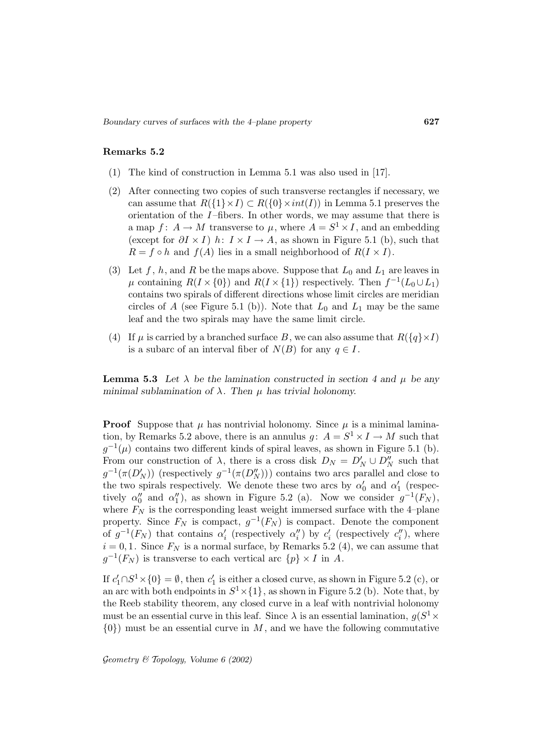**Remarks 5.2**

(1) The kind of construction in Lemma 5.1 was also used in [17].

(2) After connecting two copies of such transverse rectangles if necessary, we can assume that $R(\{1\}\times I) \subset R(\{0\}\times int(I))$ in Lemma 5.1 preserves the orientation of the $I$–fibers. In other words, we may assume that there is a map $f\colon A \to M$ transverse to $\mu$, where $A = S^1 \times I$, and an embedding (except for $\partial I \times I$) $h\colon I \times I \to A$, as shown in Figure 5.1 (b), such that $R = f \circ h$ and $f(A)$ lies in a small neighborhood of $R(I \times I)$.

(3) Let $f$, $h$, and $R$ be the maps above. Suppose that $L_0$ and $L_1$ are leaves in $\mu$ containing $R(I \times \{0\})$ and $R(I \times \{1\})$ respectively. Then $f^{-1}(L_0 \cup L_1)$ contains two spirals of different directions whose limit circles are meridian circles of $A$ (see Figure 5.1 (b)). Note that $L_0$ and $L_1$ may be the same leaf and the two spirals may have the same limit circle.

(4) If $\mu$ is carried by a branched surface $B$, we can also assume that $R(\{q\}\times I)$ is a subarc of an interval fiber of $N(B)$ for any $q \in I$.

**Lemma 5.3** *Let $\lambda$ be the lamination constructed in section 4 and $\mu$ be any minimal sublamination of $\lambda$. Then $\mu$ has trivial holonomy.*

**Proof** Suppose that $\mu$ has nontrivial holonomy. Since $\mu$ is a minimal lamination, by Remarks 5.2 above, there is an annulus $g\colon A = S^1 \times I \to M$ such that $g^{-1}(\mu)$ contains two different kinds of spiral leaves, as shown in Figure 5.1 (b). From our construction of $\lambda$, there is a cross disk $D_N = D'_N \cup D''_N$ such that $g^{-1}(\pi(D'_N))$ (respectively $g^{-1}(\pi(D''_N))$) contains two arcs parallel and close to the two spirals respectively. We denote these two arcs by $\alpha'_0$ and $\alpha'_1$ (respectively $\alpha''_0$ and $\alpha''_1$), as shown in Figure 5.2 (a). Now we consider $g^{-1}(F_N)$, where $F_N$ is the corresponding least weight immersed surface with the 4–plane property. Since $F_N$ is compact, $g^{-1}(F_N)$ is compact. Denote the component of $g^{-1}(F_N)$ that contains $\alpha'_i$ (respectively $\alpha''_i$) by $c'_i$ (respectively $c''_i$), where $i = 0, 1$. Since $F_N$ is a normal surface, by Remarks 5.2 (4), we can assume that $g^{-1}(F_N)$ is transverse to each vertical arc $\{p\} \times I$ in $A$.

If $c'_1 \cap S^1 \times \{0\} = \emptyset$, then $c'_1$ is either a closed curve, as shown in Figure 5.2 (c), or an arc with both endpoints in $S^1 \times \{1\}$, as shown in Figure 5.2 (b). Note that, by the Reeb stability theorem, any closed curve in a leaf with nontrivial holonomy must be an essential curve in this leaf. Since $\lambda$ is an essential lamination, $g(S^1 \times \{0\})$ must be an essential curve in $M$, and we have the following commutative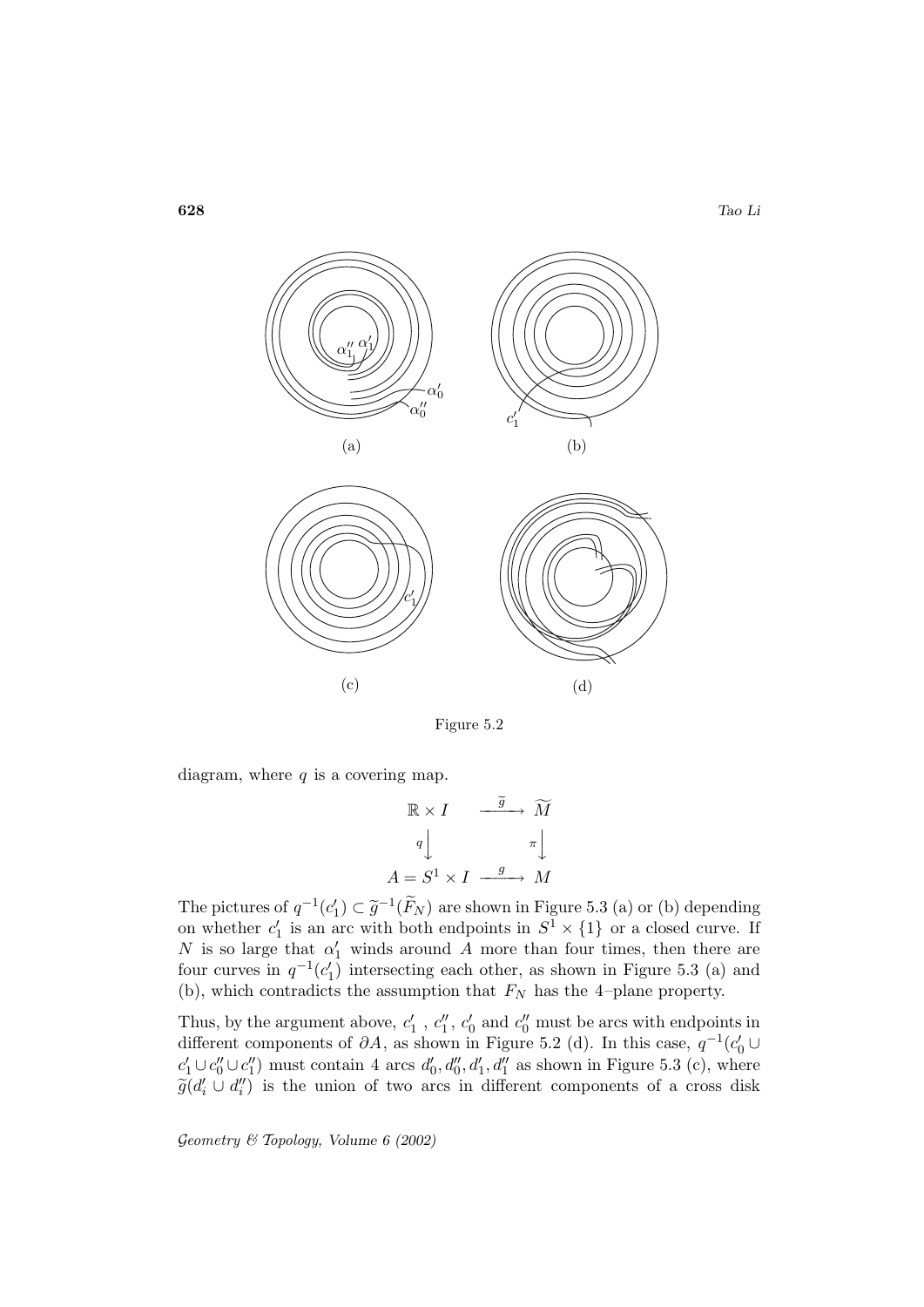(a)

(b)

(c)

(d)

Figure 5.2

diagram, where $q$ is a covering map.

$$\begin{array}{ccc} \mathbb{R} \times I & \xrightarrow{\widetilde{g}} & \widetilde{M} \\ q \big\downarrow & & \pi \big\downarrow \\ A = S^1 \times I & \xrightarrow{g} & M \end{array}$$

The pictures of $q^{-1}(c_1') \subset \widetilde{g}^{-1}(\widetilde{F}_N)$ are shown in Figure 5.3 (a) or (b) depending on whether $c_1'$ is an arc with both endpoints in $S^1 \times \{1\}$ or a closed curve. If $N$ is so large that $\alpha_1'$ winds around $A$ more than four times, then there are four curves in $q^{-1}(c_1')$ intersecting each other, as shown in Figure 5.3 (a) and (b), which contradicts the assumption that $F_N$ has the 4–plane property.

Thus, by the argument above, $c_1'$ , $c_1''$, $c_0'$ and $c_0''$ must be arcs with endpoints in different components of $\partial A$, as shown in Figure 5.2 (d). In this case, $q^{-1}(c_0' \cup c_1' \cup c_0'' \cup c_1'')$ must contain 4 arcs $d_0', d_0'', d_1', d_1''$ as shown in Figure 5.3 (c), where $\widetilde{g}(d_i' \cup d_i'')$ is the union of two arcs in different components of a cross disk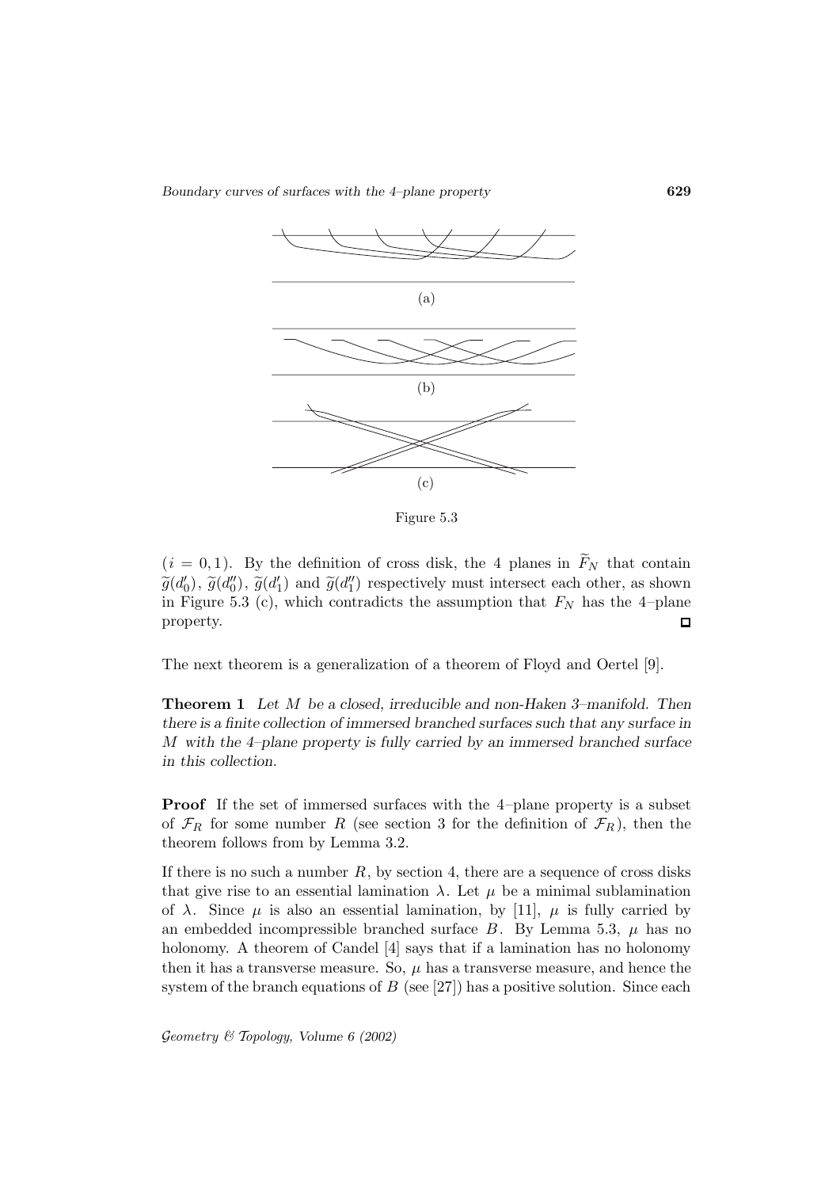(a)

(b)

(c)

Figure 5.3

$(i = 0, 1)$. By the definition of cross disk, the 4 planes in $\widetilde{F}_N$ that contain $\widetilde{g}(d_0')$, $\widetilde{g}(d_0'')$, $\widetilde{g}(d_1')$ and $\widetilde{g}(d_1'')$ respectively must intersect each other, as shown in Figure 5.3 (c), which contradicts the assumption that $F_N$ has the 4–plane property. □

The next theorem is a generalization of a theorem of Floyd and Oertel [9].

**Theorem 1** *Let $M$ be a closed, irreducible and non-Haken 3–manifold. Then there is a finite collection of immersed branched surfaces such that any surface in $M$ with the 4–plane property is fully carried by an immersed branched surface in this collection.*

**Proof** If the set of immersed surfaces with the 4–plane property is a subset of $\mathcal{F}_R$ for some number $R$ (see section 3 for the definition of $\mathcal{F}_R$), then the theorem follows from by Lemma 3.2.

If there is no such a number $R$, by section 4, there are a sequence of cross disks that give rise to an essential lamination $\lambda$. Let $\mu$ be a minimal sublamination of $\lambda$. Since $\mu$ is also an essential lamination, by [11], $\mu$ is fully carried by an embedded incompressible branched surface $B$. By Lemma 5.3, $\mu$ has no holonomy. A theorem of Candel [4] says that if a lamination has no holonomy then it has a transverse measure. So, $\mu$ has a transverse measure, and hence the system of the branch equations of $B$ (see [27]) has a positive solution. Since each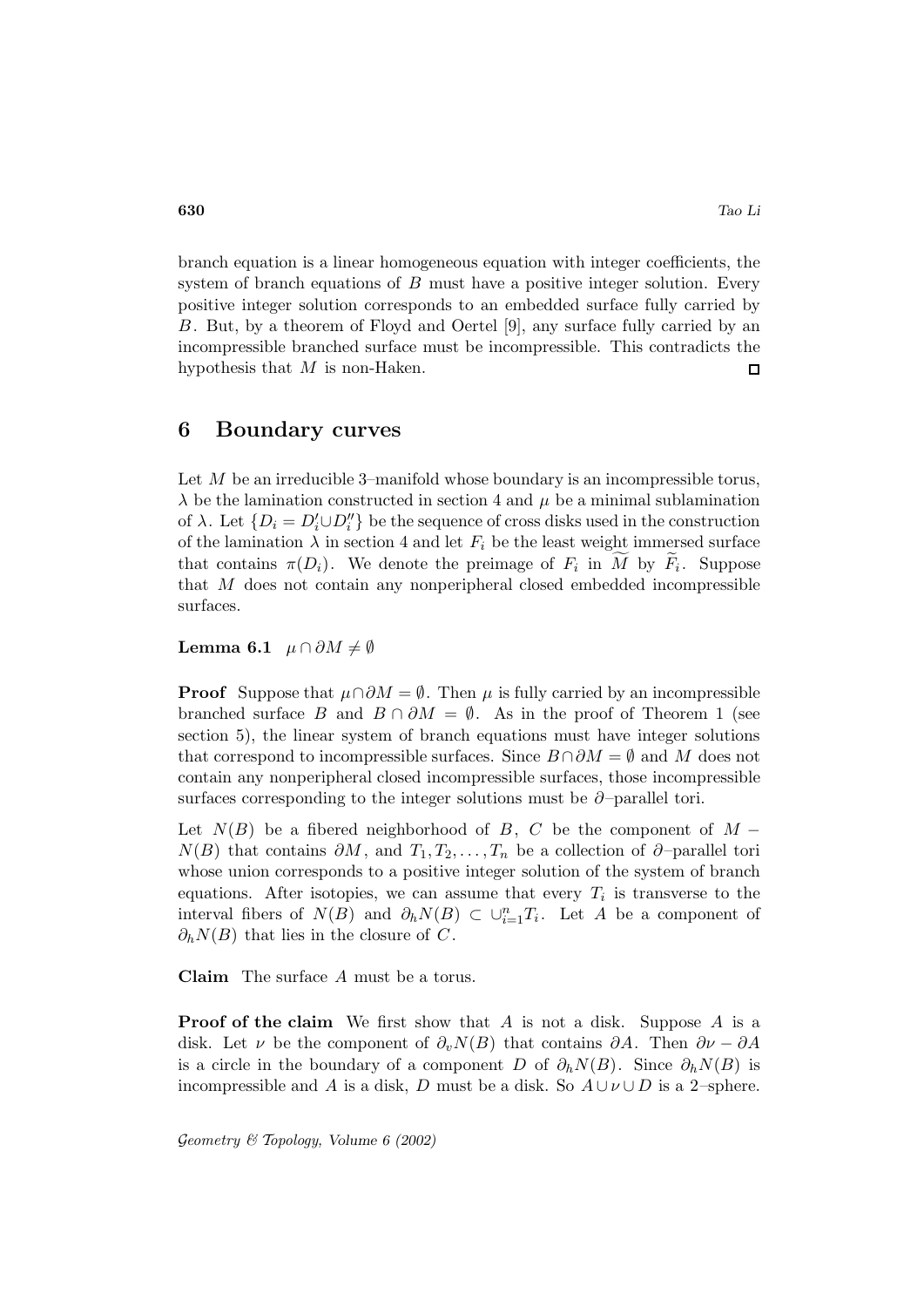branch equation is a linear homogeneous equation with integer coefficients, the system of branch equations of $B$ must have a positive integer solution. Every positive integer solution corresponds to an embedded surface fully carried by $B$. But, by a theorem of Floyd and Oertel [9], any surface fully carried by an incompressible branched surface must be incompressible. This contradicts the hypothesis that $M$ is non-Haken. $\square$

## 6 Boundary curves

Let $M$ be an irreducible 3–manifold whose boundary is an incompressible torus, $\lambda$ be the lamination constructed in section 4 and $\mu$ be a minimal sublamination of $\lambda$. Let $\{D_i = D_i' \cup D_i''\}$ be the sequence of cross disks used in the construction of the lamination $\lambda$ in section 4 and let $F_i$ be the least weight immersed surface that contains $\pi(D_i)$. We denote the preimage of $F_i$ in $\widetilde{M}$ by $\widetilde{F}_i$. Suppose that $M$ does not contain any nonperipheral closed embedded incompressible surfaces.

**Lemma 6.1** $\mu \cap \partial M \neq \emptyset$

**Proof** Suppose that $\mu \cap \partial M = \emptyset$. Then $\mu$ is fully carried by an incompressible branched surface $B$ and $B \cap \partial M = \emptyset$. As in the proof of Theorem 1 (see section 5), the linear system of branch equations must have integer solutions that correspond to incompressible surfaces. Since $B \cap \partial M = \emptyset$ and $M$ does not contain any nonperipheral closed incompressible surfaces, those incompressible surfaces corresponding to the integer solutions must be $\partial$–parallel tori.

Let $N(B)$ be a fibered neighborhood of $B$, $C$ be the component of $M - N(B)$ that contains $\partial M$, and $T_1, T_2, \ldots, T_n$ be a collection of $\partial$–parallel tori whose union corresponds to a positive integer solution of the system of branch equations. After isotopies, we can assume that every $T_i$ is transverse to the interval fibers of $N(B)$ and $\partial_h N(B) \subset \cup_{i=1}^n T_i$. Let $A$ be a component of $\partial_h N(B)$ that lies in the closure of $C$.

**Claim** The surface $A$ must be a torus.

**Proof of the claim** We first show that $A$ is not a disk. Suppose $A$ is a disk. Let $\nu$ be the component of $\partial_v N(B)$ that contains $\partial A$. Then $\partial\nu - \partial A$ is a circle in the boundary of a component $D$ of $\partial_h N(B)$. Since $\partial_h N(B)$ is incompressible and $A$ is a disk, $D$ must be a disk. So $A \cup \nu \cup D$ is a 2–sphere.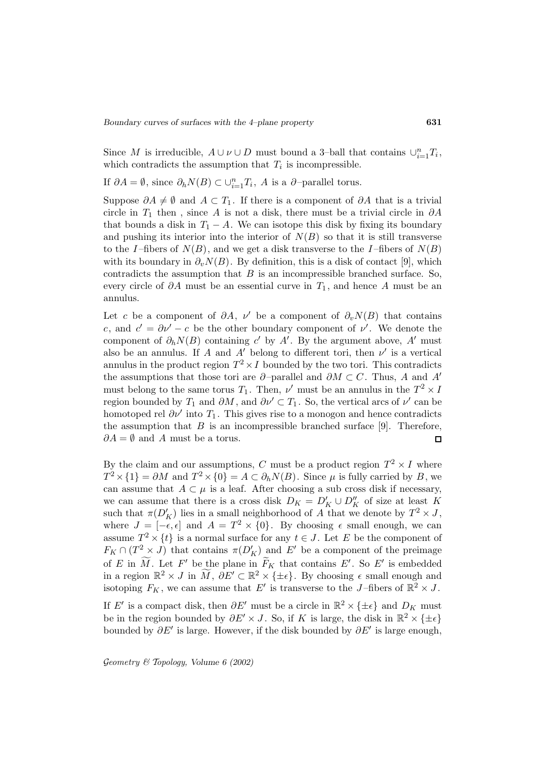Since $M$ is irreducible, $A \cup \nu \cup D$ must bound a 3–ball that contains $\cup_{i=1}^n T_i$, which contradicts the assumption that $T_i$ is incompressible.

If $\partial A = \emptyset$, since $\partial_h N(B) \subset \cup_{i=1}^n T_i$, $A$ is a $\partial$–parallel torus.

Suppose $\partial A \neq \emptyset$ and $A \subset T_1$. If there is a component of $\partial A$ that is a trivial circle in $T_1$ then , since $A$ is not a disk, there must be a trivial circle in $\partial A$ that bounds a disk in $T_1 - A$. We can isotope this disk by fixing its boundary and pushing its interior into the interior of $N(B)$ so that it is still transverse to the $I$–fibers of $N(B)$, and we get a disk transverse to the $I$–fibers of $N(B)$ with its boundary in $\partial_v N(B)$. By definition, this is a disk of contact [9], which contradicts the assumption that $B$ is an incompressible branched surface. So, every circle of $\partial A$ must be an essential curve in $T_1$, and hence $A$ must be an annulus.

Let $c$ be a component of $\partial A$, $\nu'$ be a component of $\partial_v N(B)$ that contains $c$, and $c' = \partial \nu' - c$ be the other boundary component of $\nu'$. We denote the component of $\partial_h N(B)$ containing $c'$ by $A'$. By the argument above, $A'$ must also be an annulus. If $A$ and $A'$ belong to different tori, then $\nu'$ is a vertical annulus in the product region $T^2 \times I$ bounded by the two tori. This contradicts the assumptions that those tori are $\partial$–parallel and $\partial M \subset C$. Thus, $A$ and $A'$ must belong to the same torus $T_1$. Then, $\nu'$ must be an annulus in the $T^2 \times I$ region bounded by $T_1$ and $\partial M$, and $\partial \nu' \subset T_1$. So, the vertical arcs of $\nu'$ can be homotoped rel $\partial \nu'$ into $T_1$. This gives rise to a monogon and hence contradicts the assumption that $B$ is an incompressible branched surface [9]. Therefore, $\partial A = \emptyset$ and $A$ must be a torus. $\square$

By the claim and our assumptions, $C$ must be a product region $T^2 \times I$ where $T^2 \times \{1\} = \partial M$ and $T^2 \times \{0\} = A \subset \partial_h N(B)$. Since $\mu$ is fully carried by $B$, we can assume that $A \subset \mu$ is a leaf. After choosing a sub cross disk if necessary, we can assume that there is a cross disk $D_K = D_K' \cup D_K''$ of size at least $K$ such that $\pi(D_K')$ lies in a small neighborhood of $A$ that we denote by $T^2 \times J$, where $J = [-\epsilon, \epsilon]$ and $A = T^2 \times \{0\}$. By choosing $\epsilon$ small enough, we can assume $T^2 \times \{t\}$ is a normal surface for any $t \in J$. Let $E$ be the component of $F_K \cap (T^2 \times J)$ that contains $\pi(D_K')$ and $E'$ be a component of the preimage of $E$ in $\widetilde{M}$. Let $F'$ be the plane in $\widetilde{F}_K$ that contains $E'$. So $E'$ is embedded in a region $\mathbb{R}^2 \times J$ in $\widetilde{M}$, $\partial E' \subset \mathbb{R}^2 \times \{\pm\epsilon\}$. By choosing $\epsilon$ small enough and isotoping $F_K$, we can assume that $E'$ is transverse to the $J$–fibers of $\mathbb{R}^2 \times J$.

If $E'$ is a compact disk, then $\partial E'$ must be a circle in $\mathbb{R}^2 \times \{\pm\epsilon\}$ and $D_K$ must be in the region bounded by $\partial E' \times J$. So, if $K$ is large, the disk in $\mathbb{R}^2 \times \{\pm\epsilon\}$ bounded by $\partial E'$ is large. However, if the disk bounded by $\partial E'$ is large enough,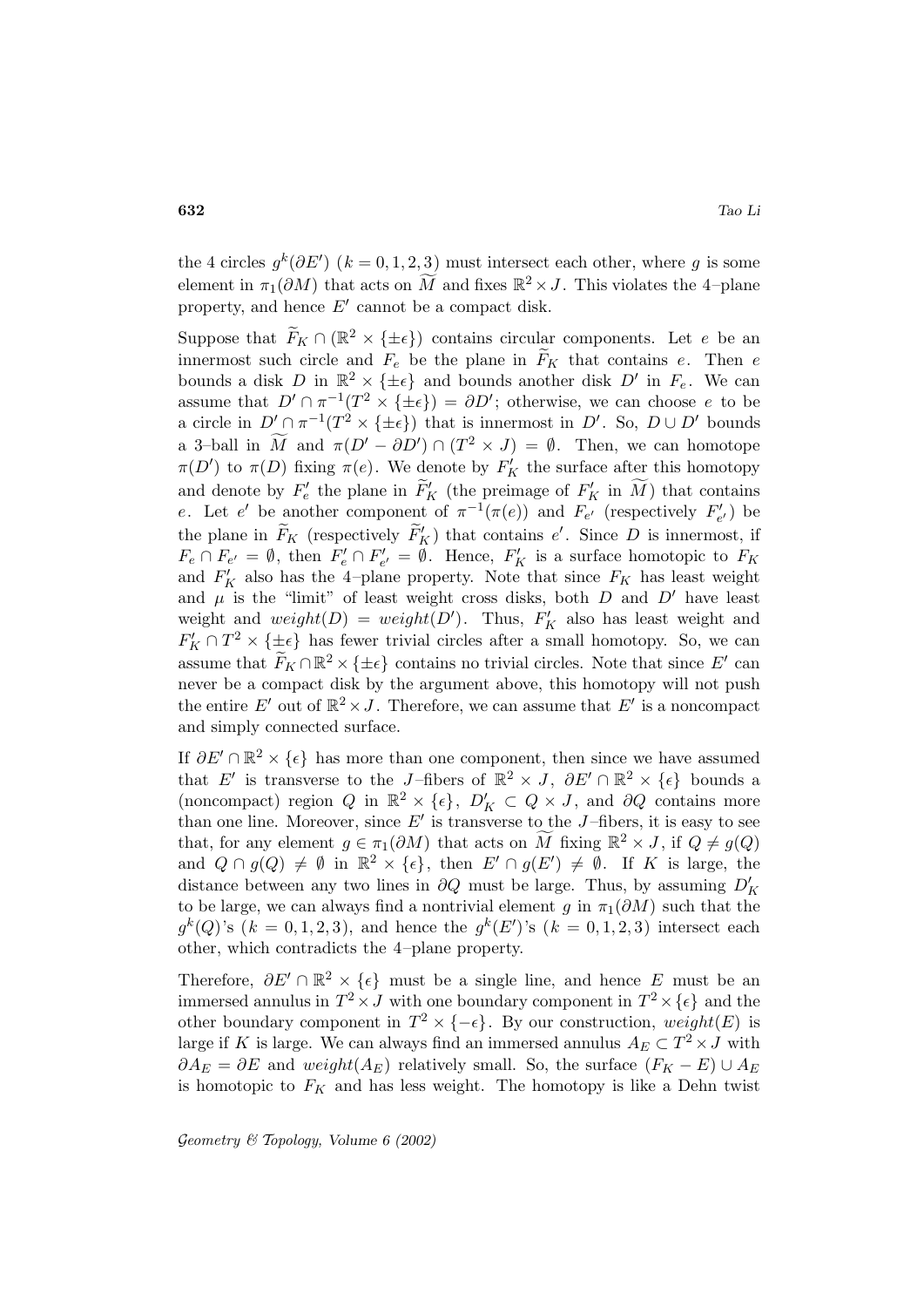the 4 circles $g^k(\partial E')$ $(k = 0, 1, 2, 3)$ must intersect each other, where $g$ is some element in $\pi_1(\partial M)$ that acts on $\widetilde{M}$ and fixes $\mathbb{R}^2 \times J$. This violates the 4–plane property, and hence $E'$ cannot be a compact disk.

Suppose that $\widetilde{F}_K \cap (\mathbb{R}^2 \times \{\pm\epsilon\})$ contains circular components. Let $e$ be an innermost such circle and $F_e$ be the plane in $\widetilde{F}_K$ that contains $e$. Then $e$ bounds a disk $D$ in $\mathbb{R}^2 \times \{\pm\epsilon\}$ and bounds another disk $D'$ in $F_e$. We can assume that $D' \cap \pi^{-1}(T^2 \times \{\pm\epsilon\}) = \partial D'$; otherwise, we can choose $e$ to be a circle in $D' \cap \pi^{-1}(T^2 \times \{\pm\epsilon\})$ that is innermost in $D'$. So, $D \cup D'$ bounds a 3–ball in $\widetilde{M}$ and $\pi(D' - \partial D') \cap (T^2 \times J) = \emptyset$. Then, we can homotope $\pi(D')$ to $\pi(D)$ fixing $\pi(e)$. We denote by $F'_K$ the surface after this homotopy and denote by $F'_e$ the plane in $\widetilde{F}'_K$ (the preimage of $F'_K$ in $\widetilde{M}$) that contains $e$. Let $e'$ be another component of $\pi^{-1}(\pi(e))$ and $F_{e'}$ (respectively $F'_{e'}$) be the plane in $\widetilde{F}_K$ (respectively $\widetilde{F}'_K$) that contains $e'$. Since $D$ is innermost, if $F_e \cap F_{e'} = \emptyset$, then $F'_e \cap F'_{e'} = \emptyset$. Hence, $F'_K$ is a surface homotopic to $F_K$ and $F'_K$ also has the 4–plane property. Note that since $F_K$ has least weight and $\mu$ is the "limit" of least weight cross disks, both $D$ and $D'$ have least weight and $weight(D) = weight(D')$. Thus, $F'_K$ also has least weight and $F'_K \cap T^2 \times \{\pm\epsilon\}$ has fewer trivial circles after a small homotopy. So, we can assume that $\widetilde{F}_K \cap \mathbb{R}^2 \times \{\pm\epsilon\}$ contains no trivial circles. Note that since $E'$ can never be a compact disk by the argument above, this homotopy will not push the entire $E'$ out of $\mathbb{R}^2 \times J$. Therefore, we can assume that $E'$ is a noncompact and simply connected surface.

If $\partial E' \cap \mathbb{R}^2 \times \{\epsilon\}$ has more than one component, then since we have assumed that $E'$ is transverse to the $J$–fibers of $\mathbb{R}^2 \times J$, $\partial E' \cap \mathbb{R}^2 \times \{\epsilon\}$ bounds a (noncompact) region $Q$ in $\mathbb{R}^2 \times \{\epsilon\}$, $D'_K \subset Q \times J$, and $\partial Q$ contains more than one line. Moreover, since $E'$ is transverse to the $J$–fibers, it is easy to see that, for any element $g \in \pi_1(\partial M)$ that acts on $\widetilde{M}$ fixing $\mathbb{R}^2 \times J$, if $Q \neq g(Q)$ and $Q \cap g(Q) \neq \emptyset$ in $\mathbb{R}^2 \times \{\epsilon\}$, then $E' \cap g(E') \neq \emptyset$. If $K$ is large, the distance between any two lines in $\partial Q$ must be large. Thus, by assuming $D'_K$ to be large, we can always find a nontrivial element $g$ in $\pi_1(\partial M)$ such that the $g^k(Q)$'s $(k = 0, 1, 2, 3)$, and hence the $g^k(E')$'s $(k = 0, 1, 2, 3)$ intersect each other, which contradicts the 4–plane property.

Therefore, $\partial E' \cap \mathbb{R}^2 \times \{\epsilon\}$ must be a single line, and hence $E$ must be an immersed annulus in $T^2 \times J$ with one boundary component in $T^2 \times \{\epsilon\}$ and the other boundary component in $T^2 \times \{-\epsilon\}$. By our construction, $weight(E)$ is large if $K$ is large. We can always find an immersed annulus $A_E \subset T^2 \times J$ with $\partial A_E = \partial E$ and $weight(A_E)$ relatively small. So, the surface $(F_K - E) \cup A_E$ is homotopic to $F_K$ and has less weight. The homotopy is like a Dehn twist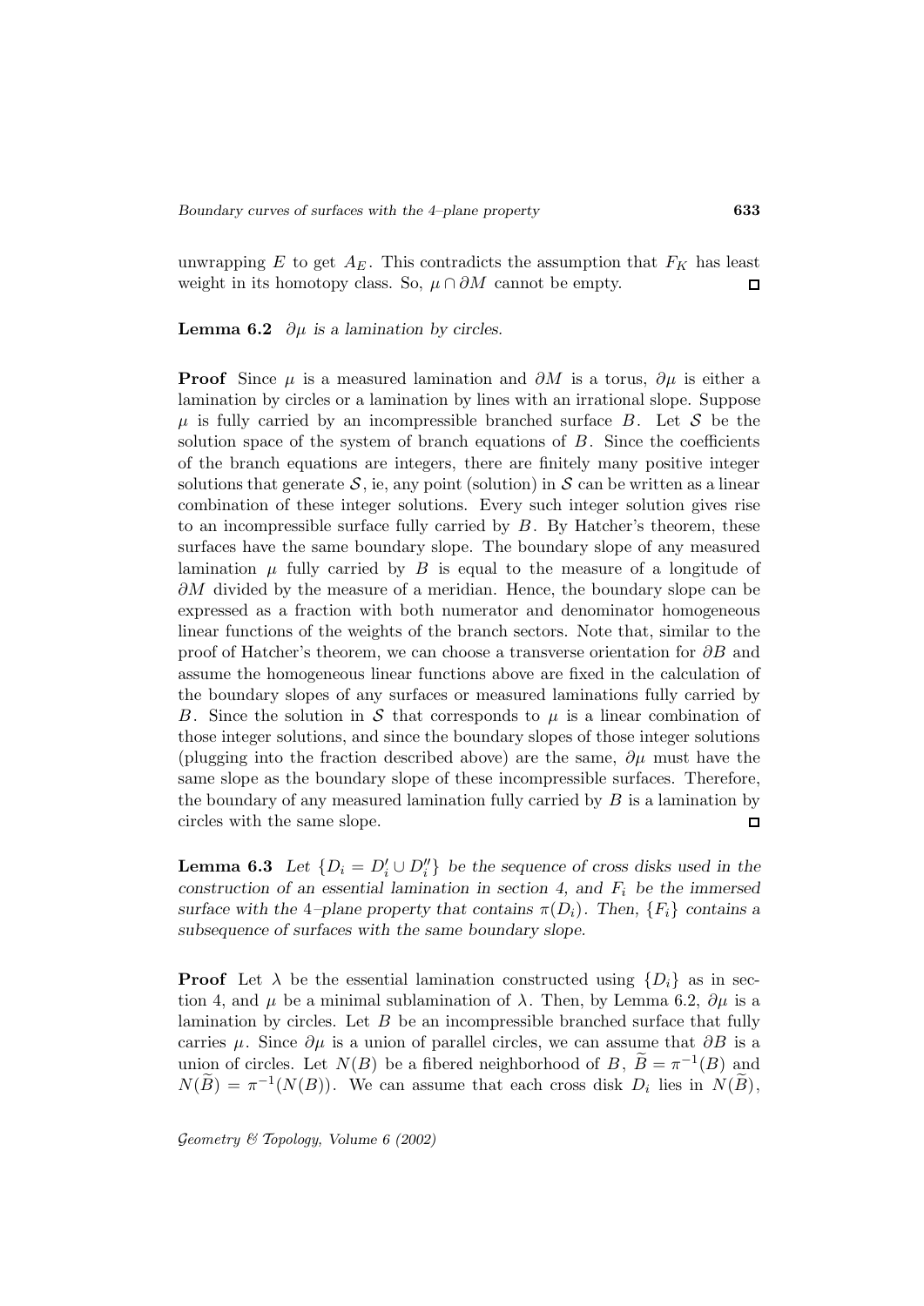unwrapping $E$ to get $A_E$. This contradicts the assumption that $F_K$ has least weight in its homotopy class. So, $\mu \cap \partial M$ cannot be empty. □

**Lemma 6.2** *$\partial\mu$ is a lamination by circles.*

**Proof** Since $\mu$ is a measured lamination and $\partial M$ is a torus, $\partial\mu$ is either a lamination by circles or a lamination by lines with an irrational slope. Suppose $\mu$ is fully carried by an incompressible branched surface $B$. Let $\mathcal{S}$ be the solution space of the system of branch equations of $B$. Since the coefficients of the branch equations are integers, there are finitely many positive integer solutions that generate $\mathcal{S}$, ie, any point (solution) in $\mathcal{S}$ can be written as a linear combination of these integer solutions. Every such integer solution gives rise to an incompressible surface fully carried by $B$. By Hatcher's theorem, these surfaces have the same boundary slope. The boundary slope of any measured lamination $\mu$ fully carried by $B$ is equal to the measure of a longitude of $\partial M$ divided by the measure of a meridian. Hence, the boundary slope can be expressed as a fraction with both numerator and denominator homogeneous linear functions of the weights of the branch sectors. Note that, similar to the proof of Hatcher's theorem, we can choose a transverse orientation for $\partial B$ and assume the homogeneous linear functions above are fixed in the calculation of the boundary slopes of any surfaces or measured laminations fully carried by $B$. Since the solution in $\mathcal{S}$ that corresponds to $\mu$ is a linear combination of those integer solutions, and since the boundary slopes of those integer solutions (plugging into the fraction described above) are the same, $\partial\mu$ must have the same slope as the boundary slope of these incompressible surfaces. Therefore, the boundary of any measured lamination fully carried by $B$ is a lamination by circles with the same slope. □

**Lemma 6.3** *Let $\{D_i = D_i' \cup D_i''\}$ be the sequence of cross disks used in the construction of an essential lamination in section 4, and $F_i$ be the immersed surface with the 4–plane property that contains $\pi(D_i)$. Then, $\{F_i\}$ contains a subsequence of surfaces with the same boundary slope.*

**Proof** Let $\lambda$ be the essential lamination constructed using $\{D_i\}$ as in section 4, and $\mu$ be a minimal sublamination of $\lambda$. Then, by Lemma 6.2, $\partial\mu$ is a lamination by circles. Let $B$ be an incompressible branched surface that fully carries $\mu$. Since $\partial\mu$ is a union of parallel circles, we can assume that $\partial B$ is a union of circles. Let $N(B)$ be a fibered neighborhood of $B$, $\widetilde{B} = \pi^{-1}(B)$ and $N(\widetilde{B}) = \pi^{-1}(N(B))$. We can assume that each cross disk $D_i$ lies in $N(\widetilde{B})$,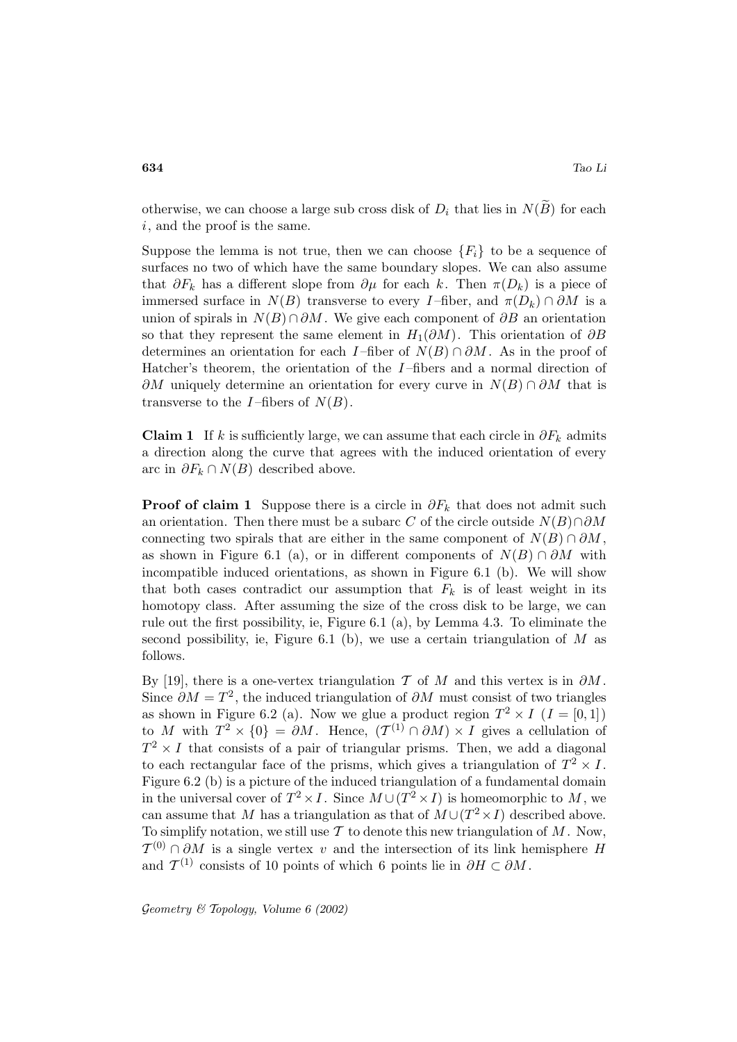otherwise, we can choose a large sub cross disk of $D_i$ that lies in $N(\widetilde{B})$ for each $i$, and the proof is the same.

Suppose the lemma is not true, then we can choose $\{F_i\}$ to be a sequence of surfaces no two of which have the same boundary slopes. We can also assume that $\partial F_k$ has a different slope from $\partial\mu$ for each $k$. Then $\pi(D_k)$ is a piece of immersed surface in $N(B)$ transverse to every $I$–fiber, and $\pi(D_k)\cap\partial M$ is a union of spirals in $N(B)\cap\partial M$. We give each component of $\partial B$ an orientation so that they represent the same element in $H_1(\partial M)$. This orientation of $\partial B$ determines an orientation for each $I$–fiber of $N(B)\cap\partial M$. As in the proof of Hatcher's theorem, the orientation of the $I$–fibers and a normal direction of $\partial M$ uniquely determine an orientation for every curve in $N(B)\cap\partial M$ that is transverse to the $I$–fibers of $N(B)$.

**Claim 1** If $k$ is sufficiently large, we can assume that each circle in $\partial F_k$ admits a direction along the curve that agrees with the induced orientation of every arc in $\partial F_k\cap N(B)$ described above.

**Proof of claim 1** Suppose there is a circle in $\partial F_k$ that does not admit such an orientation. Then there must be a subarc $C$ of the circle outside $N(B)\cap\partial M$ connecting two spirals that are either in the same component of $N(B)\cap\partial M$, as shown in Figure 6.1 (a), or in different components of $N(B)\cap\partial M$ with incompatible induced orientations, as shown in Figure 6.1 (b). We will show that both cases contradict our assumption that $F_k$ is of least weight in its homotopy class. After assuming the size of the cross disk to be large, we can rule out the first possibility, ie, Figure 6.1 (a), by Lemma 4.3. To eliminate the second possibility, ie, Figure 6.1 (b), we use a certain triangulation of $M$ as follows.

By [19], there is a one-vertex triangulation $\mathcal{T}$ of $M$ and this vertex is in $\partial M$. Since $\partial M = T^2$, the induced triangulation of $\partial M$ must consist of two triangles as shown in Figure 6.2 (a). Now we glue a product region $T^2\times I$ $(I=[0,1])$ to $M$ with $T^2\times\{0\}=\partial M$. Hence, $(\mathcal{T}^{(1)}\cap\partial M)\times I$ gives a cellulation of $T^2\times I$ that consists of a pair of triangular prisms. Then, we add a diagonal to each rectangular face of the prisms, which gives a triangulation of $T^2\times I$. Figure 6.2 (b) is a picture of the induced triangulation of a fundamental domain in the universal cover of $T^2\times I$. Since $M\cup(T^2\times I)$ is homeomorphic to $M$, we can assume that $M$ has a triangulation as that of $M\cup(T^2\times I)$ described above. To simplify notation, we still use $\mathcal{T}$ to denote this new triangulation of $M$. Now, $\mathcal{T}^{(0)}\cap\partial M$ is a single vertex $v$ and the intersection of its link hemisphere $H$ and $\mathcal{T}^{(1)}$ consists of 10 points of which 6 points lie in $\partial H\subset\partial M$.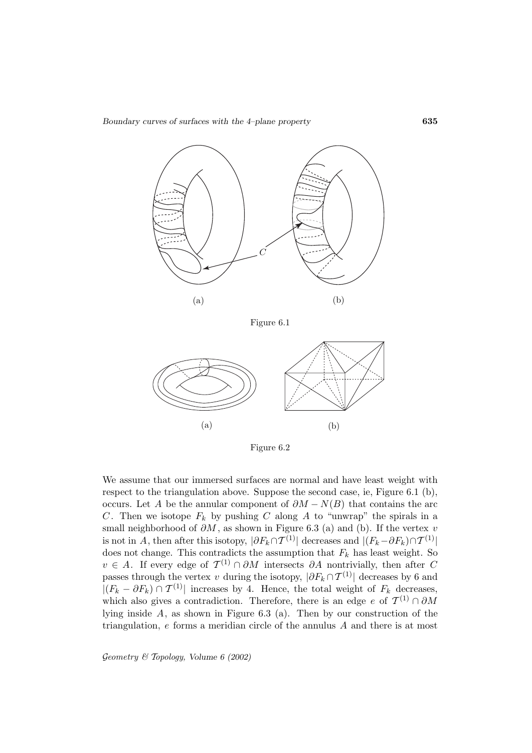(a)

(b)

Figure 6.1

(a)

(b)

Figure 6.2

We assume that our immersed surfaces are normal and have least weight with respect to the triangulation above. Suppose the second case, ie, Figure 6.1 (b), occurs. Let $A$ be the annular component of $\partial M - N(B)$ that contains the arc $C$. Then we isotope $F_k$ by pushing $C$ along $A$ to "unwrap" the spirals in a small neighborhood of $\partial M$, as shown in Figure 6.3 (a) and (b). If the vertex $v$ is not in $A$, then after this isotopy, $|\partial F_k \cap \mathcal{T}^{(1)}|$ decreases and $|(F_k - \partial F_k) \cap \mathcal{T}^{(1)}|$ does not change. This contradicts the assumption that $F_k$ has least weight. So $v \in A$. If every edge of $\mathcal{T}^{(1)} \cap \partial M$ intersects $\partial A$ nontrivially, then after $C$ passes through the vertex $v$ during the isotopy, $|\partial F_k \cap \mathcal{T}^{(1)}|$ decreases by 6 and $|(F_k - \partial F_k) \cap \mathcal{T}^{(1)}|$ increases by 4. Hence, the total weight of $F_k$ decreases, which also gives a contradiction. Therefore, there is an edge $e$ of $\mathcal{T}^{(1)} \cap \partial M$ lying inside $A$, as shown in Figure 6.3 (a). Then by our construction of the triangulation, $e$ forms a meridian circle of the annulus $A$ and there is at most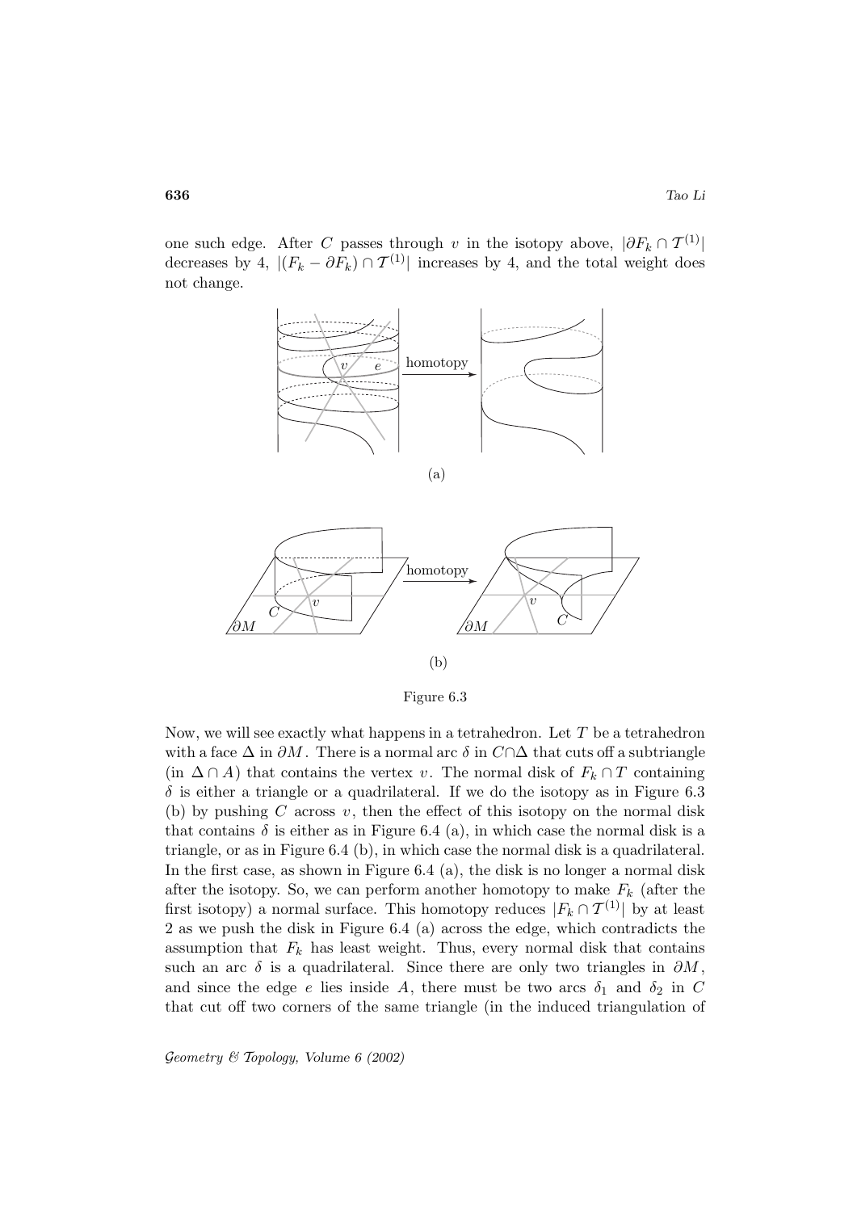one such edge. After $C$ passes through $v$ in the isotopy above, $|\partial F_k \cap \mathcal{T}^{(1)}|$ decreases by 4, $|(F_k - \partial F_k) \cap \mathcal{T}^{(1)}|$ increases by 4, and the total weight does not change.

(a)

(b)

Figure 6.3

Now, we will see exactly what happens in a tetrahedron. Let $T$ be a tetrahedron with a face $\Delta$ in $\partial M$. There is a normal arc $\delta$ in $C \cap \Delta$ that cuts off a subtriangle (in $\Delta \cap A$) that contains the vertex $v$. The normal disk of $F_k \cap T$ containing $\delta$ is either a triangle or a quadrilateral. If we do the isotopy as in Figure 6.3 (b) by pushing $C$ across $v$, then the effect of this isotopy on the normal disk that contains $\delta$ is either as in Figure 6.4 (a), in which case the normal disk is a triangle, or as in Figure 6.4 (b), in which case the normal disk is a quadrilateral. In the first case, as shown in Figure 6.4 (a), the disk is no longer a normal disk after the isotopy. So, we can perform another homotopy to make $F_k$ (after the first isotopy) a normal surface. This homotopy reduces $|F_k \cap \mathcal{T}^{(1)}|$ by at least 2 as we push the disk in Figure 6.4 (a) across the edge, which contradicts the assumption that $F_k$ has least weight. Thus, every normal disk that contains such an arc $\delta$ is a quadrilateral. Since there are only two triangles in $\partial M$, and since the edge $e$ lies inside $A$, there must be two arcs $\delta_1$ and $\delta_2$ in $C$ that cut off two corners of the same triangle (in the induced triangulation of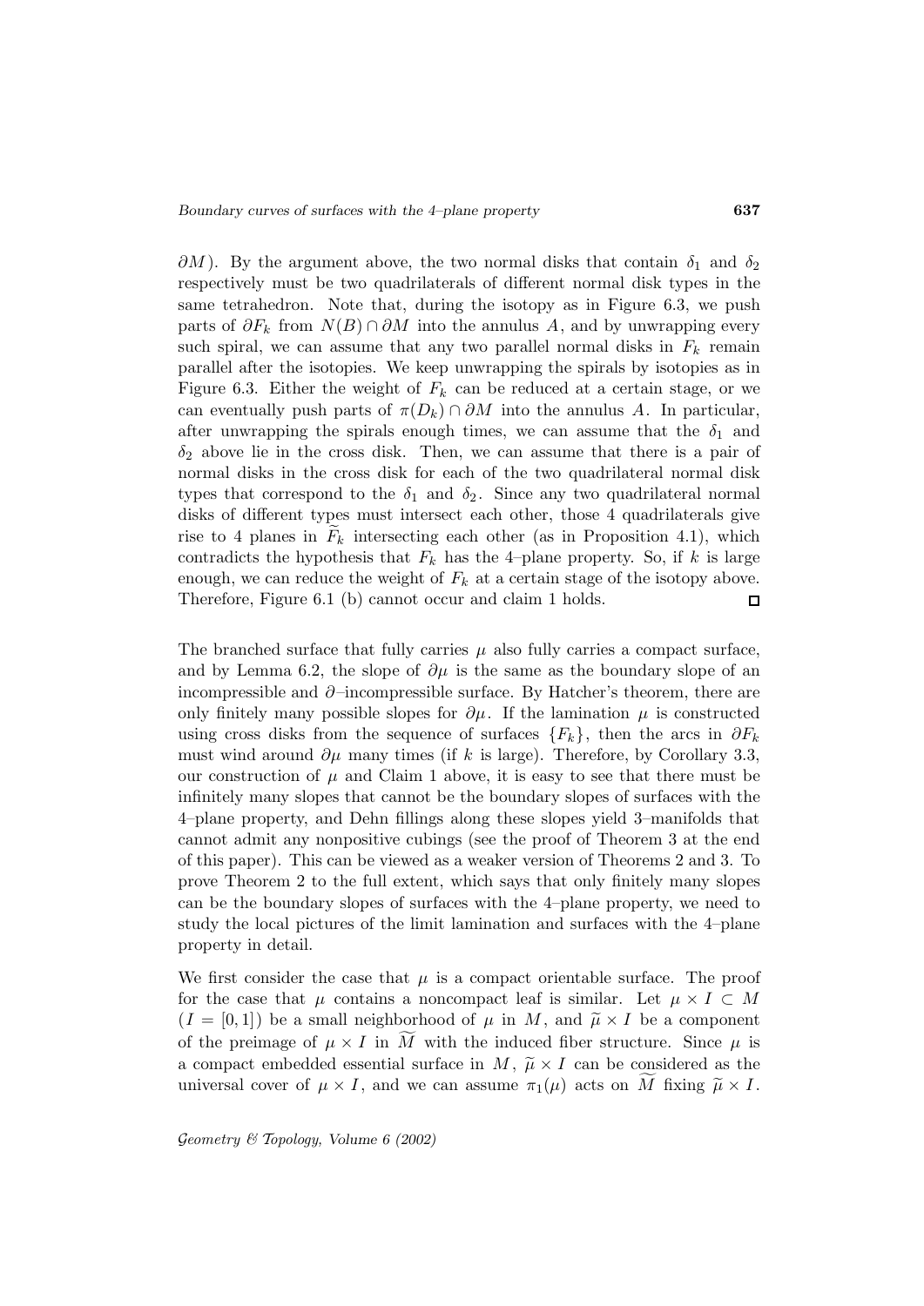$\partial M$). By the argument above, the two normal disks that contain $\delta_1$ and $\delta_2$ respectively must be two quadrilaterals of different normal disk types in the same tetrahedron. Note that, during the isotopy as in Figure 6.3, we push parts of $\partial F_k$ from $N(B) \cap \partial M$ into the annulus $A$, and by unwrapping every such spiral, we can assume that any two parallel normal disks in $F_k$ remain parallel after the isotopies. We keep unwrapping the spirals by isotopies as in Figure 6.3. Either the weight of $F_k$ can be reduced at a certain stage, or we can eventually push parts of $\pi(D_k) \cap \partial M$ into the annulus $A$. In particular, after unwrapping the spirals enough times, we can assume that the $\delta_1$ and $\delta_2$ above lie in the cross disk. Then, we can assume that there is a pair of normal disks in the cross disk for each of the two quadrilateral normal disk types that correspond to the $\delta_1$ and $\delta_2$. Since any two quadrilateral normal disks of different types must intersect each other, those 4 quadrilaterals give rise to 4 planes in $\widetilde{F}_k$ intersecting each other (as in Proposition 4.1), which contradicts the hypothesis that $F_k$ has the 4–plane property. So, if $k$ is large enough, we can reduce the weight of $F_k$ at a certain stage of the isotopy above. Therefore, Figure 6.1 (b) cannot occur and claim 1 holds. □

The branched surface that fully carries $\mu$ also fully carries a compact surface, and by Lemma 6.2, the slope of $\partial\mu$ is the same as the boundary slope of an incompressible and $\partial$–incompressible surface. By Hatcher's theorem, there are only finitely many possible slopes for $\partial\mu$. If the lamination $\mu$ is constructed using cross disks from the sequence of surfaces $\{F_k\}$, then the arcs in $\partial F_k$ must wind around $\partial\mu$ many times (if $k$ is large). Therefore, by Corollary 3.3, our construction of $\mu$ and Claim 1 above, it is easy to see that there must be infinitely many slopes that cannot be the boundary slopes of surfaces with the 4–plane property, and Dehn fillings along these slopes yield 3–manifolds that cannot admit any nonpositive cubings (see the proof of Theorem 3 at the end of this paper). This can be viewed as a weaker version of Theorems 2 and 3. To prove Theorem 2 to the full extent, which says that only finitely many slopes can be the boundary slopes of surfaces with the 4–plane property, we need to study the local pictures of the limit lamination and surfaces with the 4–plane property in detail.

We first consider the case that $\mu$ is a compact orientable surface. The proof for the case that $\mu$ contains a noncompact leaf is similar. Let $\mu \times I \subset M$ ($I = [0, 1]$) be a small neighborhood of $\mu$ in $M$, and $\widetilde{\mu} \times I$ be a component of the preimage of $\mu \times I$ in $\widetilde{M}$ with the induced fiber structure. Since $\mu$ is a compact embedded essential surface in $M$, $\widetilde{\mu} \times I$ can be considered as the universal cover of $\mu \times I$, and we can assume $\pi_1(\mu)$ acts on $\widetilde{M}$ fixing $\widetilde{\mu} \times I$.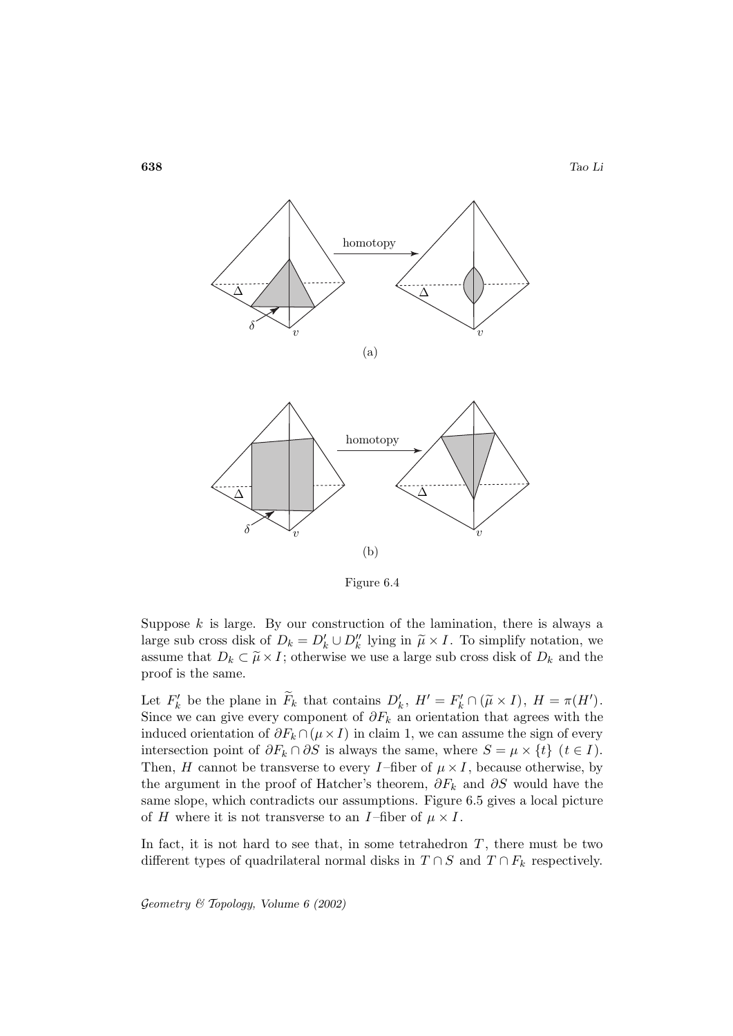homotopy

(a)

homotopy

(b)

Figure 6.4

Suppose $k$ is large. By our construction of the lamination, there is always a large sub cross disk of $D_k = D_k' \cup D_k''$ lying in $\widetilde{\mu} \times I$. To simplify notation, we assume that $D_k \subset \widetilde{\mu} \times I$; otherwise we use a large sub cross disk of $D_k$ and the proof is the same.

Let $F_k'$ be the plane in $\widetilde{F}_k$ that contains $D_k'$, $H' = F_k' \cap (\widetilde{\mu} \times I)$, $H = \pi(H')$. Since we can give every component of $\partial F_k$ an orientation that agrees with the induced orientation of $\partial F_k \cap (\mu \times I)$ in claim 1, we can assume the sign of every intersection point of $\partial F_k \cap \partial S$ is always the same, where $S = \mu \times \{t\}$ $(t \in I)$. Then, $H$ cannot be transverse to every $I$–fiber of $\mu \times I$, because otherwise, by the argument in the proof of Hatcher's theorem, $\partial F_k$ and $\partial S$ would have the same slope, which contradicts our assumptions. Figure 6.5 gives a local picture of $H$ where it is not transverse to an $I$–fiber of $\mu \times I$.

In fact, it is not hard to see that, in some tetrahedron $T$, there must be two different types of quadrilateral normal disks in $T \cap S$ and $T \cap F_k$ respectively.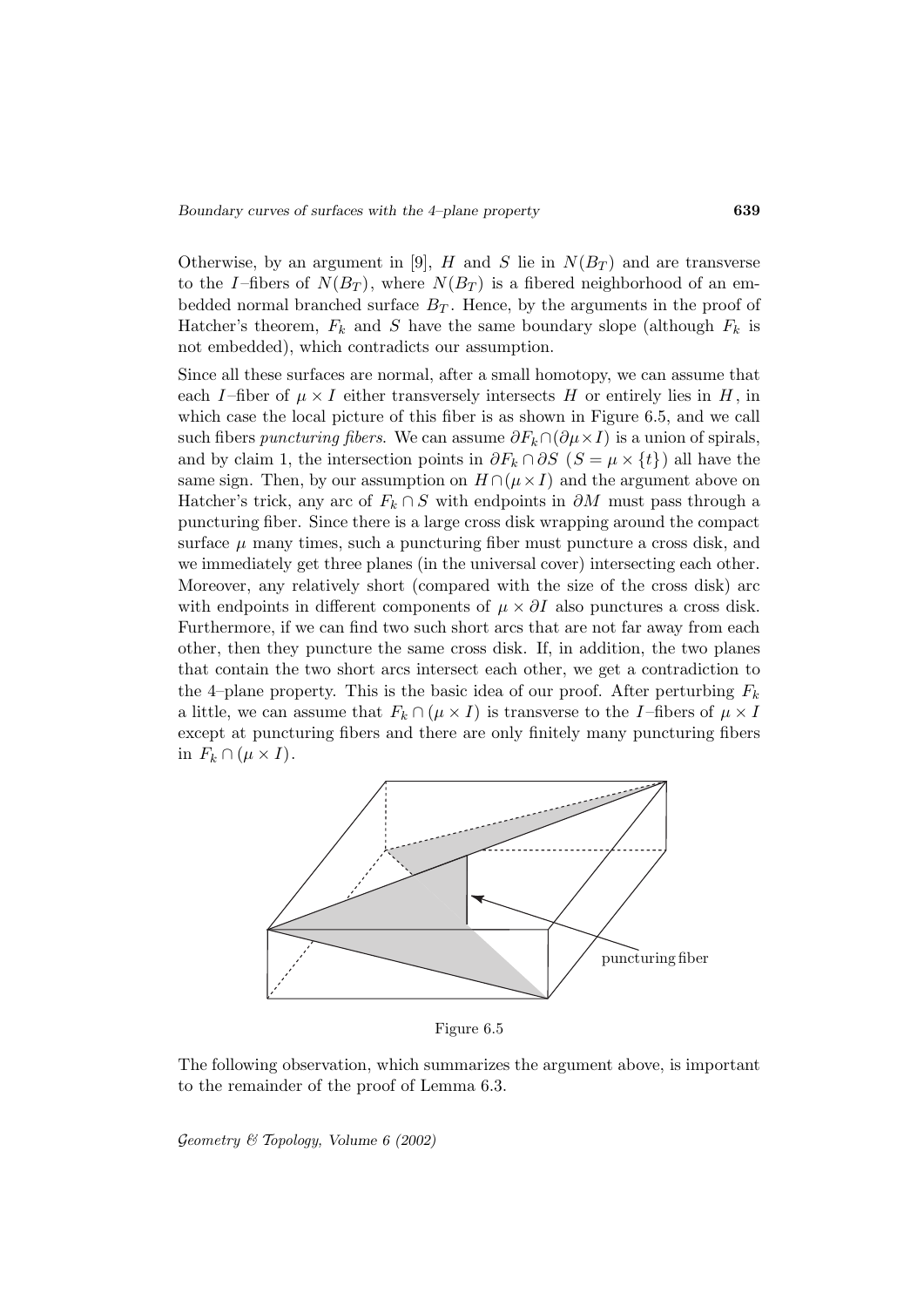Otherwise, by an argument in [9], $H$ and $S$ lie in $N(B_T)$ and are transverse to the $I$–fibers of $N(B_T)$, where $N(B_T)$ is a fibered neighborhood of an embedded normal branched surface $B_T$. Hence, by the arguments in the proof of Hatcher's theorem, $F_k$ and $S$ have the same boundary slope (although $F_k$ is not embedded), which contradicts our assumption.

Since all these surfaces are normal, after a small homotopy, we can assume that each $I$–fiber of $\mu \times I$ either transversely intersects $H$ or entirely lies in $H$, in which case the local picture of this fiber is as shown in Figure 6.5, and we call such fibers *puncturing fibers*. We can assume $\partial F_k \cap (\partial\mu \times I)$ is a union of spirals, and by claim 1, the intersection points in $\partial F_k \cap \partial S$ ($S = \mu \times \{t\}$) all have the same sign. Then, by our assumption on $H \cap (\mu \times I)$ and the argument above on Hatcher's trick, any arc of $F_k \cap S$ with endpoints in $\partial M$ must pass through a puncturing fiber. Since there is a large cross disk wrapping around the compact surface $\mu$ many times, such a puncturing fiber must puncture a cross disk, and we immediately get three planes (in the universal cover) intersecting each other. Moreover, any relatively short (compared with the size of the cross disk) arc with endpoints in different components of $\mu \times \partial I$ also punctures a cross disk. Furthermore, if we can find two such short arcs that are not far away from each other, then they puncture the same cross disk. If, in addition, the two planes that contain the two short arcs intersect each other, we get a contradiction to the 4–plane property. This is the basic idea of our proof. After perturbing $F_k$ a little, we can assume that $F_k \cap (\mu \times I)$ is transverse to the $I$–fibers of $\mu \times I$ except at puncturing fibers and there are only finitely many puncturing fibers in $F_k \cap (\mu \times I)$.

puncturing fiber

Figure 6.5

The following observation, which summarizes the argument above, is important to the remainder of the proof of Lemma 6.3.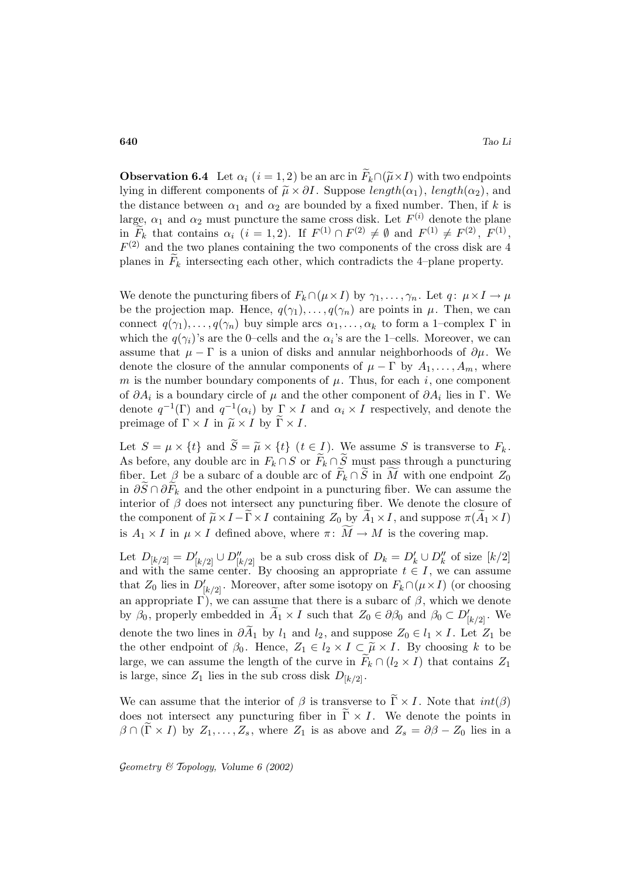**Observation 6.4** Let $\alpha_i$ $(i = 1, 2)$ be an arc in $\widetilde{F}_k \cap (\widetilde{\mu} \times I)$ with two endpoints lying in different components of $\widetilde{\mu} \times \partial I$. Suppose $length(\alpha_1)$, $length(\alpha_2)$, and the distance between $\alpha_1$ and $\alpha_2$ are bounded by a fixed number. Then, if $k$ is large, $\alpha_1$ and $\alpha_2$ must puncture the same cross disk. Let $F^{(i)}$ denote the plane in $\widetilde{F}_k$ that contains $\alpha_i$ $(i = 1, 2)$. If $F^{(1)} \cap F^{(2)} \neq \emptyset$ and $F^{(1)} \neq F^{(2)}$, $F^{(1)}$, $F^{(2)}$ and the two planes containing the two components of the cross disk are 4 planes in $\widetilde{F}_k$ intersecting each other, which contradicts the 4–plane property.

We denote the puncturing fibers of $F_k \cap (\mu \times I)$ by $\gamma_1, \dots, \gamma_n$. Let $q\colon \mu \times I \to \mu$ be the projection map. Hence, $q(\gamma_1), \dots, q(\gamma_n)$ are points in $\mu$. Then, we can connect $q(\gamma_1), \dots, q(\gamma_n)$ buy simple arcs $\alpha_1, \dots, \alpha_k$ to form a 1–complex $\Gamma$ in which the $q(\gamma_i)$'s are the 0–cells and the $\alpha_i$'s are the 1–cells. Moreover, we can assume that $\mu - \Gamma$ is a union of disks and annular neighborhoods of $\partial\mu$. We denote the closure of the annular components of $\mu - \Gamma$ by $A_1, \dots, A_m$, where $m$ is the number boundary components of $\mu$. Thus, for each $i$, one component of $\partial A_i$ is a boundary circle of $\mu$ and the other component of $\partial A_i$ lies in $\Gamma$. We denote $q^{-1}(\Gamma)$ and $q^{-1}(\alpha_i)$ by $\Gamma \times I$ and $\alpha_i \times I$ respectively, and denote the preimage of $\Gamma \times I$ in $\widetilde{\mu} \times I$ by $\widetilde{\Gamma} \times I$.

Let $S = \mu \times \{t\}$ and $\widetilde{S} = \widetilde{\mu} \times \{t\}$ $(t \in I)$. We assume $S$ is transverse to $F_k$. As before, any double arc in $F_k \cap S$ or $\widetilde{F}_k \cap \widetilde{S}$ must pass through a puncturing fiber. Let $\beta$ be a subarc of a double arc of $\widetilde{F}_k \cap \widetilde{S}$ in $\widetilde{M}$ with one endpoint $Z_0$ in $\partial\widetilde{S} \cap \partial\widetilde{F}_k$ and the other endpoint in a puncturing fiber. We can assume the interior of $\beta$ does not intersect any puncturing fiber. We denote the closure of the component of $\widetilde{\mu} \times I - \widetilde{\Gamma} \times I$ containing $Z_0$ by $\widetilde{A}_1 \times I$, and suppose $\pi(\widetilde{A}_1 \times I)$ is $A_1 \times I$ in $\mu \times I$ defined above, where $\pi\colon \widetilde{M} \to M$ is the covering map.

Let $D_{[k/2]} = D'_{[k/2]} \cup D''_{[k/2]}$ be a sub cross disk of $D_k = D'_k \cup D''_k$ of size $[k/2]$ and with the same center. By choosing an appropriate $t \in I$, we can assume that $Z_0$ lies in $D'_{[k/2]}$. Moreover, after some isotopy on $F_k \cap (\mu \times I)$ (or choosing an appropriate $\Gamma$), we can assume that there is a subarc of $\beta$, which we denote by $\beta_0$, properly embedded in $\widetilde{A}_1 \times I$ such that $Z_0 \in \partial\beta_0$ and $\beta_0 \subset D'_{[k/2]}$. We denote the two lines in $\partial\widetilde{A}_1$ by $l_1$ and $l_2$, and suppose $Z_0 \in l_1 \times I$. Let $Z_1$ be the other endpoint of $\beta_0$. Hence, $Z_1 \in l_2 \times I \subset \widetilde{\mu} \times I$. By choosing $k$ to be large, we can assume the length of the curve in $\widetilde{F}_k \cap (l_2 \times I)$ that contains $Z_1$ is large, since $Z_1$ lies in the sub cross disk $D_{[k/2]}$.

We can assume that the interior of $\beta$ is transverse to $\widetilde{\Gamma} \times I$. Note that $int(\beta)$ does not intersect any puncturing fiber in $\widetilde{\Gamma} \times I$. We denote the points in $\beta \cap (\widetilde{\Gamma} \times I)$ by $Z_1, \dots, Z_s$, where $Z_1$ is as above and $Z_s = \partial\beta - Z_0$ lies in a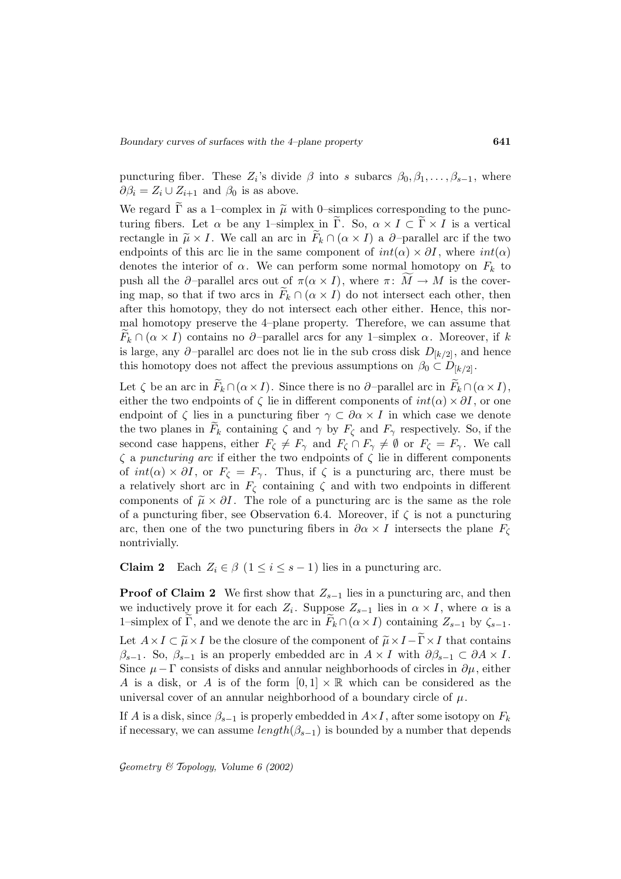puncturing fiber. These $Z_i$'s divide $\beta$ into $s$ subarcs $\beta_0, \beta_1, \ldots, \beta_{s-1}$, where $\partial\beta_i = Z_i \cup Z_{i+1}$ and $\beta_0$ is as above.

We regard $\widetilde{\Gamma}$ as a 1–complex in $\widetilde{\mu}$ with 0–simplices corresponding to the puncturing fibers. Let $\alpha$ be any 1–simplex in $\widetilde{\Gamma}$. So, $\alpha \times I \subset \widetilde{\Gamma} \times I$ is a vertical rectangle in $\widetilde{\mu} \times I$. We call an arc in $\widetilde{F}_k \cap (\alpha \times I)$ a $\partial$–parallel arc if the two endpoints of this arc lie in the same component of $int(\alpha) \times \partial I$, where $int(\alpha)$ denotes the interior of $\alpha$. We can perform some normal homotopy on $F_k$ to push all the $\partial$–parallel arcs out of $\pi(\alpha \times I)$, where $\pi\colon \widetilde{M} \to M$ is the covering map, so that if two arcs in $\widetilde{F}_k \cap (\alpha \times I)$ do not intersect each other, then after this homotopy, they do not intersect each other either. Hence, this normal homotopy preserve the 4–plane property. Therefore, we can assume that $\widetilde{F}_k \cap (\alpha \times I)$ contains no $\partial$–parallel arcs for any 1–simplex $\alpha$. Moreover, if $k$ is large, any $\partial$–parallel arc does not lie in the sub cross disk $D_{[k/2]}$, and hence this homotopy does not affect the previous assumptions on $\beta_0 \subset D_{[k/2]}$.

Let $\zeta$ be an arc in $\widetilde{F}_k \cap (\alpha \times I)$. Since there is no $\partial$–parallel arc in $\widetilde{F}_k \cap (\alpha \times I)$, either the two endpoints of $\zeta$ lie in different components of $int(\alpha) \times \partial I$, or one endpoint of $\zeta$ lies in a puncturing fiber $\gamma \subset \partial\alpha \times I$ in which case we denote the two planes in $\widetilde{F}_k$ containing $\zeta$ and $\gamma$ by $F_\zeta$ and $F_\gamma$ respectively. So, if the second case happens, either $F_\zeta \neq F_\gamma$ and $F_\zeta \cap F_\gamma \neq \emptyset$ or $F_\zeta = F_\gamma$. We call $\zeta$ a *puncturing arc* if either the two endpoints of $\zeta$ lie in different components of $int(\alpha) \times \partial I$, or $F_\zeta = F_\gamma$. Thus, if $\zeta$ is a puncturing arc, there must be a relatively short arc in $F_\zeta$ containing $\zeta$ and with two endpoints in different components of $\widetilde{\mu} \times \partial I$. The role of a puncturing arc is the same as the role of a puncturing fiber, see Observation 6.4. Moreover, if $\zeta$ is not a puncturing arc, then one of the two puncturing fibers in $\partial\alpha \times I$ intersects the plane $F_\zeta$ nontrivially.

**Claim 2** Each $Z_i \in \beta$ $(1 \leq i \leq s-1)$ lies in a puncturing arc.

**Proof of Claim 2** We first show that $Z_{s-1}$ lies in a puncturing arc, and then we inductively prove it for each $Z_i$. Suppose $Z_{s-1}$ lies in $\alpha \times I$, where $\alpha$ is a 1–simplex of $\widetilde{\Gamma}$, and we denote the arc in $\widetilde{F}_k \cap (\alpha \times I)$ containing $Z_{s-1}$ by $\zeta_{s-1}$.

Let $A \times I \subset \widetilde{\mu} \times I$ be the closure of the component of $\widetilde{\mu} \times I - \widetilde{\Gamma} \times I$ that contains $\beta_{s-1}$. So, $\beta_{s-1}$ is an properly embedded arc in $A \times I$ with $\partial\beta_{s-1} \subset \partial A \times I$. Since $\mu - \Gamma$ consists of disks and annular neighborhoods of circles in $\partial\mu$, either $A$ is a disk, or $A$ is of the form $[0,1] \times \mathbb{R}$ which can be considered as the universal cover of an annular neighborhood of a boundary circle of $\mu$.

If $A$ is a disk, since $\beta_{s-1}$ is properly embedded in $A \times I$, after some isotopy on $F_k$ if necessary, we can assume $length(\beta_{s-1})$ is bounded by a number that depends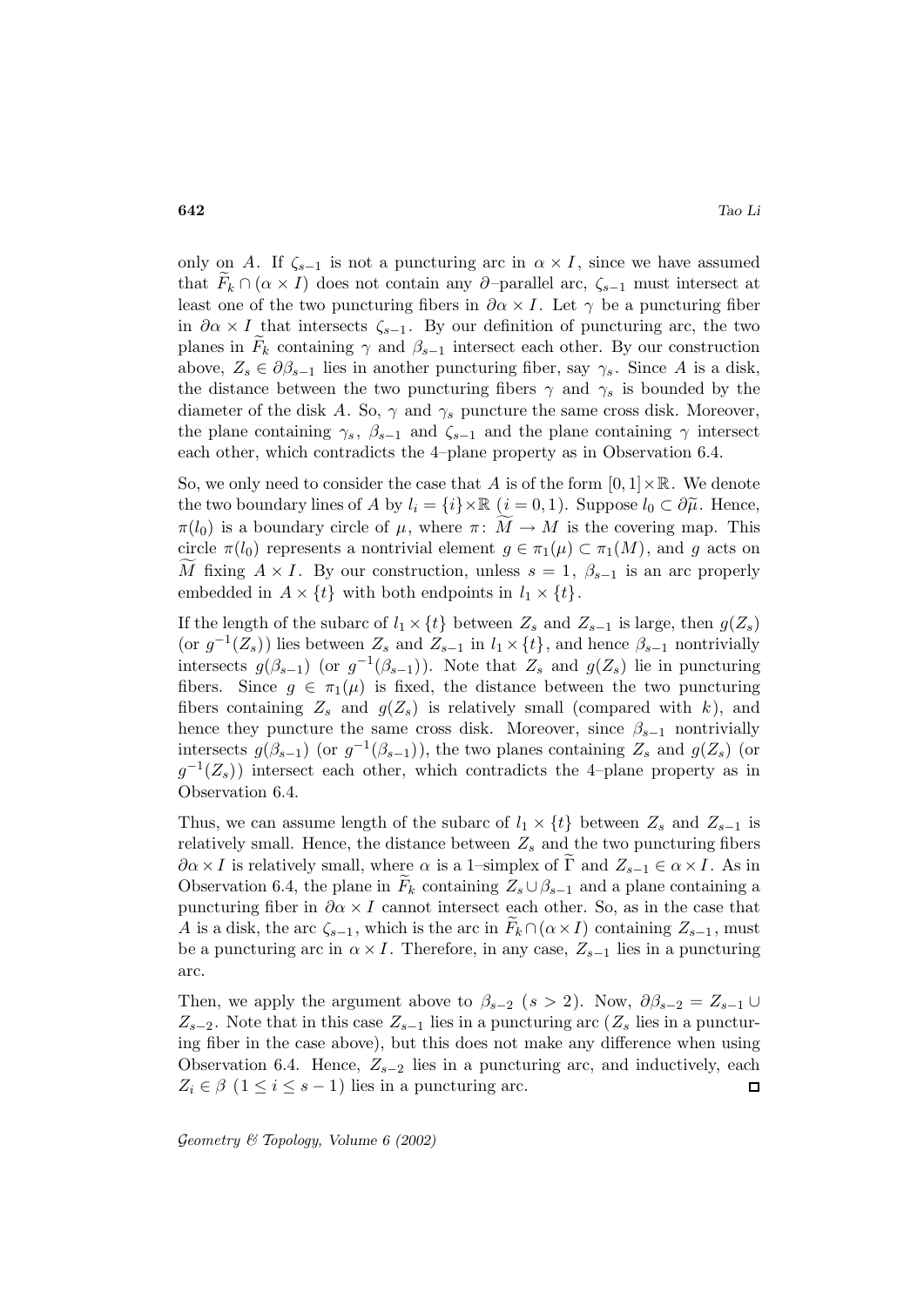only on $A$. If $\zeta_{s-1}$ is not a puncturing arc in $\alpha \times I$, since we have assumed that $\widetilde{F}_k \cap (\alpha \times I)$ does not contain any $\partial$–parallel arc, $\zeta_{s-1}$ must intersect at least one of the two puncturing fibers in $\partial\alpha \times I$. Let $\gamma$ be a puncturing fiber in $\partial\alpha \times I$ that intersects $\zeta_{s-1}$. By our definition of puncturing arc, the two planes in $\widetilde{F}_k$ containing $\gamma$ and $\beta_{s-1}$ intersect each other. By our construction above, $Z_s \in \partial\beta_{s-1}$ lies in another puncturing fiber, say $\gamma_s$. Since $A$ is a disk, the distance between the two puncturing fibers $\gamma$ and $\gamma_s$ is bounded by the diameter of the disk $A$. So, $\gamma$ and $\gamma_s$ puncture the same cross disk. Moreover, the plane containing $\gamma_s$, $\beta_{s-1}$ and $\zeta_{s-1}$ and the plane containing $\gamma$ intersect each other, which contradicts the 4–plane property as in Observation 6.4.

So, we only need to consider the case that $A$ is of the form $[0,1]\times\mathbb{R}$. We denote the two boundary lines of $A$ by $l_i = \{i\}\times\mathbb{R}$ $(i = 0, 1)$. Suppose $l_0 \subset \partial\widetilde{\mu}$. Hence, $\pi(l_0)$ is a boundary circle of $\mu$, where $\pi\colon\ \widetilde{M} \to M$ is the covering map. This circle $\pi(l_0)$ represents a nontrivial element $g \in \pi_1(\mu) \subset \pi_1(M)$, and $g$ acts on $\widetilde{M}$ fixing $A \times I$. By our construction, unless $s = 1$, $\beta_{s-1}$ is an arc properly embedded in $A \times \{t\}$ with both endpoints in $l_1 \times \{t\}$.

If the length of the subarc of $l_1 \times \{t\}$ between $Z_s$ and $Z_{s-1}$ is large, then $g(Z_s)$ (or $g^{-1}(Z_s)$) lies between $Z_s$ and $Z_{s-1}$ in $l_1 \times \{t\}$, and hence $\beta_{s-1}$ nontrivially intersects $g(\beta_{s-1})$ (or $g^{-1}(\beta_{s-1})$). Note that $Z_s$ and $g(Z_s)$ lie in puncturing fibers. Since $g \in \pi_1(\mu)$ is fixed, the distance between the two puncturing fibers containing $Z_s$ and $g(Z_s)$ is relatively small (compared with $k$), and hence they puncture the same cross disk. Moreover, since $\beta_{s-1}$ nontrivially intersects $g(\beta_{s-1})$ (or $g^{-1}(\beta_{s-1})$), the two planes containing $Z_s$ and $g(Z_s)$ (or $g^{-1}(Z_s)$) intersect each other, which contradicts the 4–plane property as in Observation 6.4.

Thus, we can assume length of the subarc of $l_1 \times \{t\}$ between $Z_s$ and $Z_{s-1}$ is relatively small. Hence, the distance between $Z_s$ and the two puncturing fibers $\partial\alpha \times I$ is relatively small, where $\alpha$ is a 1–simplex of $\widetilde{\Gamma}$ and $Z_{s-1} \in \alpha \times I$. As in Observation 6.4, the plane in $\widetilde{F}_k$ containing $Z_s \cup \beta_{s-1}$ and a plane containing a puncturing fiber in $\partial\alpha \times I$ cannot intersect each other. So, as in the case that $A$ is a disk, the arc $\zeta_{s-1}$, which is the arc in $\widetilde{F}_k \cap (\alpha \times I)$ containing $Z_{s-1}$, must be a puncturing arc in $\alpha \times I$. Therefore, in any case, $Z_{s-1}$ lies in a puncturing arc.

Then, we apply the argument above to $\beta_{s-2}$ $(s > 2)$. Now, $\partial\beta_{s-2} = Z_{s-1} \cup Z_{s-2}$. Note that in this case $Z_{s-1}$ lies in a puncturing arc ($Z_s$ lies in a puncturing fiber in the case above), but this does not make any difference when using Observation 6.4. Hence, $Z_{s-2}$ lies in a puncturing arc, and inductively, each $Z_i \in \beta$ $(1 \le i \le s-1)$ lies in a puncturing arc. $\square$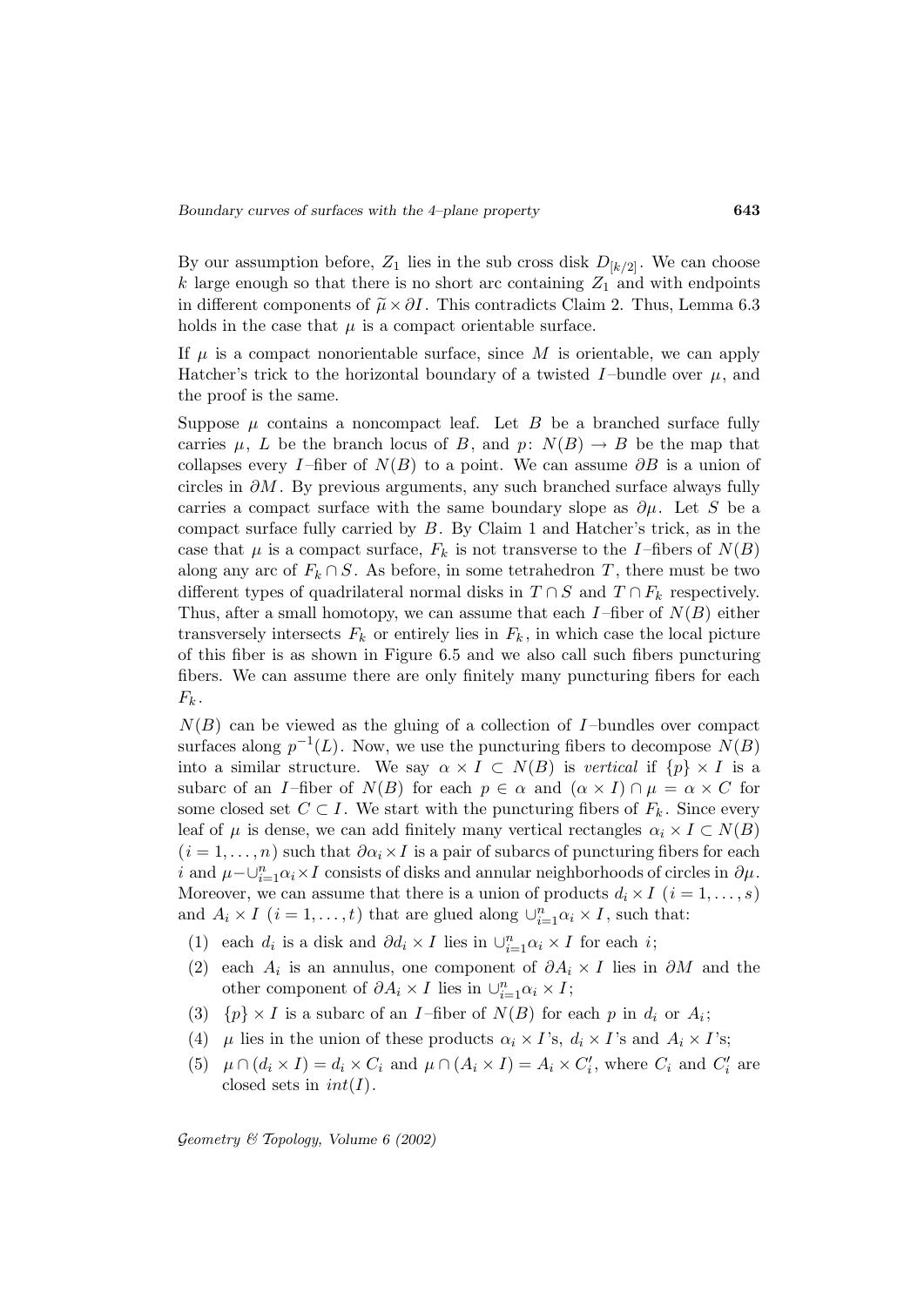By our assumption before, $Z_1$ lies in the sub cross disk $D_{[k/2]}$. We can choose $k$ large enough so that there is no short arc containing $Z_1$ and with endpoints in different components of $\widetilde{\mu} \times \partial I$. This contradicts Claim 2. Thus, Lemma 6.3 holds in the case that $\mu$ is a compact orientable surface.

If $\mu$ is a compact nonorientable surface, since $M$ is orientable, we can apply Hatcher's trick to the horizontal boundary of a twisted $I$–bundle over $\mu$, and the proof is the same.

Suppose $\mu$ contains a noncompact leaf. Let $B$ be a branched surface fully carries $\mu$, $L$ be the branch locus of $B$, and $p\colon N(B) \to B$ be the map that collapses every $I$–fiber of $N(B)$ to a point. We can assume $\partial B$ is a union of circles in $\partial M$. By previous arguments, any such branched surface always fully carries a compact surface with the same boundary slope as $\partial\mu$. Let $S$ be a compact surface fully carried by $B$. By Claim 1 and Hatcher's trick, as in the case that $\mu$ is a compact surface, $F_k$ is not transverse to the $I$–fibers of $N(B)$ along any arc of $F_k \cap S$. As before, in some tetrahedron $T$, there must be two different types of quadrilateral normal disks in $T \cap S$ and $T \cap F_k$ respectively. Thus, after a small homotopy, we can assume that each $I$–fiber of $N(B)$ either transversely intersects $F_k$ or entirely lies in $F_k$, in which case the local picture of this fiber is as shown in Figure 6.5 and we also call such fibers puncturing fibers. We can assume there are only finitely many puncturing fibers for each $F_k$.

$N(B)$ can be viewed as the gluing of a collection of $I$–bundles over compact surfaces along $p^{-1}(L)$. Now, we use the puncturing fibers to decompose $N(B)$ into a similar structure. We say $\alpha \times I \subset N(B)$ is *vertical* if $\{p\} \times I$ is a subarc of an $I$–fiber of $N(B)$ for each $p \in \alpha$ and $(\alpha \times I) \cap \mu = \alpha \times C$ for some closed set $C \subset I$. We start with the puncturing fibers of $F_k$. Since every leaf of $\mu$ is dense, we can add finitely many vertical rectangles $\alpha_i \times I \subset N(B)$ $(i = 1, \dots, n)$ such that $\partial\alpha_i \times I$ is a pair of subarcs of puncturing fibers for each $i$ and $\mu - \cup_{i=1}^{n}\alpha_i \times I$ consists of disks and annular neighborhoods of circles in $\partial\mu$. Moreover, we can assume that there is a union of products $d_i \times I$ $(i = 1, \dots, s)$ and $A_i \times I$ $(i = 1, \dots, t)$ that are glued along $\cup_{i=1}^{n}\alpha_i \times I$, such that:

1. each $d_i$ is a disk and $\partial d_i \times I$ lies in $\cup_{i=1}^{n}\alpha_i \times I$ for each $i$;
2. each $A_i$ is an annulus, one component of $\partial A_i \times I$ lies in $\partial M$ and the other component of $\partial A_i \times I$ lies in $\cup_{i=1}^{n}\alpha_i \times I$;
3. $\{p\} \times I$ is a subarc of an $I$–fiber of $N(B)$ for each $p$ in $d_i$ or $A_i$;
4. $\mu$ lies in the union of these products $\alpha_i \times I$'s, $d_i \times I$'s and $A_i \times I$'s;
5. $\mu \cap (d_i \times I) = d_i \times C_i$ and $\mu \cap (A_i \times I) = A_i \times C_i'$, where $C_i$ and $C_i'$ are closed sets in $int(I)$.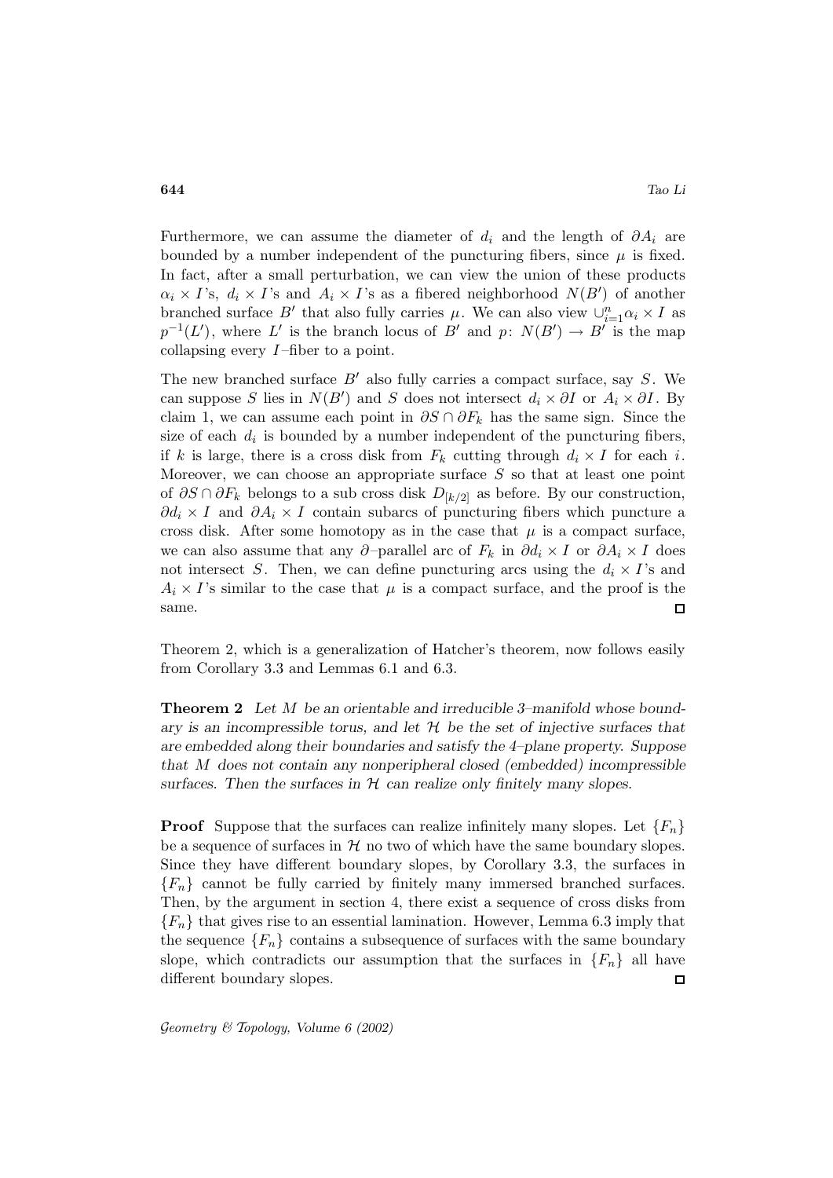Furthermore, we can assume the diameter of $d_i$ and the length of $\partial A_i$ are bounded by a number independent of the puncturing fibers, since $\mu$ is fixed. In fact, after a small perturbation, we can view the union of these products $\alpha_i \times I$'s, $d_i \times I$'s and $A_i \times I$'s as a fibered neighborhood $N(B')$ of another branched surface $B'$ that also fully carries $\mu$. We can also view $\cup_{i=1}^{n} \alpha_i \times I$ as $p^{-1}(L')$, where $L'$ is the branch locus of $B'$ and $p\colon N(B') \to B'$ is the map collapsing every $I$–fiber to a point.

The new branched surface $B'$ also fully carries a compact surface, say $S$. We can suppose $S$ lies in $N(B')$ and $S$ does not intersect $d_i \times \partial I$ or $A_i \times \partial I$. By claim 1, we can assume each point in $\partial S \cap \partial F_k$ has the same sign. Since the size of each $d_i$ is bounded by a number independent of the puncturing fibers, if $k$ is large, there is a cross disk from $F_k$ cutting through $d_i \times I$ for each $i$. Moreover, we can choose an appropriate surface $S$ so that at least one point of $\partial S \cap \partial F_k$ belongs to a sub cross disk $D_{[k/2]}$ as before. By our construction, $\partial d_i \times I$ and $\partial A_i \times I$ contain subarcs of puncturing fibers which puncture a cross disk. After some homotopy as in the case that $\mu$ is a compact surface, we can also assume that any $\partial$–parallel arc of $F_k$ in $\partial d_i \times I$ or $\partial A_i \times I$ does not intersect $S$. Then, we can define puncturing arcs using the $d_i \times I$'s and $A_i \times I$'s similar to the case that $\mu$ is a compact surface, and the proof is the same. □

Theorem 2, which is a generalization of Hatcher's theorem, now follows easily from Corollary 3.3 and Lemmas 6.1 and 6.3.

**Theorem 2** *Let $M$ be an orientable and irreducible 3–manifold whose boundary is an incompressible torus, and let $\mathcal{H}$ be the set of injective surfaces that are embedded along their boundaries and satisfy the 4–plane property. Suppose that $M$ does not contain any nonperipheral closed (embedded) incompressible surfaces. Then the surfaces in $\mathcal{H}$ can realize only finitely many slopes.*

**Proof** Suppose that the surfaces can realize infinitely many slopes. Let $\{F_n\}$ be a sequence of surfaces in $\mathcal{H}$ no two of which have the same boundary slopes. Since they have different boundary slopes, by Corollary 3.3, the surfaces in $\{F_n\}$ cannot be fully carried by finitely many immersed branched surfaces. Then, by the argument in section 4, there exist a sequence of cross disks from $\{F_n\}$ that gives rise to an essential lamination. However, Lemma 6.3 imply that the sequence $\{F_n\}$ contains a subsequence of surfaces with the same boundary slope, which contradicts our assumption that the surfaces in $\{F_n\}$ all have different boundary slopes. □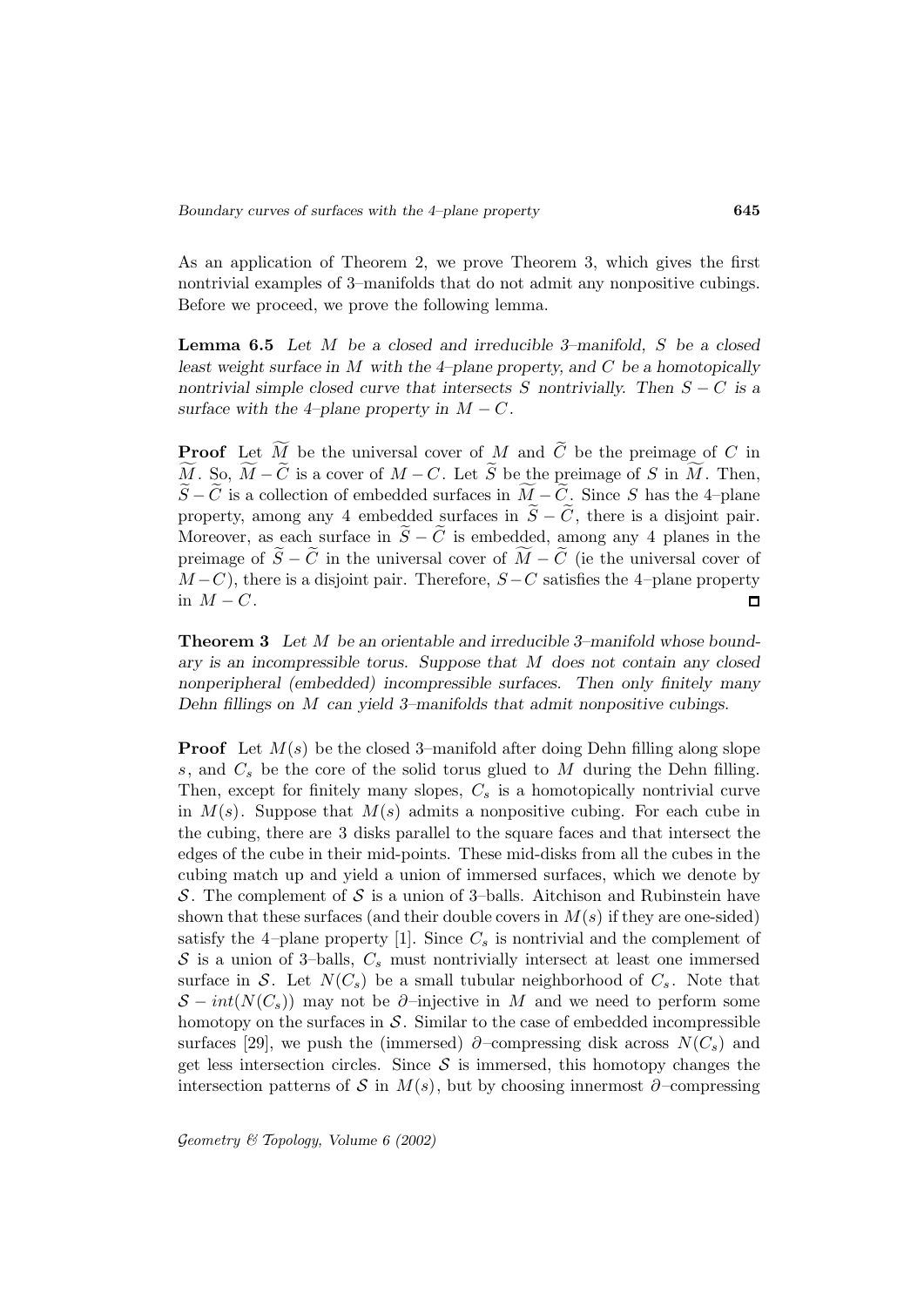As an application of Theorem 2, we prove Theorem 3, which gives the first nontrivial examples of 3–manifolds that do not admit any nonpositive cubings. Before we proceed, we prove the following lemma.

**Lemma 6.5** *Let $M$ be a closed and irreducible 3–manifold, $S$ be a closed least weight surface in $M$ with the 4–plane property, and $C$ be a homotopically nontrivial simple closed curve that intersects $S$ nontrivially. Then $S - C$ is a surface with the 4–plane property in $M - C$.*

**Proof** Let $\widetilde{M}$ be the universal cover of $M$ and $\widetilde{C}$ be the preimage of $C$ in $\widetilde{M}$. So, $\widetilde{M} - \widetilde{C}$ is a cover of $M - C$. Let $\widetilde{S}$ be the preimage of $S$ in $\widetilde{M}$. Then, $\widetilde{S} - \widetilde{C}$ is a collection of embedded surfaces in $\widetilde{M} - \widetilde{C}$. Since $S$ has the 4–plane property, among any 4 embedded surfaces in $\widetilde{S} - \widetilde{C}$, there is a disjoint pair. Moreover, as each surface in $\widetilde{S} - \widetilde{C}$ is embedded, among any 4 planes in the preimage of $\widetilde{S} - \widetilde{C}$ in the universal cover of $\widetilde{M} - \widetilde{C}$ (ie the universal cover of $M - C$), there is a disjoint pair. Therefore, $S - C$ satisfies the 4–plane property in $M - C$. □

**Theorem 3** *Let $M$ be an orientable and irreducible 3–manifold whose boundary is an incompressible torus. Suppose that $M$ does not contain any closed nonperipheral (embedded) incompressible surfaces. Then only finitely many Dehn fillings on $M$ can yield 3–manifolds that admit nonpositive cubings.*

**Proof** Let $M(s)$ be the closed 3–manifold after doing Dehn filling along slope $s$, and $C_s$ be the core of the solid torus glued to $M$ during the Dehn filling. Then, except for finitely many slopes, $C_s$ is a homotopically nontrivial curve in $M(s)$. Suppose that $M(s)$ admits a nonpositive cubing. For each cube in the cubing, there are 3 disks parallel to the square faces and that intersect the edges of the cube in their mid-points. These mid-disks from all the cubes in the cubing match up and yield a union of immersed surfaces, which we denote by $\mathcal{S}$. The complement of $\mathcal{S}$ is a union of 3–balls. Aitchison and Rubinstein have shown that these surfaces (and their double covers in $M(s)$ if they are one-sided) satisfy the 4–plane property [1]. Since $C_s$ is nontrivial and the complement of $\mathcal{S}$ is a union of 3–balls, $C_s$ must nontrivially intersect at least one immersed surface in $\mathcal{S}$. Let $N(C_s)$ be a small tubular neighborhood of $C_s$. Note that $\mathcal{S} - int(N(C_s))$ may not be $\partial$–injective in $M$ and we need to perform some homotopy on the surfaces in $\mathcal{S}$. Similar to the case of embedded incompressible surfaces [29], we push the (immersed) $\partial$–compressing disk across $N(C_s)$ and get less intersection circles. Since $\mathcal{S}$ is immersed, this homotopy changes the intersection patterns of $\mathcal{S}$ in $M(s)$, but by choosing innermost $\partial$–compressing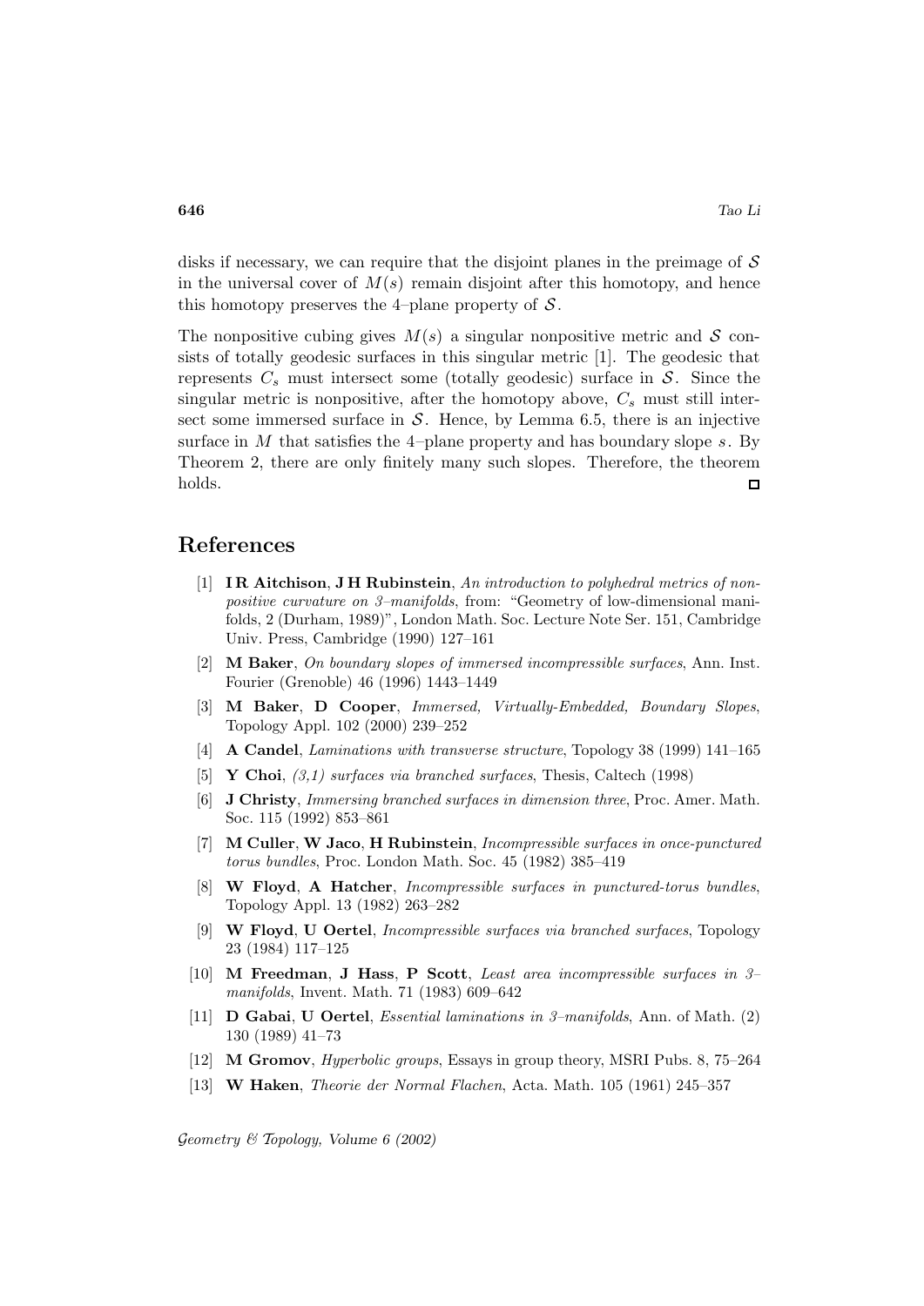disks if necessary, we can require that the disjoint planes in the preimage of $\mathcal{S}$ in the universal cover of $M(s)$ remain disjoint after this homotopy, and hence this homotopy preserves the 4–plane property of $\mathcal{S}$.

The nonpositive cubing gives $M(s)$ a singular nonpositive metric and $\mathcal{S}$ consists of totally geodesic surfaces in this singular metric [1]. The geodesic that represents $C_s$ must intersect some (totally geodesic) surface in $\mathcal{S}$. Since the singular metric is nonpositive, after the homotopy above, $C_s$ must still intersect some immersed surface in $\mathcal{S}$. Hence, by Lemma 6.5, there is an injective surface in $M$ that satisfies the 4–plane property and has boundary slope $s$. By Theorem 2, there are only finitely many such slopes. Therefore, the theorem holds. □

## References

[1] **I R Aitchison**, **J H Rubinstein**, *An introduction to polyhedral metrics of non-positive curvature on 3–manifolds*, from: "Geometry of low-dimensional manifolds, 2 (Durham, 1989)", London Math. Soc. Lecture Note Ser. 151, Cambridge Univ. Press, Cambridge (1990) 127–161

[2] **M Baker**, *On boundary slopes of immersed incompressible surfaces*, Ann. Inst. Fourier (Grenoble) 46 (1996) 1443–1449

[3] **M Baker**, **D Cooper**, *Immersed, Virtually-Embedded, Boundary Slopes*, Topology Appl. 102 (2000) 239–252

[4] **A Candel**, *Laminations with transverse structure*, Topology 38 (1999) 141–165

[5] **Y Choi**, *(3,1) surfaces via branched surfaces*, Thesis, Caltech (1998)

[6] **J Christy**, *Immersing branched surfaces in dimension three*, Proc. Amer. Math. Soc. 115 (1992) 853–861

[7] **M Culler**, **W Jaco**, **H Rubinstein**, *Incompressible surfaces in once-punctured torus bundles*, Proc. London Math. Soc. 45 (1982) 385–419

[8] **W Floyd**, **A Hatcher**, *Incompressible surfaces in punctured-torus bundles*, Topology Appl. 13 (1982) 263–282

[9] **W Floyd**, **U Oertel**, *Incompressible surfaces via branched surfaces*, Topology 23 (1984) 117–125

[10] **M Freedman**, **J Hass**, **P Scott**, *Least area incompressible surfaces in 3–manifolds*, Invent. Math. 71 (1983) 609–642

[11] **D Gabai**, **U Oertel**, *Essential laminations in 3–manifolds*, Ann. of Math. (2) 130 (1989) 41–73

[12] **M Gromov**, *Hyperbolic groups*, Essays in group theory, MSRI Pubs. 8, 75–264

[13] **W Haken**, *Theorie der Normal Flachen*, Acta. Math. 105 (1961) 245–357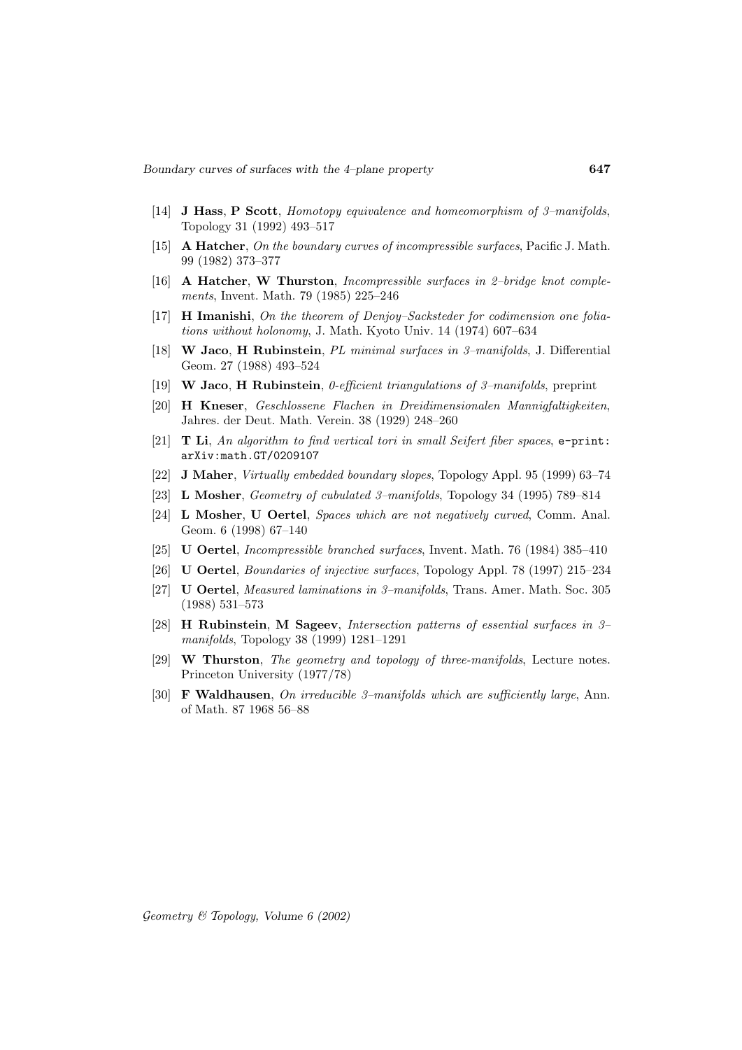[14] **J Hass**, **P Scott**, *Homotopy equivalence and homeomorphism of 3–manifolds*, Topology 31 (1992) 493–517

[15] **A Hatcher**, *On the boundary curves of incompressible surfaces*, Pacific J. Math. 99 (1982) 373–377

[16] **A Hatcher**, **W Thurston**, *Incompressible surfaces in 2–bridge knot complements*, Invent. Math. 79 (1985) 225–246

[17] **H Imanishi**, *On the theorem of Denjoy–Sacksteder for codimension one foliations without holonomy*, J. Math. Kyoto Univ. 14 (1974) 607–634

[18] **W Jaco**, **H Rubinstein**, *PL minimal surfaces in 3–manifolds*, J. Differential Geom. 27 (1988) 493–524

[19] **W Jaco**, **H Rubinstein**, *0-efficient triangulations of 3–manifolds*, preprint

[20] **H Kneser**, *Geschlossene Flachen in Dreidimensionalen Mannigfaltigkeiten*, Jahres. der Deut. Math. Verein. 38 (1929) 248–260

[21] **T Li**, *An algorithm to find vertical tori in small Seifert fiber spaces*, `e-print: arXiv:math.GT/0209107`

[22] **J Maher**, *Virtually embedded boundary slopes*, Topology Appl. 95 (1999) 63–74

[23] **L Mosher**, *Geometry of cubulated 3–manifolds*, Topology 34 (1995) 789–814

[24] **L Mosher**, **U Oertel**, *Spaces which are not negatively curved*, Comm. Anal. Geom. 6 (1998) 67–140

[25] **U Oertel**, *Incompressible branched surfaces*, Invent. Math. 76 (1984) 385–410

[26] **U Oertel**, *Boundaries of injective surfaces*, Topology Appl. 78 (1997) 215–234

[27] **U Oertel**, *Measured laminations in 3–manifolds*, Trans. Amer. Math. Soc. 305 (1988) 531–573

[28] **H Rubinstein**, **M Sageev**, *Intersection patterns of essential surfaces in 3–manifolds*, Topology 38 (1999) 1281–1291

[29] **W Thurston**, *The geometry and topology of three-manifolds*, Lecture notes. Princeton University (1977/78)

[30] **F Waldhausen**, *On irreducible 3–manifolds which are sufficiently large*, Ann. of Math. 87 1968 56–88